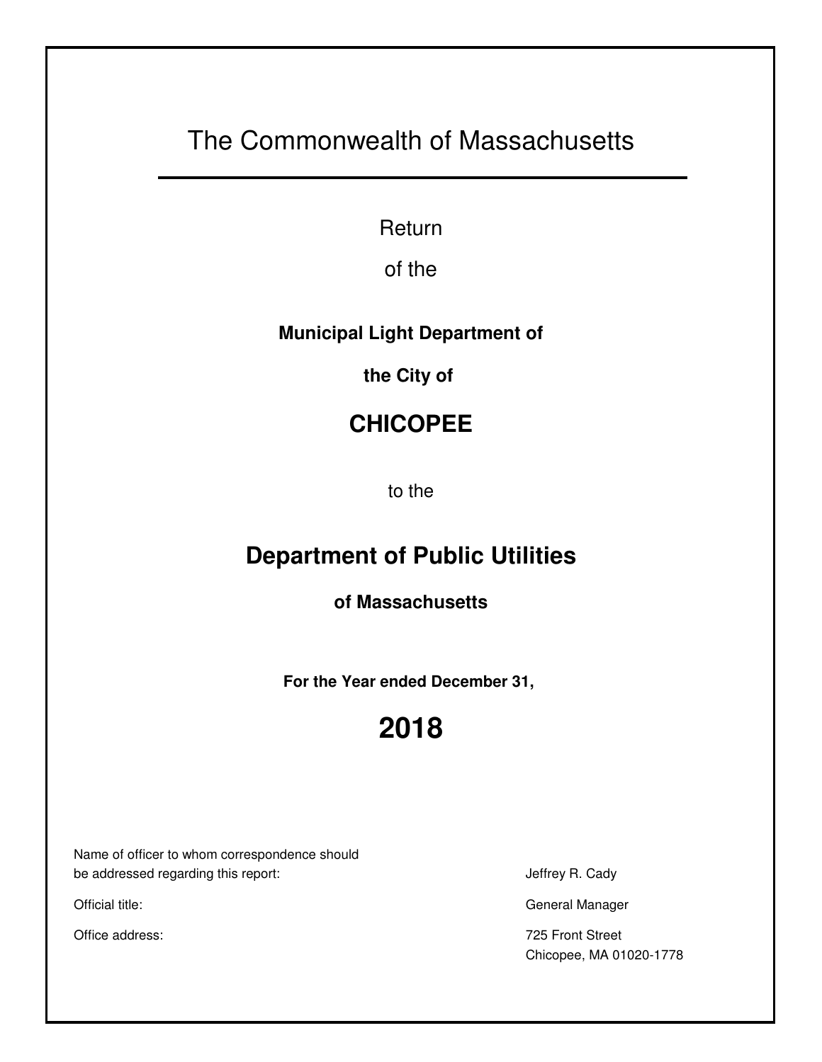# The Commonwealth of Massachusetts

Return

of the

**Municipal Light Department of**

**the City of**

## CHICOPEE

to the

## Department of Public Utilities

**of Massachusetts**

**For the Year ended December 31,**

## 2018

| | |
|---|---|
| Name of officer to whom correspondence should be addressed regarding this report: | Jeffrey R. Cady |
| Official title: | General Manager |
| Office address: | 725 Front Street<br>Chicopee, MA 01020-1778 |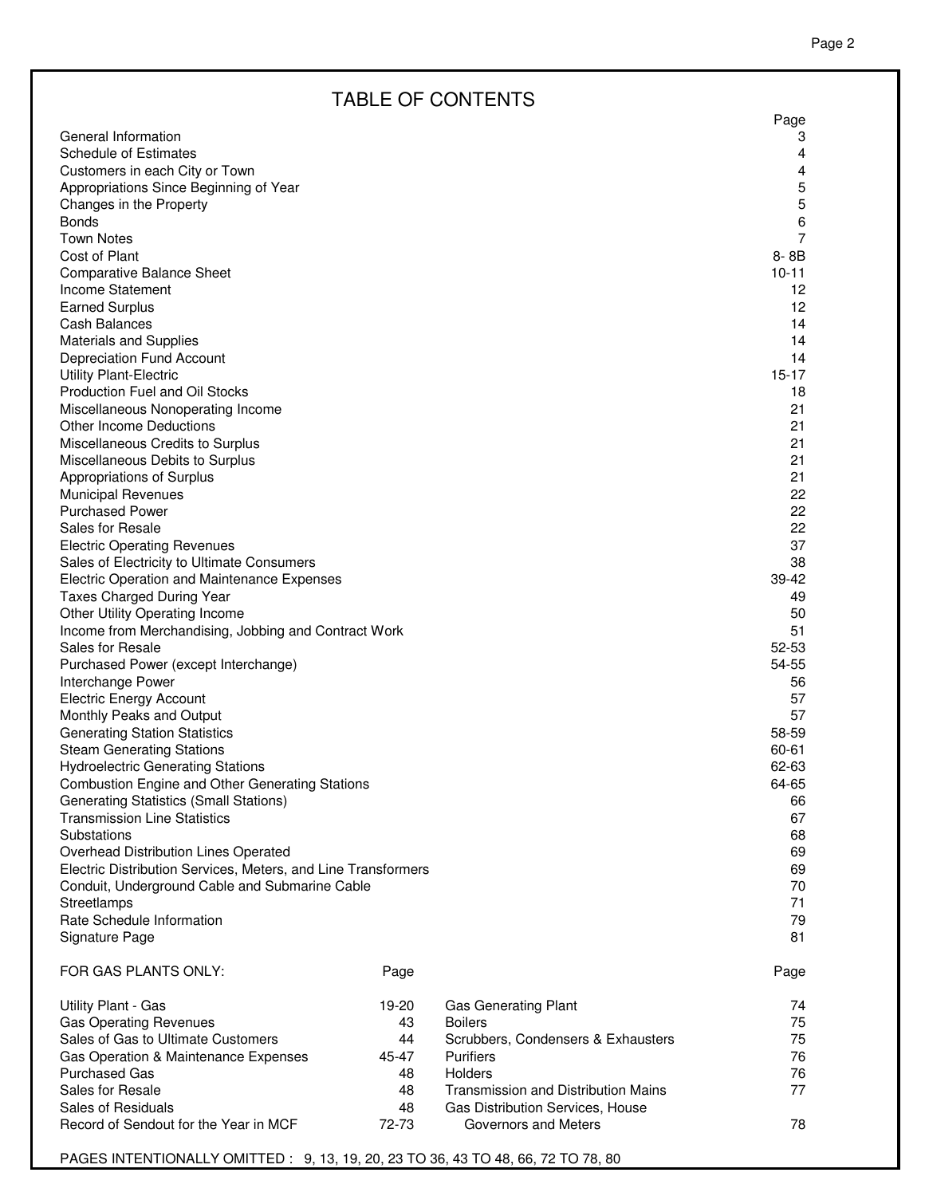# TABLE OF CONTENTS

| | Page |
|---|---|
| General Information | 3 |
| Schedule of Estimates | 4 |
| Customers in each City or Town | 4 |
| Appropriations Since Beginning of Year | 5 |
| Changes in the Property | 5 |
| Bonds | 6 |
| Town Notes | 7 |
| Cost of Plant | 8- 8B |
| Comparative Balance Sheet | 10-11 |
| Income Statement | 12 |
| Earned Surplus | 12 |
| Cash Balances | 14 |
| Materials and Supplies | 14 |
| Depreciation Fund Account | 14 |
| Utility Plant-Electric | 15-17 |
| Production Fuel and Oil Stocks | 18 |
| Miscellaneous Nonoperating Income | 21 |
| Other Income Deductions | 21 |
| Miscellaneous Credits to Surplus | 21 |
| Miscellaneous Debits to Surplus | 21 |
| Appropriations of Surplus | 21 |
| Municipal Revenues | 22 |
| Purchased Power | 22 |
| Sales for Resale | 22 |
| Electric Operating Revenues | 37 |
| Sales of Electricity to Ultimate Consumers | 38 |
| Electric Operation and Maintenance Expenses | 39-42 |
| Taxes Charged During Year | 49 |
| Other Utility Operating Income | 50 |
| Income from Merchandising, Jobbing and Contract Work | 51 |
| Sales for Resale | 52-53 |
| Purchased Power (except Interchange) | 54-55 |
| Interchange Power | 56 |
| Electric Energy Account | 57 |
| Monthly Peaks and Output | 57 |
| Generating Station Statistics | 58-59 |
| Steam Generating Stations | 60-61 |
| Hydroelectric Generating Stations | 62-63 |
| Combustion Engine and Other Generating Stations | 64-65 |
| Generating Statistics (Small Stations) | 66 |
| Transmission Line Statistics | 67 |
| Substations | 68 |
| Overhead Distribution Lines Operated | 69 |
| Electric Distribution Services, Meters, and Line Transformers | 69 |
| Conduit, Underground Cable and Submarine Cable | 70 |
| Streetlamps | 71 |
| Rate Schedule Information | 79 |
| Signature Page | 81 |

| FOR GAS PLANTS ONLY: | Page | | Page |
|---|---|---|---|
| Utility Plant - Gas | 19-20 | Gas Generating Plant | 74 |
| Gas Operating Revenues | 43 | Boilers | 75 |
| Sales of Gas to Ultimate Customers | 44 | Scrubbers, Condensers & Exhausters | 75 |
| Gas Operation & Maintenance Expenses | 45-47 | Purifiers | 76 |
| Purchased Gas | 48 | Holders | 76 |
| Sales for Resale | 48 | Transmission and Distribution Mains | 77 |
| Sales of Residuals | 48 | Gas Distribution Services, House | |
| Record of Sendout for the Year in MCF | 72-73 | Governors and Meters | 78 |

PAGES INTENTIONALLY OMITTED : 9, 13, 19, 20, 23 TO 36, 43 TO 48, 66, 72 TO 78, 80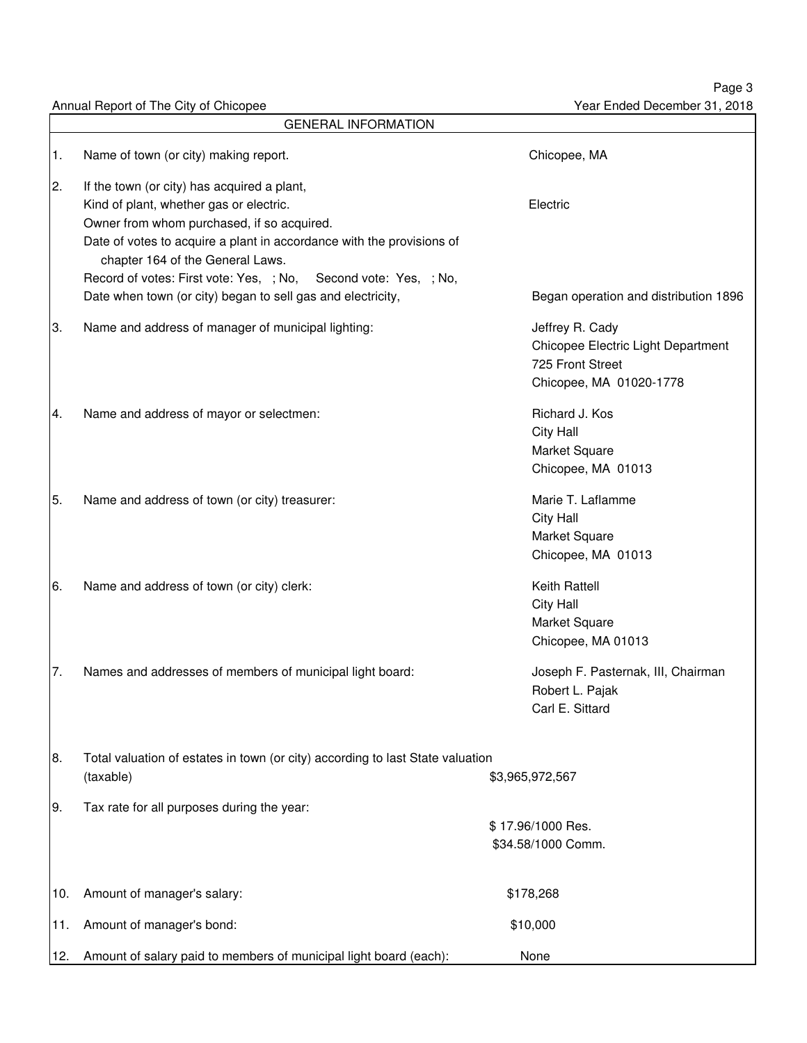Annual Report of The City of Chicopee — Year Ended December 31, 2018

## GENERAL INFORMATION

| No. | Item | Response |
|---|---|---|
| 1. | Name of town (or city) making report. | Chicopee, MA |
| 2. | If the town (or city) has acquired a plant,<br>Kind of plant, whether gas or electric.<br>Owner from whom purchased, if so acquired.<br>Date of votes to acquire a plant in accordance with the provisions of chapter 164 of the General Laws.<br>Record of votes: First vote: Yes, ; No, Second vote: Yes, ; No,<br>Date when town (or city) began to sell gas and electricity, | <br>Electric<br><br><br><br>Began operation and distribution 1896 |
| 3. | Name and address of manager of municipal lighting: | Jeffrey R. Cady<br>Chicopee Electric Light Department<br>725 Front Street<br>Chicopee, MA 01020-1778 |
| 4. | Name and address of mayor or selectmen: | Richard J. Kos<br>City Hall<br>Market Square<br>Chicopee, MA 01013 |
| 5. | Name and address of town (or city) treasurer: | Marie T. Laflamme<br>City Hall<br>Market Square<br>Chicopee, MA 01013 |
| 6. | Name and address of town (or city) clerk: | Keith Rattell<br>City Hall<br>Market Square<br>Chicopee, MA 01013 |
| 7. | Names and addresses of members of municipal light board: | Joseph F. Pasternak, III, Chairman<br>Robert L. Pajak<br>Carl E. Sittard |
| 8. | Total valuation of estates in town (or city) according to last State valuation (taxable) | $3,965,972,567 |
| 9. | Tax rate for all purposes during the year: | $ 17.96/1000 Res.<br>$34.58/1000 Comm. |
| 10. | Amount of manager's salary: | $178,268 |
| 11. | Amount of manager's bond: | $10,000 |
| 12. | Amount of salary paid to members of municipal light board (each): | None |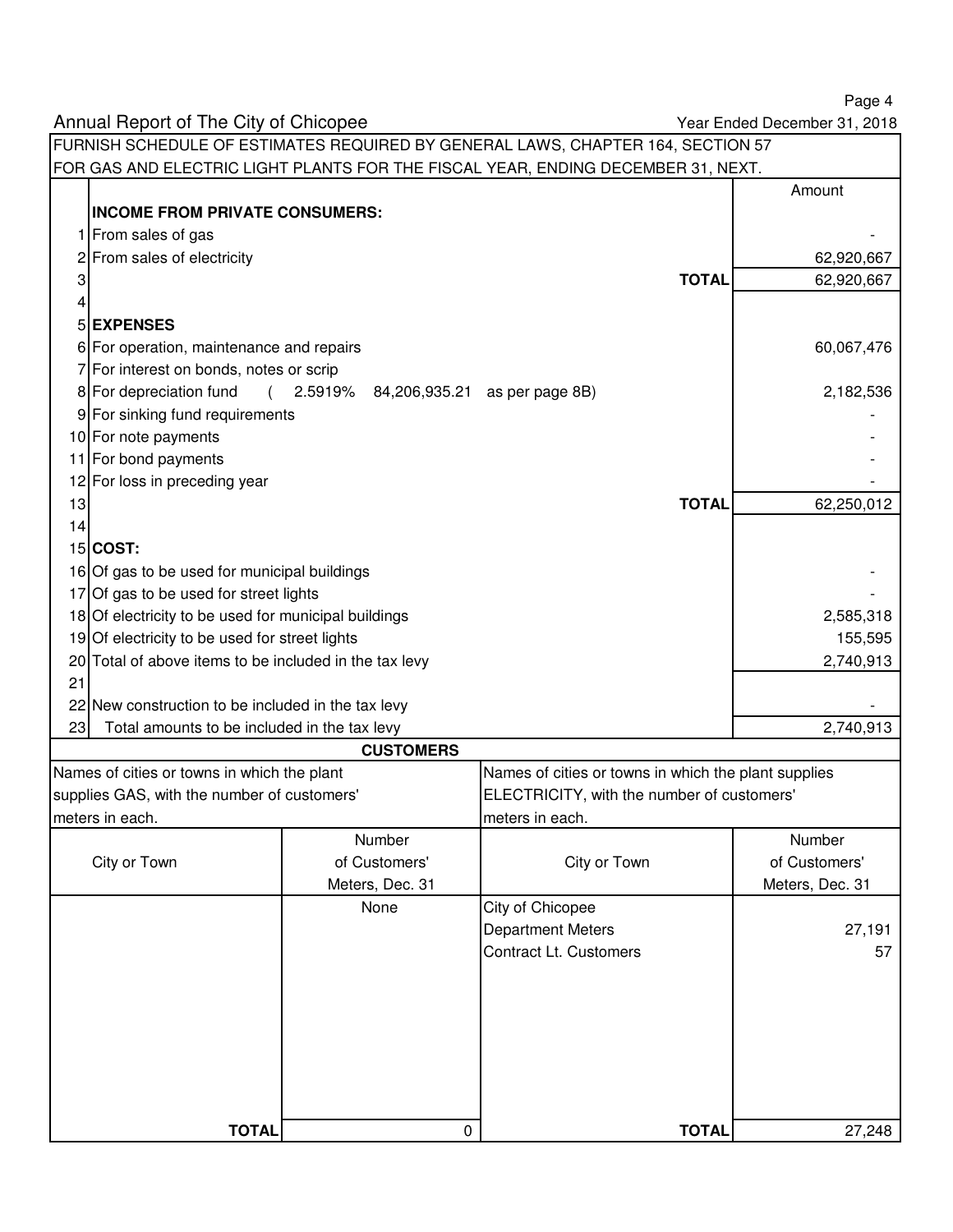Annual Report of The City of Chicopee — Year Ended December 31, 2018

FURNISH SCHEDULE OF ESTIMATES REQUIRED BY GENERAL LAWS, CHAPTER 164, SECTION 57 FOR GAS AND ELECTRIC LIGHT PLANTS FOR THE FISCAL YEAR, ENDING DECEMBER 31, NEXT.

| | | Amount |
|---|---|---|
| | **INCOME FROM PRIVATE CONSUMERS:** | |
| 1 | From sales of gas | - |
| 2 | From sales of electricity | 62,920,667 |
| 3 | **TOTAL** | 62,920,667 |
| 4 | | |
| 5 | **EXPENSES** | |
| 6 | For operation, maintenance and repairs | 60,067,476 |
| 7 | For interest on bonds, notes or scrip | |
| 8 | For depreciation fund ( 2.5919% 84,206,935.21 as per page 8B) | 2,182,536 |
| 9 | For sinking fund requirements | - |
| 10 | For note payments | - |
| 11 | For bond payments | - |
| 12 | For loss in preceding year | - |
| 13 | **TOTAL** | 62,250,012 |
| 14 | | |
| 15 | **COST:** | |
| 16 | Of gas to be used for municipal buildings | - |
| 17 | Of gas to be used for street lights | - |
| 18 | Of electricity to be used for municipal buildings | 2,585,318 |
| 19 | Of electricity to be used for street lights | 155,595 |
| 20 | Total of above items to be included in the tax levy | 2,740,913 |
| 21 | | |
| 22 | New construction to be included in the tax levy | - |
| 23 | Total amounts to be included in the tax levy | 2,740,913 |

**CUSTOMERS**

| Names of cities or towns in which the plant supplies GAS, with the number of customers' meters in each. | | Names of cities or towns in which the plant supplies ELECTRICITY, with the number of customers' meters in each. | |
|---|---|---|---|
| City or Town | Number of Customers' Meters, Dec. 31 | City or Town | Number of Customers' Meters, Dec. 31 |
| | None | City of Chicopee | |
| | | Department Meters | 27,191 |
| | | Contract Lt. Customers | 57 |
| **TOTAL** | 0 | **TOTAL** | 27,248 |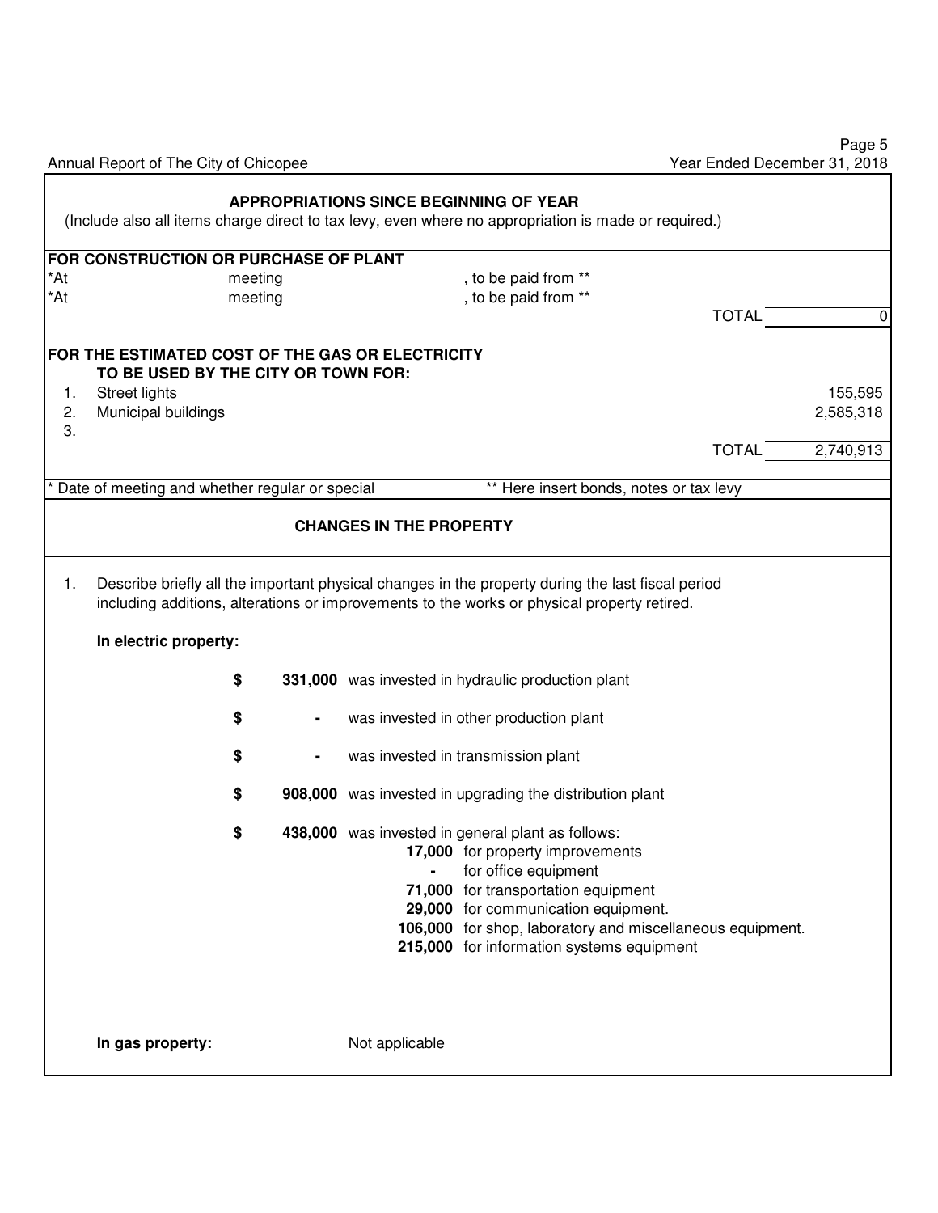## APPROPRIATIONS SINCE BEGINNING OF YEAR

(Include also all items charge direct to tax levy, even where no appropriation is made or required.)

**FOR CONSTRUCTION OR PURCHASE OF PLANT**

| | | | |
|---|---|---|---|
| *At | meeting | , to be paid from ** | |
| *At | meeting | , to be paid from ** | |
| | | TOTAL | 0 |

**FOR THE ESTIMATED COST OF THE GAS OR ELECTRICITY TO BE USED BY THE CITY OR TOWN FOR:**

| | | |
|---|---|---|
| 1. | Street lights | 155,595 |
| 2. | Municipal buildings | 2,585,318 |
| 3. | | |
| | TOTAL | 2,740,913 |

\* Date of meeting and whether regular or special ** Here insert bonds, notes or tax levy

## CHANGES IN THE PROPERTY

1. Describe briefly all the important physical changes in the property during the last fiscal period including additions, alterations or improvements to the works or physical property retired.

**In electric property:**

$ **331,000** was invested in hydraulic production plant

$ - was invested in other production plant

$ - was invested in transmission plant

$ **908,000** was invested in upgrading the distribution plant

$ **438,000** was invested in general plant as follows:

- **17,000** for property improvements
- \- for office equipment
- **71,000** for transportation equipment
- **29,000** for communication equipment.
- **106,000** for shop, laboratory and miscellaneous equipment.
- **215,000** for information systems equipment

**In gas property:** Not applicable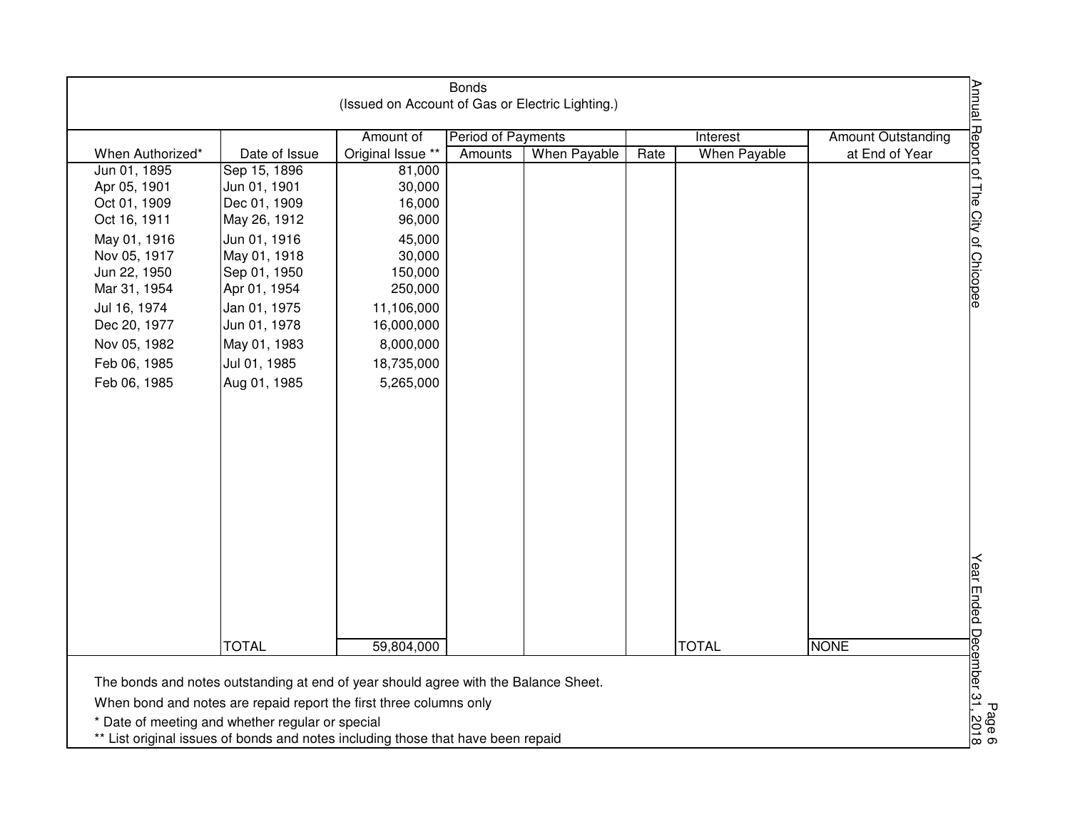# Bonds

(Issued on Account of Gas or Electric Lighting.)

| When Authorized* | Date of Issue | Amount of Original Issue ** | Period of Payments | | Interest | | Amount Outstanding at End of Year |
|---|---|---|---|---|---|---|---|
| | | | Amounts | When Payable | Rate | When Payable | |
| Jun 01, 1895 | Sep 15, 1896 | 81,000 | | | | | |
| Apr 05, 1901 | Jun 01, 1901 | 30,000 | | | | | |
| Oct 01, 1909 | Dec 01, 1909 | 16,000 | | | | | |
| Oct 16, 1911 | May 26, 1912 | 96,000 | | | | | |
| May 01, 1916 | Jun 01, 1916 | 45,000 | | | | | |
| Nov 05, 1917 | May 01, 1918 | 30,000 | | | | | |
| Jun 22, 1950 | Sep 01, 1950 | 150,000 | | | | | |
| Mar 31, 1954 | Apr 01, 1954 | 250,000 | | | | | |
| Jul 16, 1974 | Jan 01, 1975 | 11,106,000 | | | | | |
| Dec 20, 1977 | Jun 01, 1978 | 16,000,000 | | | | | |
| Nov 05, 1982 | May 01, 1983 | 8,000,000 | | | | | |
| Feb 06, 1985 | Jul 01, 1985 | 18,735,000 | | | | | |
| Feb 06, 1985 | Aug 01, 1985 | 5,265,000 | | | | | |
| | TOTAL | 59,804,000 | | | | TOTAL | NONE |

The bonds and notes outstanding at end of year should agree with the Balance Sheet.

When bond and notes are repaid report the first three columns only

* Date of meeting and whether regular or special

** List original issues of bonds and notes including those that have been repaid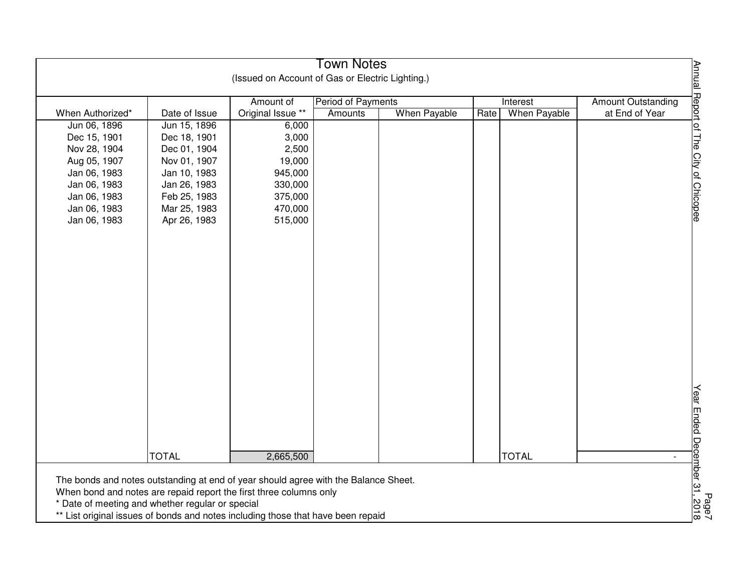# Town Notes

(Issued on Account of Gas or Electric Lighting.)

| When Authorized* | Date of Issue | Amount of Original Issue ** | Period of Payments | | Interest | | Amount Outstanding at End of Year |
|---|---|---|---|---|---|---|---|
| | | | Amounts | When Payable | Rate | When Payable | |
| Jun 06, 1896 | Jun 15, 1896 | 6,000 | | | | | |
| Dec 15, 1901 | Dec 18, 1901 | 3,000 | | | | | |
| Nov 28, 1904 | Dec 01, 1904 | 2,500 | | | | | |
| Aug 05, 1907 | Nov 01, 1907 | 19,000 | | | | | |
| Jan 06, 1983 | Jan 10, 1983 | 945,000 | | | | | |
| Jan 06, 1983 | Jan 26, 1983 | 330,000 | | | | | |
| Jan 06, 1983 | Feb 25, 1983 | 375,000 | | | | | |
| Jan 06, 1983 | Mar 25, 1983 | 470,000 | | | | | |
| Jan 06, 1983 | Apr 26, 1983 | 515,000 | | | | | |
| | TOTAL | 2,665,500 | | | | TOTAL | - |

The bonds and notes outstanding at end of year should agree with the Balance Sheet.
When bond and notes are repaid report the first three columns only
* Date of meeting and whether regular or special
** List original issues of bonds and notes including those that have been repaid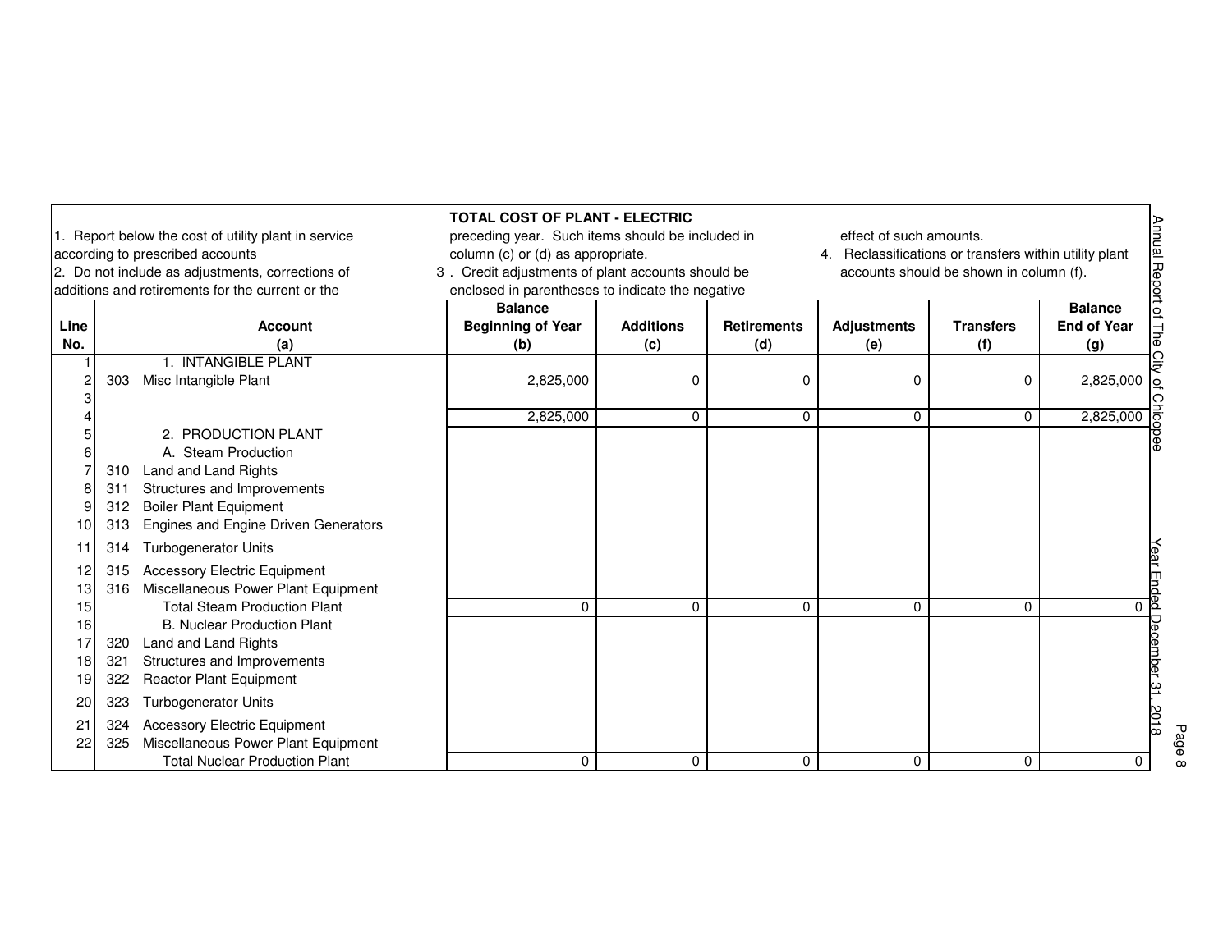## TOTAL COST OF PLANT - ELECTRIC

1. Report below the cost of utility plant in service according to prescribed accounts
2. Do not include as adjustments, corrections of additions and retirements for the current or the preceding year. Such items should be included in column (c) or (d) as appropriate.
3. Credit adjustments of plant accounts should be enclosed in parentheses to indicate the negative effect of such amounts.
4. Reclassifications or transfers within utility plant accounts should be shown in column (f).

| Line No. | Account (a) | Balance Beginning of Year (b) | Additions (c) | Retirements (d) | Adjustments (e) | Transfers (f) | Balance End of Year (g) |
|---|---|---|---|---|---|---|---|
| 1 | 1. INTANGIBLE PLANT | | | | | | |
| 2 | 303 Misc Intangible Plant | 2,825,000 | 0 | 0 | 0 | 0 | 2,825,000 |
| 3 | | | | | | | |
| 4 | | 2,825,000 | 0 | 0 | 0 | 0 | 2,825,000 |
| 5 | 2. PRODUCTION PLANT | | | | | | |
| 6 | A. Steam Production | | | | | | |
| 7 | 310 Land and Land Rights | | | | | | |
| 8 | 311 Structures and Improvements | | | | | | |
| 9 | 312 Boiler Plant Equipment | | | | | | |
| 10 | 313 Engines and Engine Driven Generators | | | | | | |
| 11 | 314 Turbogenerator Units | | | | | | |
| 12 | 315 Accessory Electric Equipment | | | | | | |
| 13 | 316 Miscellaneous Power Plant Equipment | | | | | | |
| 15 | Total Steam Production Plant | 0 | 0 | 0 | 0 | 0 | 0 |
| 16 | B. Nuclear Production Plant | | | | | | |
| 17 | 320 Land and Land Rights | | | | | | |
| 18 | 321 Structures and Improvements | | | | | | |
| 19 | 322 Reactor Plant Equipment | | | | | | |
| 20 | 323 Turbogenerator Units | | | | | | |
| 21 | 324 Accessory Electric Equipment | | | | | | |
| 22 | 325 Miscellaneous Power Plant Equipment | | | | | | |
| | Total Nuclear Production Plant | 0 | 0 | 0 | 0 | 0 | 0 |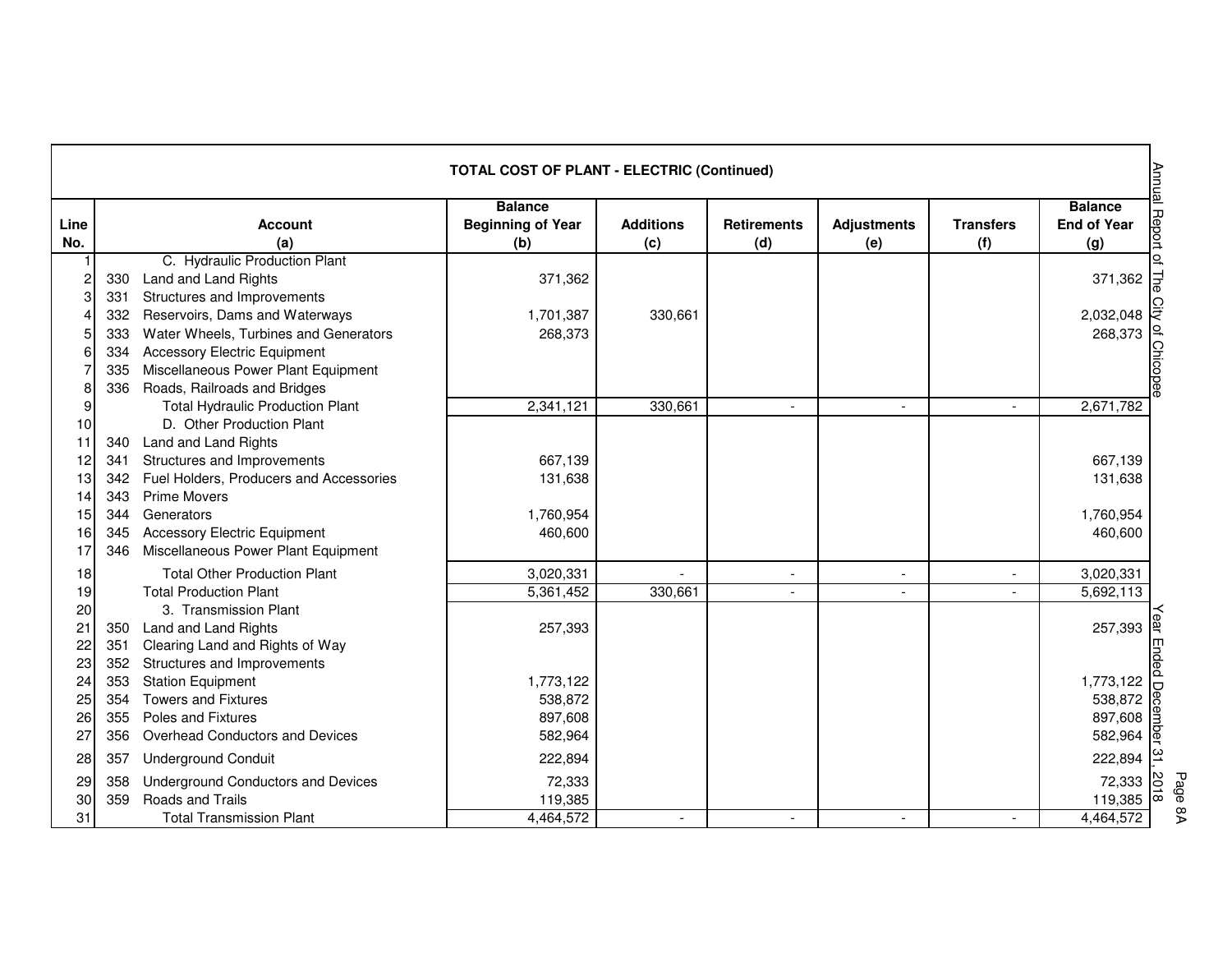## TOTAL COST OF PLANT - ELECTRIC (Continued)

| Line No. | Account (a) | Balance Beginning of Year (b) | Additions (c) | Retirements (d) | Adjustments (e) | Transfers (f) | Balance End of Year (g) |
|---|---|---|---|---|---|---|---|
| 1 | C. Hydraulic Production Plant | | | | | | |
| 2 | 330 Land and Land Rights | 371,362 | | | | | 371,362 |
| 3 | 331 Structures and Improvements | | | | | | |
| 4 | 332 Reservoirs, Dams and Waterways | 1,701,387 | 330,661 | | | | 2,032,048 |
| 5 | 333 Water Wheels, Turbines and Generators | 268,373 | | | | | 268,373 |
| 6 | 334 Accessory Electric Equipment | | | | | | |
| 7 | 335 Miscellaneous Power Plant Equipment | | | | | | |
| 8 | 336 Roads, Railroads and Bridges | | | | | | |
| 9 | Total Hydraulic Production Plant | 2,341,121 | 330,661 | - | - | - | 2,671,782 |
| 10 | D. Other Production Plant | | | | | | |
| 11 | 340 Land and Land Rights | | | | | | |
| 12 | 341 Structures and Improvements | 667,139 | | | | | 667,139 |
| 13 | 342 Fuel Holders, Producers and Accessories | 131,638 | | | | | 131,638 |
| 14 | 343 Prime Movers | | | | | | |
| 15 | 344 Generators | 1,760,954 | | | | | 1,760,954 |
| 16 | 345 Accessory Electric Equipment | 460,600 | | | | | 460,600 |
| 17 | 346 Miscellaneous Power Plant Equipment | | | | | | |
| 18 | Total Other Production Plant | 3,020,331 | - | - | - | - | 3,020,331 |
| 19 | Total Production Plant | 5,361,452 | 330,661 | - | - | - | 5,692,113 |
| 20 | 3. Transmission Plant | | | | | | |
| 21 | 350 Land and Land Rights | 257,393 | | | | | 257,393 |
| 22 | 351 Clearing Land and Rights of Way | | | | | | |
| 23 | 352 Structures and Improvements | | | | | | |
| 24 | 353 Station Equipment | 1,773,122 | | | | | 1,773,122 |
| 25 | 354 Towers and Fixtures | 538,872 | | | | | 538,872 |
| 26 | 355 Poles and Fixtures | 897,608 | | | | | 897,608 |
| 27 | 356 Overhead Conductors and Devices | 582,964 | | | | | 582,964 |
| 28 | 357 Underground Conduit | 222,894 | | | | | 222,894 |
| 29 | 358 Underground Conductors and Devices | 72,333 | | | | | 72,333 |
| 30 | 359 Roads and Trails | 119,385 | | | | | 119,385 |
| 31 | Total Transmission Plant | 4,464,572 | - | - | - | - | 4,464,572 |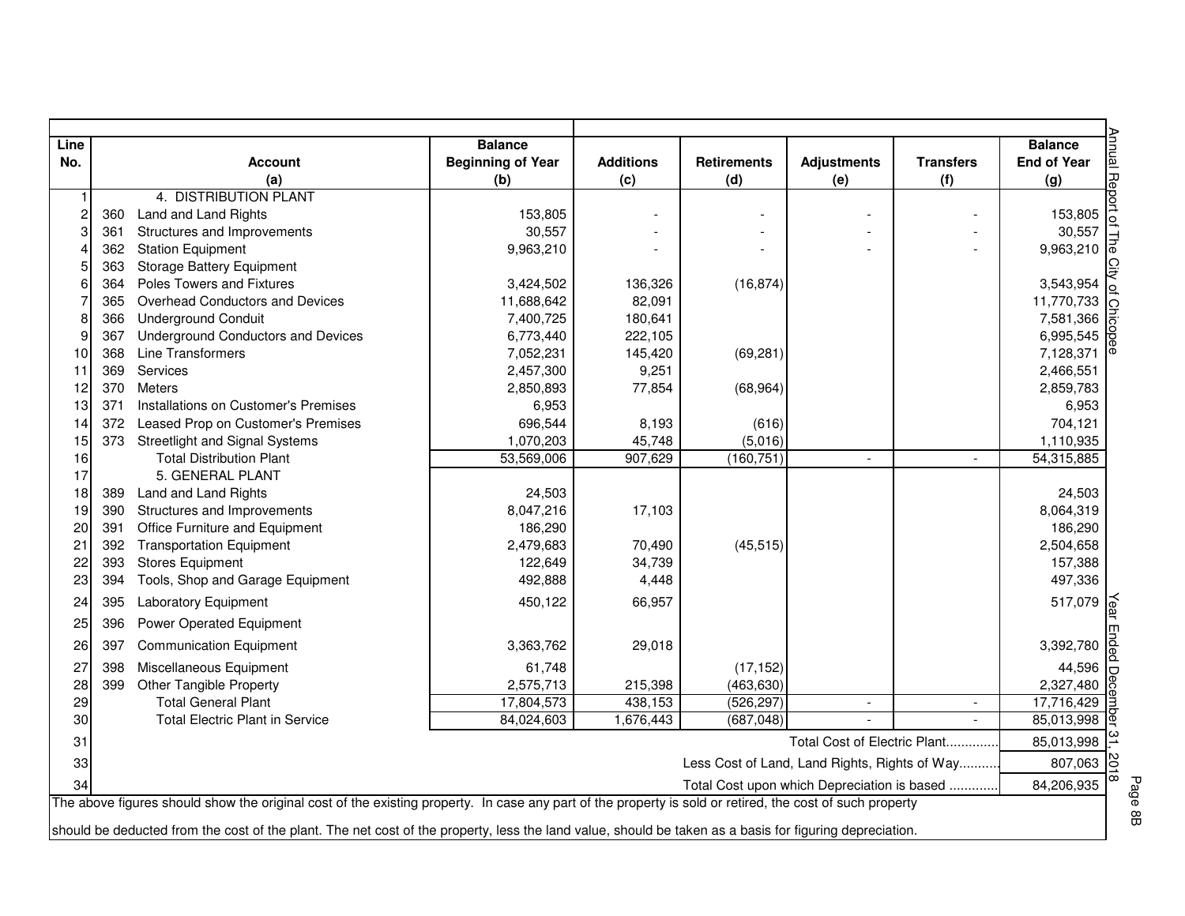| Line No. | Account (a) | Balance Beginning of Year (b) | Additions (c) | Retirements (d) | Adjustments (e) | Transfers (f) | Balance End of Year (g) |
|---|---|---|---|---|---|---|---|
| 1 | 4. DISTRIBUTION PLANT | | | | | | |
| 2 | 360 Land and Land Rights | 153,805 | - | - | - | - | 153,805 |
| 3 | 361 Structures and Improvements | 30,557 | - | - | - | - | 30,557 |
| 4 | 362 Station Equipment | 9,963,210 | - | - | - | - | 9,963,210 |
| 5 | 363 Storage Battery Equipment | | | | | | |
| 6 | 364 Poles Towers and Fixtures | 3,424,502 | 136,326 | (16,874) | | | 3,543,954 |
| 7 | 365 Overhead Conductors and Devices | 11,688,642 | 82,091 | | | | 11,770,733 |
| 8 | 366 Underground Conduit | 7,400,725 | 180,641 | | | | 7,581,366 |
| 9 | 367 Underground Conductors and Devices | 6,773,440 | 222,105 | | | | 6,995,545 |
| 10 | 368 Line Transformers | 7,052,231 | 145,420 | (69,281) | | | 7,128,371 |
| 11 | 369 Services | 2,457,300 | 9,251 | | | | 2,466,551 |
| 12 | 370 Meters | 2,850,893 | 77,854 | (68,964) | | | 2,859,783 |
| 13 | 371 Installations on Customer's Premises | 6,953 | | | | | 6,953 |
| 14 | 372 Leased Prop on Customer's Premises | 696,544 | 8,193 | (616) | | | 704,121 |
| 15 | 373 Streetlight and Signal Systems | 1,070,203 | 45,748 | (5,016) | | | 1,110,935 |
| 16 | Total Distribution Plant | 53,569,006 | 907,629 | (160,751) | - | - | 54,315,885 |
| 17 | 5. GENERAL PLANT | | | | | | |
| 18 | 389 Land and Land Rights | 24,503 | | | | | 24,503 |
| 19 | 390 Structures and Improvements | 8,047,216 | 17,103 | | | | 8,064,319 |
| 20 | 391 Office Furniture and Equipment | 186,290 | | | | | 186,290 |
| 21 | 392 Transportation Equipment | 2,479,683 | 70,490 | (45,515) | | | 2,504,658 |
| 22 | 393 Stores Equipment | 122,649 | 34,739 | | | | 157,388 |
| 23 | 394 Tools, Shop and Garage Equipment | 492,888 | 4,448 | | | | 497,336 |
| 24 | 395 Laboratory Equipment | 450,122 | 66,957 | | | | 517,079 |
| 25 | 396 Power Operated Equipment | | | | | | |
| 26 | 397 Communication Equipment | 3,363,762 | 29,018 | | | | 3,392,780 |
| 27 | 398 Miscellaneous Equipment | 61,748 | | (17,152) | | | 44,596 |
| 28 | 399 Other Tangible Property | 2,575,713 | 215,398 | (463,630) | | | 2,327,480 |
| 29 | Total General Plant | 17,804,573 | 438,153 | (526,297) | - | - | 17,716,429 |
| 30 | Total Electric Plant in Service | 84,024,603 | 1,676,443 | (687,048) | - | - | 85,013,998 |
| 31 | | | | | Total Cost of Electric Plant............. | | 85,013,998 |
| 33 | | | | | Less Cost of Land, Land Rights, Rights of Way.......... | | 807,063 |
| 34 | | | | | Total Cost upon which Depreciation is based ............ | | 84,206,935 |

The above figures should show the original cost of the existing property. In case any part of the property is sold or retired, the cost of such property should be deducted from the cost of the plant. The net cost of the property, less the land value, should be taken as a basis for figuring depreciation.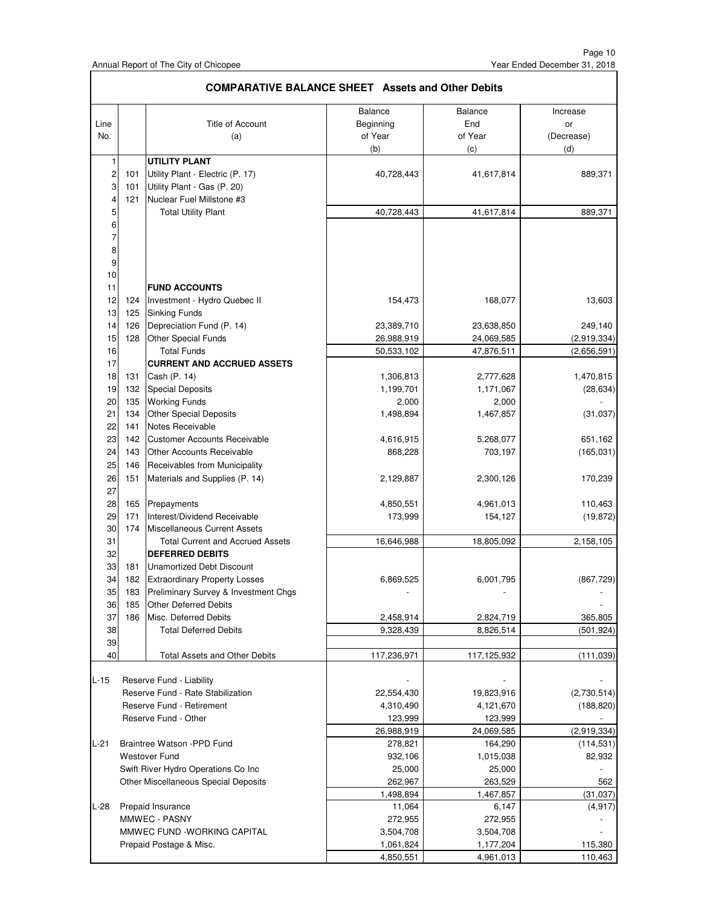## COMPARATIVE BALANCE SHEET Assets and Other Debits

| Line No. | | Title of Account (a) | Balance Beginning of Year (b) | Balance End of Year (c) | Increase or (Decrease) (d) |
|---|---|---|---|---|---|
| 1 | | **UTILITY PLANT** | | | |
| 2 | 101 | Utility Plant - Electric (P. 17) | 40,728,443 | 41,617,814 | 889,371 |
| 3 | 101 | Utility Plant - Gas (P. 20) | | | |
| 4 | 121 | Nuclear Fuel Millstone #3 | | | |
| 5 | | Total Utility Plant | 40,728,443 | 41,617,814 | 889,371 |
| 6 | | | | | |
| 7 | | | | | |
| 8 | | | | | |
| 9 | | | | | |
| 10 | | | | | |
| 11 | | **FUND ACCOUNTS** | | | |
| 12 | 124 | Investment - Hydro Quebec II | 154,473 | 168,077 | 13,603 |
| 13 | 125 | Sinking Funds | | | |
| 14 | 126 | Depreciation Fund (P. 14) | 23,389,710 | 23,638,850 | 249,140 |
| 15 | 128 | Other Special Funds | 26,988,919 | 24,069,585 | (2,919,334) |
| 16 | | Total Funds | 50,533,102 | 47,876,511 | (2,656,591) |
| 17 | | **CURRENT AND ACCRUED ASSETS** | | | |
| 18 | 131 | Cash (P. 14) | 1,306,813 | 2,777,628 | 1,470,815 |
| 19 | 132 | Special Deposits | 1,199,701 | 1,171,067 | (28,634) |
| 20 | 135 | Working Funds | 2,000 | 2,000 | - |
| 21 | 134 | Other Special Deposits | 1,498,894 | 1,467,857 | (31,037) |
| 22 | 141 | Notes Receivable | | | |
| 23 | 142 | Customer Accounts Receivable | 4,616,915 | 5,268,077 | 651,162 |
| 24 | 143 | Other Accounts Receivable | 868,228 | 703,197 | (165,031) |
| 25 | 146 | Receivables from Municipality | | | |
| 26 | 151 | Materials and Supplies (P. 14) | 2,129,887 | 2,300,126 | 170,239 |
| 27 | | | | | |
| 28 | 165 | Prepayments | 4,850,551 | 4,961,013 | 110,463 |
| 29 | 171 | Interest/Dividend Receivable | 173,999 | 154,127 | (19,872) |
| 30 | 174 | Miscellaneous Current Assets | | | |
| 31 | | Total Current and Accrued Assets | 16,646,988 | 18,805,092 | 2,158,105 |
| 32 | | **DEFERRED DEBITS** | | | |
| 33 | 181 | Unamortized Debt Discount | | | |
| 34 | 182 | Extraordinary Property Losses | 6,869,525 | 6,001,795 | (867,729) |
| 35 | 183 | Preliminary Survey & Investment Chgs | - | - | - |
| 36 | 185 | Other Deferred Debits | | | - |
| 37 | 186 | Misc. Deferred Debits | 2,458,914 | 2,824,719 | 365,805 |
| 38 | | Total Deferred Debits | 9,328,439 | 8,826,514 | (501,924) |
| 39 | | | | | |
| 40 | | Total Assets and Other Debits | 117,236,971 | 117,125,932 | (111,039) |
| L-15 | | Reserve Fund - Liability | - | - | - |
| | | Reserve Fund - Rate Stabilization | 22,554,430 | 19,823,916 | (2,730,514) |
| | | Reserve Fund - Retirement | 4,310,490 | 4,121,670 | (188,820) |
| | | Reserve Fund - Other | 123,999 | 123,999 | - |
| | | | 26,988,919 | 24,069,585 | (2,919,334) |
| L-21 | | Braintree Watson -PPD Fund | 278,821 | 164,290 | (114,531) |
| | | Westover Fund | 932,106 | 1,015,038 | 82,932 |
| | | Swift River Hydro Operations Co Inc | 25,000 | 25,000 | - |
| | | Other Miscellaneous Special Deposits | 262,967 | 263,529 | 562 |
| | | | 1,498,894 | 1,467,857 | (31,037) |
| L-28 | | Prepaid Insurance | 11,064 | 6,147 | (4,917) |
| | | MMWEC - PASNY | 272,955 | 272,955 | - |
| | | MMWEC FUND -WORKING CAPITAL | 3,504,708 | 3,504,708 | - |
| | | Prepaid Postage & Misc. | 1,061,824 | 1,177,204 | 115,380 |
| | | | 4,850,551 | 4,961,013 | 110,463 |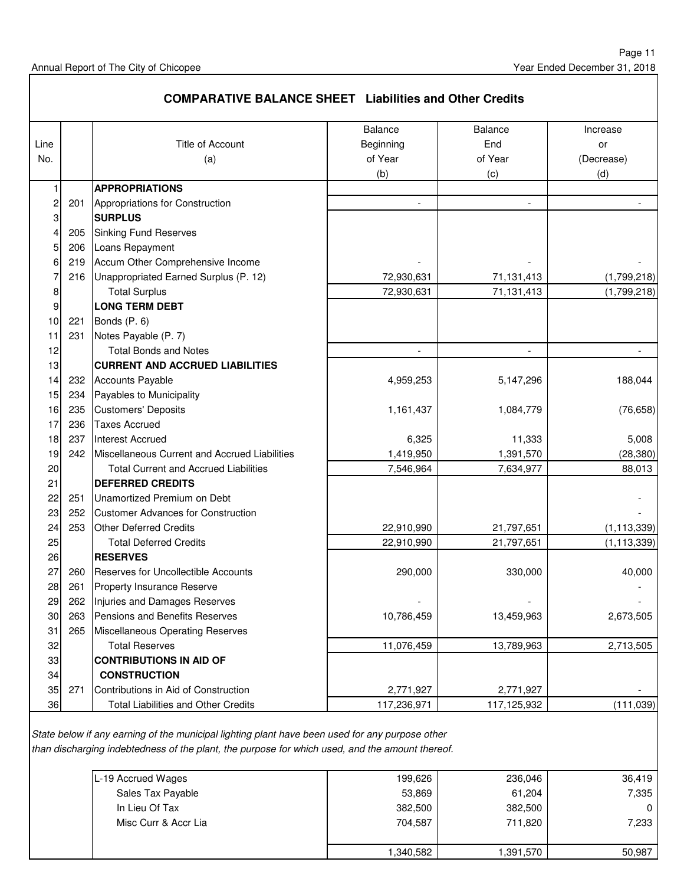## COMPARATIVE BALANCE SHEET Liabilities and Other Credits

| Line No. | | Title of Account (a) | Balance Beginning of Year (b) | Balance End of Year (c) | Increase or (Decrease) (d) |
|---|---|---|---|---|---|
| 1 | | **APPROPRIATIONS** | | | |
| 2 | 201 | Appropriations for Construction | - | - | - |
| 3 | | **SURPLUS** | | | |
| 4 | 205 | Sinking Fund Reserves | | | |
| 5 | 206 | Loans Repayment | | | |
| 6 | 219 | Accum Other Comprehensive Income | - | - | - |
| 7 | 216 | Unappropriated Earned Surplus (P. 12) | 72,930,631 | 71,131,413 | (1,799,218) |
| 8 | | Total Surplus | 72,930,631 | 71,131,413 | (1,799,218) |
| 9 | | **LONG TERM DEBT** | | | |
| 10 | 221 | Bonds (P. 6) | | | |
| 11 | 231 | Notes Payable (P. 7) | | | |
| 12 | | Total Bonds and Notes | - | - | - |
| 13 | | **CURRENT AND ACCRUED LIABILITIES** | | | |
| 14 | 232 | Accounts Payable | 4,959,253 | 5,147,296 | 188,044 |
| 15 | 234 | Payables to Municipality | | | |
| 16 | 235 | Customers' Deposits | 1,161,437 | 1,084,779 | (76,658) |
| 17 | 236 | Taxes Accrued | | | |
| 18 | 237 | Interest Accrued | 6,325 | 11,333 | 5,008 |
| 19 | 242 | Miscellaneous Current and Accrued Liabilities | 1,419,950 | 1,391,570 | (28,380) |
| 20 | | Total Current and Accrued Liabilities | 7,546,964 | 7,634,977 | 88,013 |
| 21 | | **DEFERRED CREDITS** | | | |
| 22 | 251 | Unamortized Premium on Debt | | | - |
| 23 | 252 | Customer Advances for Construction | | | - |
| 24 | 253 | Other Deferred Credits | 22,910,990 | 21,797,651 | (1,113,339) |
| 25 | | Total Deferred Credits | 22,910,990 | 21,797,651 | (1,113,339) |
| 26 | | **RESERVES** | | | |
| 27 | 260 | Reserves for Uncollectible Accounts | 290,000 | 330,000 | 40,000 |
| 28 | 261 | Property Insurance Reserve | | | - |
| 29 | 262 | Injuries and Damages Reserves | - | - | - |
| 30 | 263 | Pensions and Benefits Reserves | 10,786,459 | 13,459,963 | 2,673,505 |
| 31 | 265 | Miscellaneous Operating Reserves | | | |
| 32 | | Total Reserves | 11,076,459 | 13,789,963 | 2,713,505 |
| 33 | | **CONTRIBUTIONS IN AID OF** | | | |
| 34 | | **CONSTRUCTION** | | | |
| 35 | 271 | Contributions in Aid of Construction | 2,771,927 | 2,771,927 | - |
| 36 | | Total Liabilities and Other Credits | 117,236,971 | 117,125,932 | (111,039) |

*State below if any earning of the municipal lighting plant have been used for any purpose other than discharging indebtedness of the plant, the purpose for which used, and the amount thereof.*

| | | | |
|---|---|---|---|
| L-19 Accrued Wages | 199,626 | 236,046 | 36,419 |
| Sales Tax Payable | 53,869 | 61,204 | 7,335 |
| In Lieu Of Tax | 382,500 | 382,500 | 0 |
| Misc Curr & Accr Lia | 704,587 | 711,820 | 7,233 |
| | 1,340,582 | 1,391,570 | 50,987 |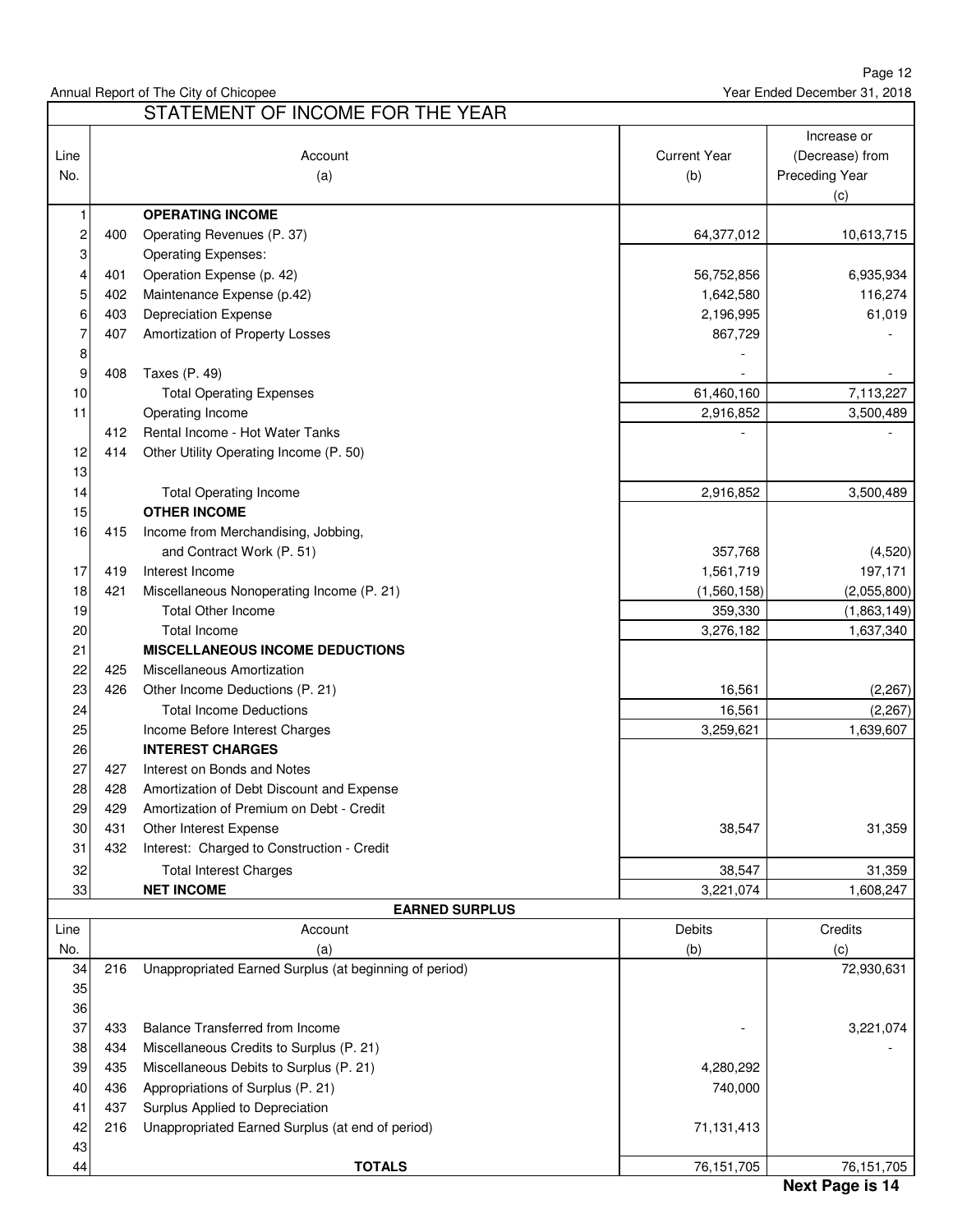Annual Report of The City of Chicopee — Year Ended December 31, 2018

## STATEMENT OF INCOME FOR THE YEAR

| Line No. | | Account (a) | Current Year (b) | Increase or (Decrease) from Preceding Year (c) |
|---|---|---|---|---|
| 1 | | **OPERATING INCOME** | | |
| 2 | 400 | Operating Revenues (P. 37) | 64,377,012 | 10,613,715 |
| 3 | | Operating Expenses: | | |
| 4 | 401 | Operation Expense (p. 42) | 56,752,856 | 6,935,934 |
| 5 | 402 | Maintenance Expense (p.42) | 1,642,580 | 116,274 |
| 6 | 403 | Depreciation Expense | 2,196,995 | 61,019 |
| 7 | 407 | Amortization of Property Losses | 867,729 | - |
| 8 | | | - | |
| 9 | 408 | Taxes (P. 49) | - | - |
| 10 | | Total Operating Expenses | 61,460,160 | 7,113,227 |
| 11 | | Operating Income | 2,916,852 | 3,500,489 |
| | 412 | Rental Income - Hot Water Tanks | - | - |
| 12 | 414 | Other Utility Operating Income (P. 50) | | |
| 13 | | | | |
| 14 | | Total Operating Income | 2,916,852 | 3,500,489 |
| 15 | | **OTHER INCOME** | | |
| 16 | 415 | Income from Merchandising, Jobbing, and Contract Work (P. 51) | 357,768 | (4,520) |
| 17 | 419 | Interest Income | 1,561,719 | 197,171 |
| 18 | 421 | Miscellaneous Nonoperating Income (P. 21) | (1,560,158) | (2,055,800) |
| 19 | | Total Other Income | 359,330 | (1,863,149) |
| 20 | | Total Income | 3,276,182 | 1,637,340 |
| 21 | | **MISCELLANEOUS INCOME DEDUCTIONS** | | |
| 22 | 425 | Miscellaneous Amortization | | |
| 23 | 426 | Other Income Deductions (P. 21) | 16,561 | (2,267) |
| 24 | | Total Income Deductions | 16,561 | (2,267) |
| 25 | | Income Before Interest Charges | 3,259,621 | 1,639,607 |
| 26 | | **INTEREST CHARGES** | | |
| 27 | 427 | Interest on Bonds and Notes | | |
| 28 | 428 | Amortization of Debt Discount and Expense | | |
| 29 | 429 | Amortization of Premium on Debt - Credit | | |
| 30 | 431 | Other Interest Expense | 38,547 | 31,359 |
| 31 | 432 | Interest: Charged to Construction - Credit | | |
| 32 | | Total Interest Charges | 38,547 | 31,359 |
| 33 | | **NET INCOME** | 3,221,074 | 1,608,247 |

## EARNED SURPLUS

| Line No. | | Account (a) | Debits (b) | Credits (c) |
|---|---|---|---|---|
| 34 | 216 | Unappropriated Earned Surplus (at beginning of period) | | 72,930,631 |
| 35 | | | | |
| 36 | | | | |
| 37 | 433 | Balance Transferred from Income | - | 3,221,074 |
| 38 | 434 | Miscellaneous Credits to Surplus (P. 21) | | - |
| 39 | 435 | Miscellaneous Debits to Surplus (P. 21) | 4,280,292 | |
| 40 | 436 | Appropriations of Surplus (P. 21) | 740,000 | |
| 41 | 437 | Surplus Applied to Depreciation | | |
| 42 | 216 | Unappropriated Earned Surplus (at end of period) | 71,131,413 | |
| 43 | | | | |
| 44 | | **TOTALS** | 76,151,705 | 76,151,705 |

**Next Page is 14**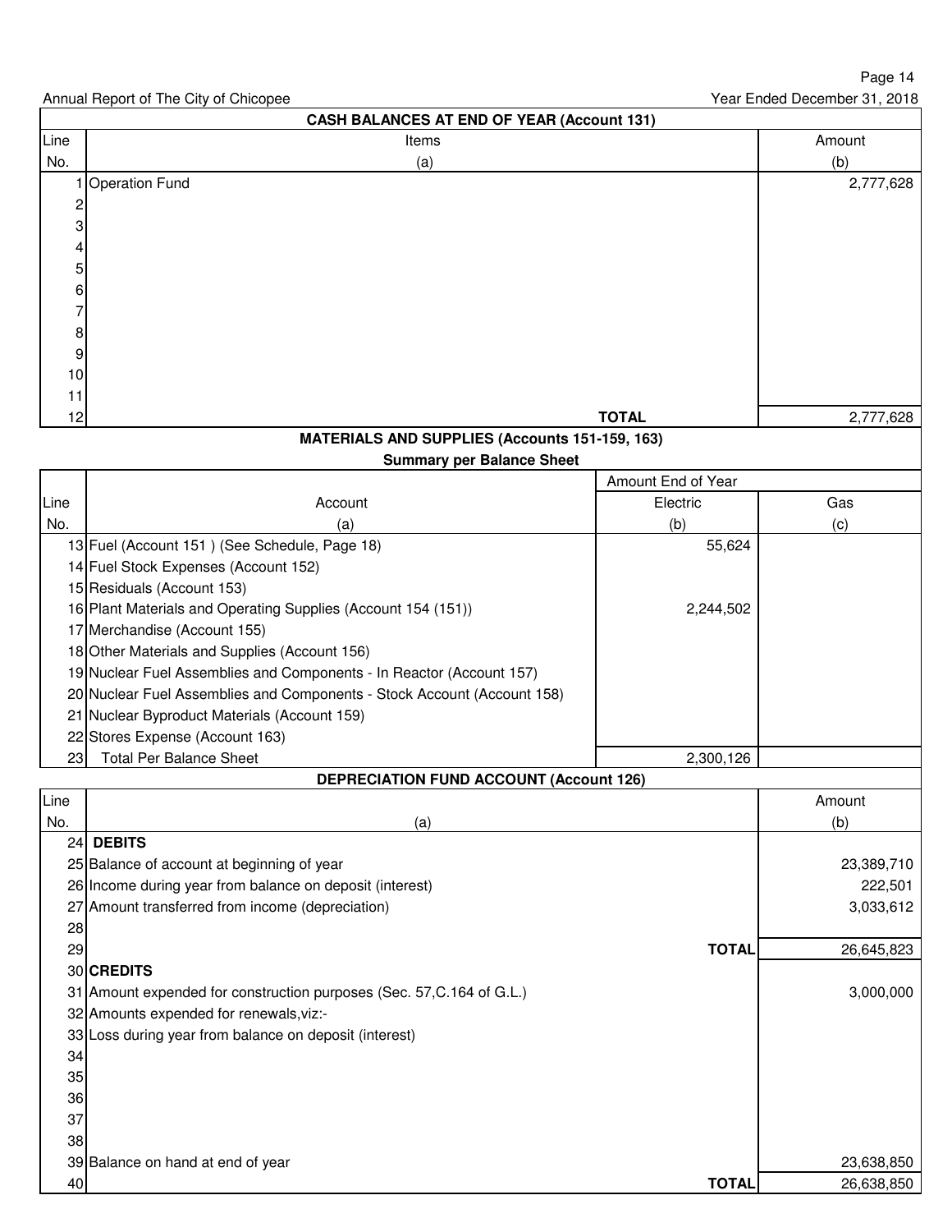Annual Report of The City of Chicopee — Year Ended December 31, 2018

## CASH BALANCES AT END OF YEAR (Account 131)

| Line No. | Items (a) | Amount (b) |
|---|---|---|
| 1 | Operation Fund | 2,777,628 |
| 2 | | |
| 3 | | |
| 4 | | |
| 5 | | |
| 6 | | |
| 7 | | |
| 8 | | |
| 9 | | |
| 10 | | |
| 11 | | |
| 12 | TOTAL | 2,777,628 |

## MATERIALS AND SUPPLIES (Accounts 151-159, 163)

### Summary per Balance Sheet

| Line No. | Account (a) | Amount End of Year Electric (b) | Gas (c) |
|---|---|---|---|
| 13 | Fuel (Account 151 ) (See Schedule, Page 18) | 55,624 | |
| 14 | Fuel Stock Expenses (Account 152) | | |
| 15 | Residuals (Account 153) | | |
| 16 | Plant Materials and Operating Supplies (Account 154 (151)) | 2,244,502 | |
| 17 | Merchandise (Account 155) | | |
| 18 | Other Materials and Supplies (Account 156) | | |
| 19 | Nuclear Fuel Assemblies and Components - In Reactor (Account 157) | | |
| 20 | Nuclear Fuel Assemblies and Components - Stock Account (Account 158) | | |
| 21 | Nuclear Byproduct Materials (Account 159) | | |
| 22 | Stores Expense (Account 163) | | |
| 23 | Total Per Balance Sheet | 2,300,126 | |

## DEPRECIATION FUND ACCOUNT (Account 126)

| Line No. | (a) | Amount (b) |
|---|---|---|
| 24 | **DEBITS** | |
| 25 | Balance of account at beginning of year | 23,389,710 |
| 26 | Income during year from balance on deposit (interest) | 222,501 |
| 27 | Amount transferred from income (depreciation) | 3,033,612 |
| 28 | | |
| 29 | TOTAL | 26,645,823 |
| 30 | **CREDITS** | |
| 31 | Amount expended for construction purposes (Sec. 57,C.164 of G.L.) | 3,000,000 |
| 32 | Amounts expended for renewals,viz:- | |
| 33 | Loss during year from balance on deposit (interest) | |
| 34 | | |
| 35 | | |
| 36 | | |
| 37 | | |
| 38 | | |
| 39 | Balance on hand at end of year | 23,638,850 |
| 40 | TOTAL | 26,638,850 |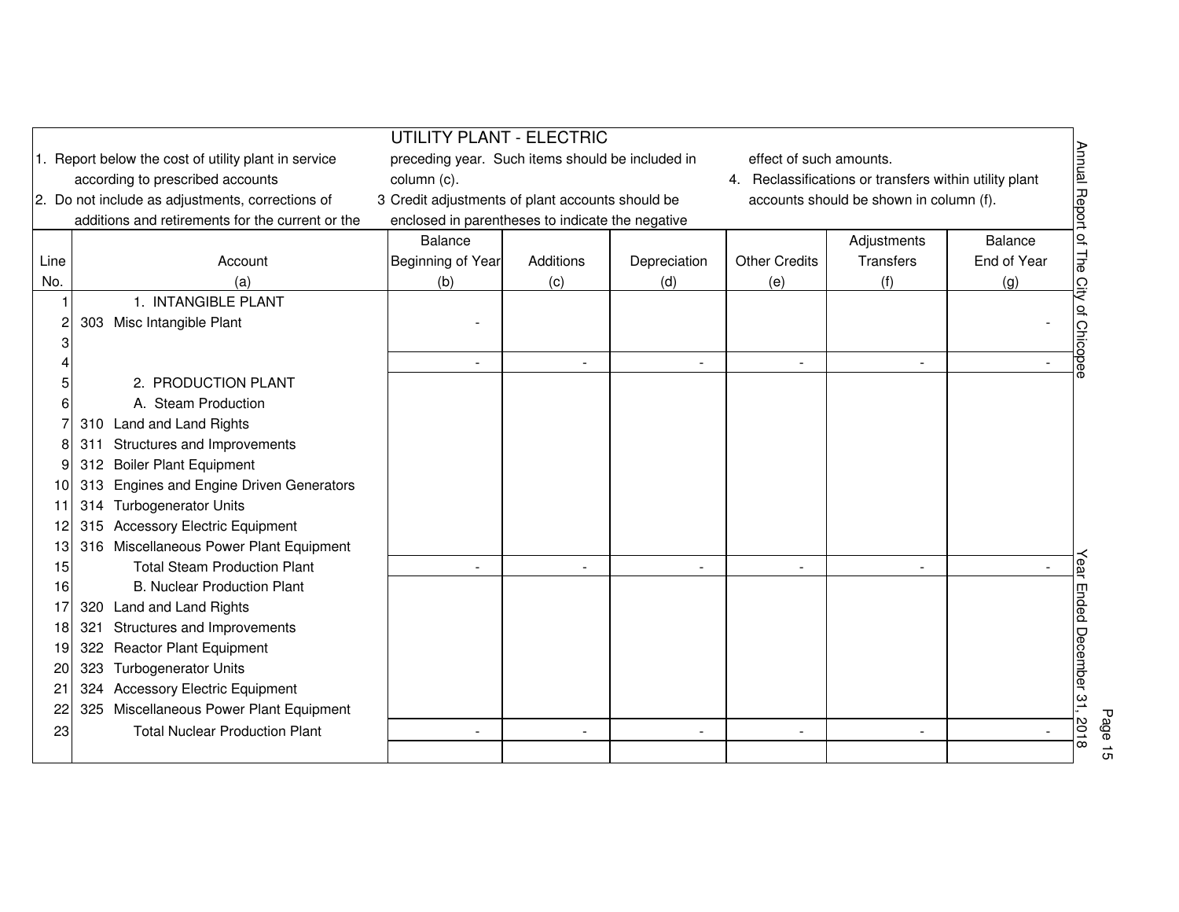# UTILITY PLANT - ELECTRIC

1. Report below the cost of utility plant in service according to prescribed accounts
2. Do not include as adjustments, corrections of additions and retirements for the current or the preceding year. Such items should be included in column (c).
3. Credit adjustments of plant accounts should be enclosed in parentheses to indicate the negative effect of such amounts.
4. Reclassifications or transfers within utility plant accounts should be shown in column (f).

| Line No. | Account (a) | Balance Beginning of Year (b) | Additions (c) | Depreciation (d) | Other Credits (e) | Adjustments Transfers (f) | Balance End of Year (g) |
|---|---|---|---|---|---|---|---|
| 1 | 1. INTANGIBLE PLANT | | | | | | |
| 2 | 303 Misc Intangible Plant | - | | | | | - |
| 3 | | | | | | | |
| 4 | | - | - | - | - | - | - |
| 5 | 2. PRODUCTION PLANT | | | | | | |
| 6 | A. Steam Production | | | | | | |
| 7 | 310 Land and Land Rights | | | | | | |
| 8 | 311 Structures and Improvements | | | | | | |
| 9 | 312 Boiler Plant Equipment | | | | | | |
| 10 | 313 Engines and Engine Driven Generators | | | | | | |
| 11 | 314 Turbogenerator Units | | | | | | |
| 12 | 315 Accessory Electric Equipment | | | | | | |
| 13 | 316 Miscellaneous Power Plant Equipment | | | | | | |
| 15 | Total Steam Production Plant | - | - | - | - | - | - |
| 16 | B. Nuclear Production Plant | | | | | | |
| 17 | 320 Land and Land Rights | | | | | | |
| 18 | 321 Structures and Improvements | | | | | | |
| 19 | 322 Reactor Plant Equipment | | | | | | |
| 20 | 323 Turbogenerator Units | | | | | | |
| 21 | 324 Accessory Electric Equipment | | | | | | |
| 22 | 325 Miscellaneous Power Plant Equipment | | | | | | |
| 23 | Total Nuclear Production Plant | - | - | - | - | - | - |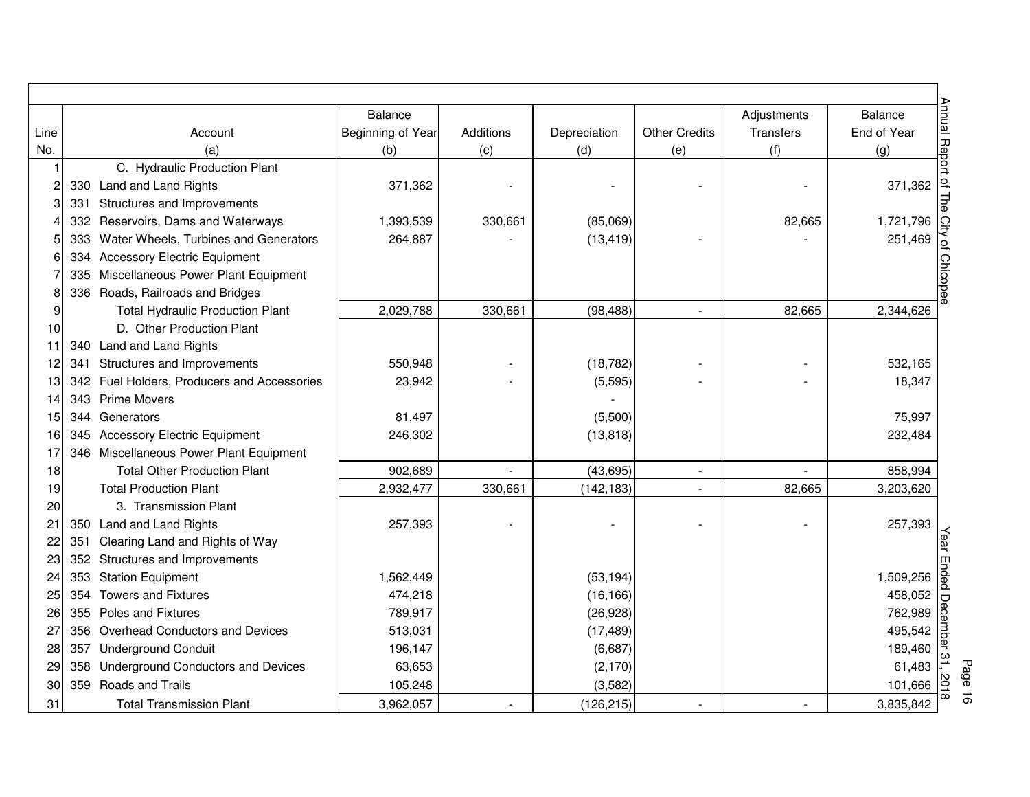| Line No. | Account (a) | Balance Beginning of Year (b) | Additions (c) | Depreciation (d) | Other Credits (e) | Adjustments Transfers (f) | Balance End of Year (g) |
|---|---|---|---|---|---|---|---|
| 1 | C. Hydraulic Production Plant | | | | | | |
| 2 | 330 Land and Land Rights | 371,362 | - | - | - | - | 371,362 |
| 3 | 331 Structures and Improvements | | | | | | |
| 4 | 332 Reservoirs, Dams and Waterways | 1,393,539 | 330,661 | (85,069) | | 82,665 | 1,721,796 |
| 5 | 333 Water Wheels, Turbines and Generators | 264,887 | - | (13,419) | - | - | 251,469 |
| 6 | 334 Accessory Electric Equipment | | | | | | |
| 7 | 335 Miscellaneous Power Plant Equipment | | | | | | |
| 8 | 336 Roads, Railroads and Bridges | | | | | | |
| 9 | Total Hydraulic Production Plant | 2,029,788 | 330,661 | (98,488) | - | 82,665 | 2,344,626 |
| 10 | D. Other Production Plant | | | | | | |
| 11 | 340 Land and Land Rights | | | | | | |
| 12 | 341 Structures and Improvements | 550,948 | - | (18,782) | - | - | 532,165 |
| 13 | 342 Fuel Holders, Producers and Accessories | 23,942 | - | (5,595) | - | - | 18,347 |
| 14 | 343 Prime Movers | | | - | | | |
| 15 | 344 Generators | 81,497 | | (5,500) | | | 75,997 |
| 16 | 345 Accessory Electric Equipment | 246,302 | | (13,818) | | | 232,484 |
| 17 | 346 Miscellaneous Power Plant Equipment | | | | | | |
| 18 | Total Other Production Plant | 902,689 | - | (43,695) | - | - | 858,994 |
| 19 | Total Production Plant | 2,932,477 | 330,661 | (142,183) | - | 82,665 | 3,203,620 |
| 20 | 3. Transmission Plant | | | | | | |
| 21 | 350 Land and Land Rights | 257,393 | - | - | - | - | 257,393 |
| 22 | 351 Clearing Land and Rights of Way | | | | | | |
| 23 | 352 Structures and Improvements | | | | | | |
| 24 | 353 Station Equipment | 1,562,449 | | (53,194) | | | 1,509,256 |
| 25 | 354 Towers and Fixtures | 474,218 | | (16,166) | | | 458,052 |
| 26 | 355 Poles and Fixtures | 789,917 | | (26,928) | | | 762,989 |
| 27 | 356 Overhead Conductors and Devices | 513,031 | | (17,489) | | | 495,542 |
| 28 | 357 Underground Conduit | 196,147 | | (6,687) | | | 189,460 |
| 29 | 358 Underground Conductors and Devices | 63,653 | | (2,170) | | | 61,483 |
| 30 | 359 Roads and Trails | 105,248 | | (3,582) | | | 101,666 |
| 31 | Total Transmission Plant | 3,962,057 | - | (126,215) | - | - | 3,835,842 |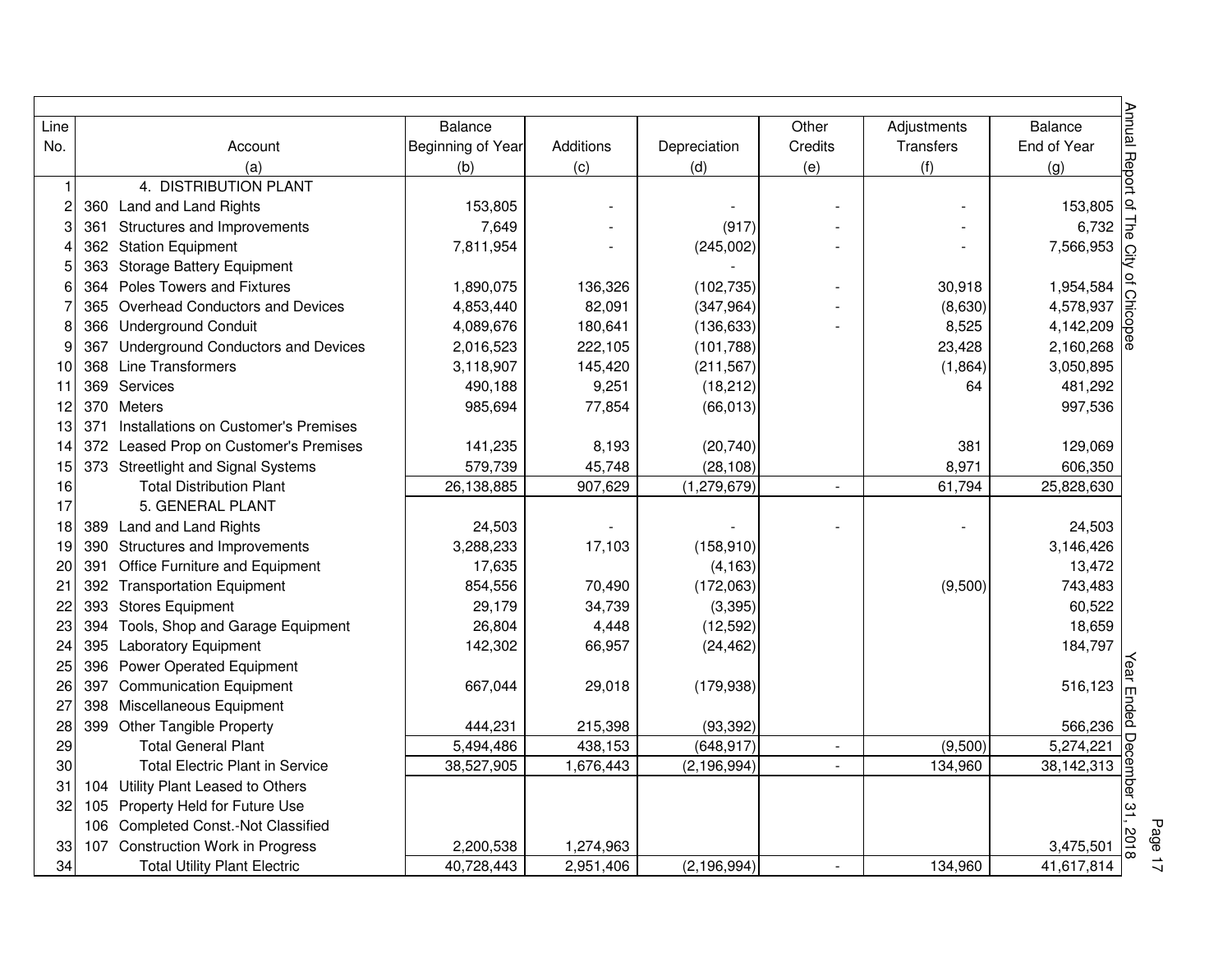| Line No. | Account (a) | Balance Beginning of Year (b) | Additions (c) | Depreciation (d) | Other Credits (e) | Adjustments Transfers (f) | Balance End of Year (g) |
|---|---|---|---|---|---|---|---|
| 1 | 4. DISTRIBUTION PLANT | | | | | | |
| 2 | 360 Land and Land Rights | 153,805 | - | - | - | - | 153,805 |
| 3 | 361 Structures and Improvements | 7,649 | - | (917) | - | - | 6,732 |
| 4 | 362 Station Equipment | 7,811,954 | - | (245,002) | - | - | 7,566,953 |
| 5 | 363 Storage Battery Equipment | | | - | | | |
| 6 | 364 Poles Towers and Fixtures | 1,890,075 | 136,326 | (102,735) | - | 30,918 | 1,954,584 |
| 7 | 365 Overhead Conductors and Devices | 4,853,440 | 82,091 | (347,964) | - | (8,630) | 4,578,937 |
| 8 | 366 Underground Conduit | 4,089,676 | 180,641 | (136,633) | - | 8,525 | 4,142,209 |
| 9 | 367 Underground Conductors and Devices | 2,016,523 | 222,105 | (101,788) | | 23,428 | 2,160,268 |
| 10 | 368 Line Transformers | 3,118,907 | 145,420 | (211,567) | | (1,864) | 3,050,895 |
| 11 | 369 Services | 490,188 | 9,251 | (18,212) | | 64 | 481,292 |
| 12 | 370 Meters | 985,694 | 77,854 | (66,013) | | | 997,536 |
| 13 | 371 Installations on Customer's Premises | | | | | | |
| 14 | 372 Leased Prop on Customer's Premises | 141,235 | 8,193 | (20,740) | | 381 | 129,069 |
| 15 | 373 Streetlight and Signal Systems | 579,739 | 45,748 | (28,108) | | 8,971 | 606,350 |
| 16 | Total Distribution Plant | 26,138,885 | 907,629 | (1,279,679) | - | 61,794 | 25,828,630 |
| 17 | 5. GENERAL PLANT | | | | | | |
| 18 | 389 Land and Land Rights | 24,503 | - | - | - | - | 24,503 |
| 19 | 390 Structures and Improvements | 3,288,233 | 17,103 | (158,910) | | | 3,146,426 |
| 20 | 391 Office Furniture and Equipment | 17,635 | | (4,163) | | | 13,472 |
| 21 | 392 Transportation Equipment | 854,556 | 70,490 | (172,063) | | (9,500) | 743,483 |
| 22 | 393 Stores Equipment | 29,179 | 34,739 | (3,395) | | | 60,522 |
| 23 | 394 Tools, Shop and Garage Equipment | 26,804 | 4,448 | (12,592) | | | 18,659 |
| 24 | 395 Laboratory Equipment | 142,302 | 66,957 | (24,462) | | | 184,797 |
| 25 | 396 Power Operated Equipment | | | | | | |
| 26 | 397 Communication Equipment | 667,044 | 29,018 | (179,938) | | | 516,123 |
| 27 | 398 Miscellaneous Equipment | | | | | | |
| 28 | 399 Other Tangible Property | 444,231 | 215,398 | (93,392) | | | 566,236 |
| 29 | Total General Plant | 5,494,486 | 438,153 | (648,917) | - | (9,500) | 5,274,221 |
| 30 | Total Electric Plant in Service | 38,527,905 | 1,676,443 | (2,196,994) | - | 134,960 | 38,142,313 |
| 31 | 104 Utility Plant Leased to Others | | | | | | |
| 32 | 105 Property Held for Future Use | | | | | | |
| | 106 Completed Const.-Not Classified | | | | | | |
| 33 | 107 Construction Work in Progress | 2,200,538 | 1,274,963 | | | | 3,475,501 |
| 34 | Total Utility Plant Electric | 40,728,443 | 2,951,406 | (2,196,994) | - | 134,960 | 41,617,814 |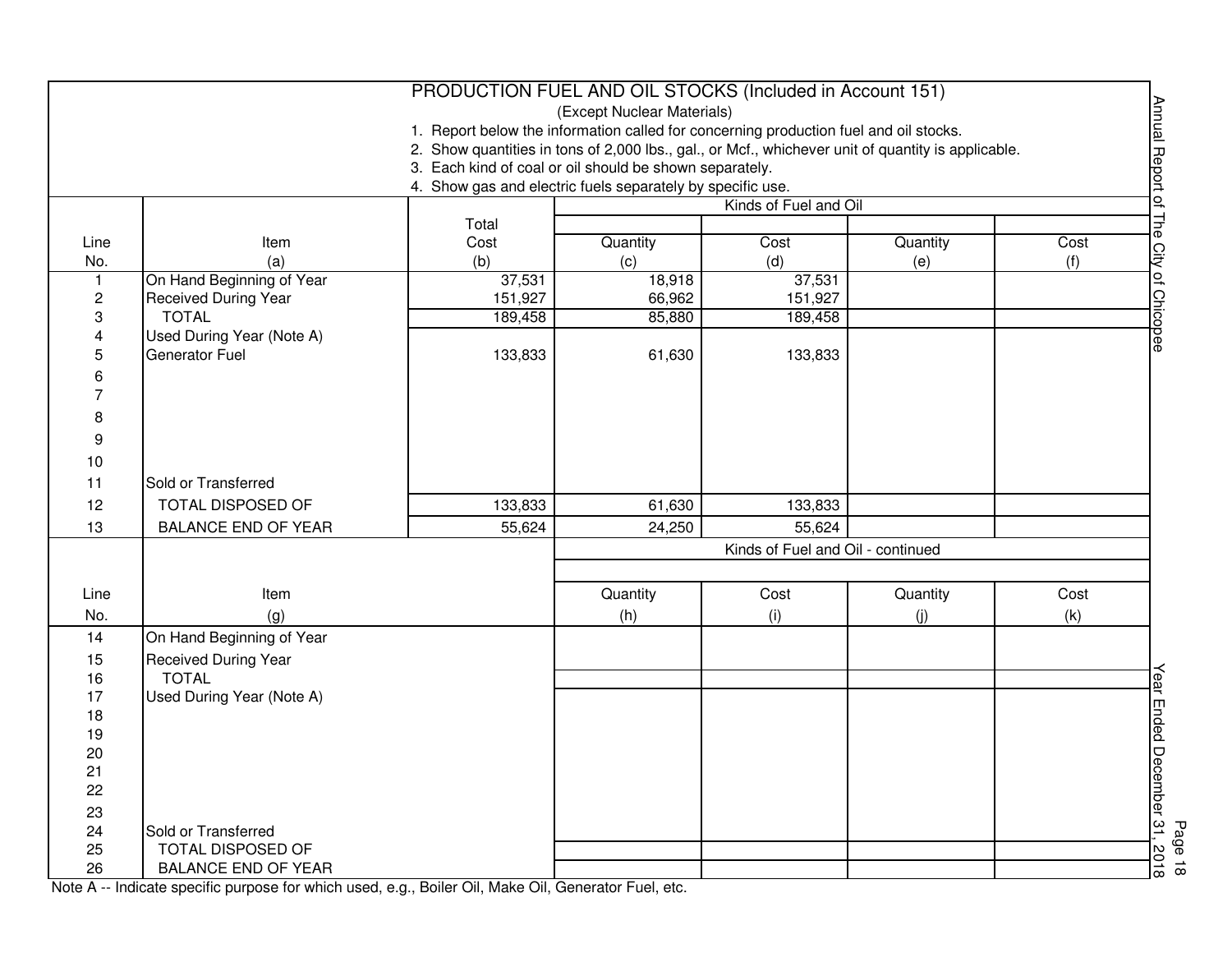## PRODUCTION FUEL AND OIL STOCKS (Included in Account 151)

(Except Nuclear Materials)

1. Report below the information called for concerning production fuel and oil stocks.
2. Show quantities in tons of 2,000 lbs., gal., or Mcf., whichever unit of quantity is applicable.
3. Each kind of coal or oil should be shown separately.
4. Show gas and electric fuels separately by specific use.

| Line No. | Item (a) | Total Cost (b) | Kinds of Fuel and Oil Quantity (c) | Cost (d) | Quantity (e) | Cost (f) |
|---|---|---|---|---|---|---|
| 1 | On Hand Beginning of Year | 37,531 | 18,918 | 37,531 | | |
| 2 | Received During Year | 151,927 | 66,962 | 151,927 | | |
| 3 | TOTAL | 189,458 | 85,880 | 189,458 | | |
| 4 | Used During Year (Note A) | | | | | |
| 5 | Generator Fuel | 133,833 | 61,630 | 133,833 | | |
| 6 | | | | | | |
| 7 | | | | | | |
| 8 | | | | | | |
| 9 | | | | | | |
| 10 | | | | | | |
| 11 | Sold or Transferred | | | | | |
| 12 | TOTAL DISPOSED OF | 133,833 | 61,630 | 133,833 | | |
| 13 | BALANCE END OF YEAR | 55,624 | 24,250 | 55,624 | | |

| Line No. | Item (g) | Kinds of Fuel and Oil - continued Quantity (h) | Cost (i) | Quantity (j) | Cost (k) |
|---|---|---|---|---|---|
| 14 | On Hand Beginning of Year | | | | |
| 15 | Received During Year | | | | |
| 16 | TOTAL | | | | |
| 17 | Used During Year (Note A) | | | | |
| 18 | | | | | |
| 19 | | | | | |
| 20 | | | | | |
| 21 | | | | | |
| 22 | | | | | |
| 23 | | | | | |
| 24 | Sold or Transferred | | | | |
| 25 | TOTAL DISPOSED OF | | | | |
| 26 | BALANCE END OF YEAR | | | | |

Note A -- Indicate specific purpose for which used, e.g., Boiler Oil, Make Oil, Generator Fuel, etc.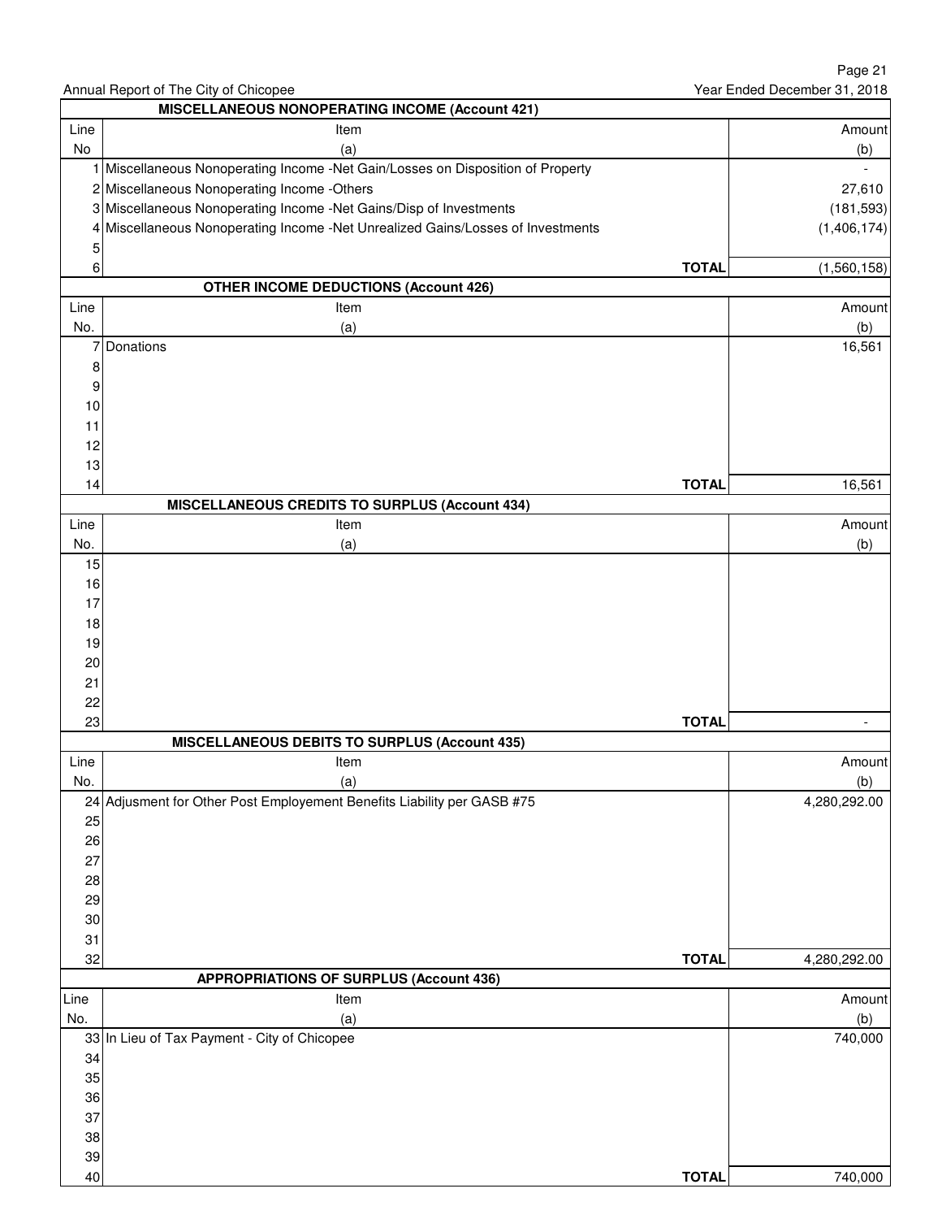Annual Report of The City of Chicopee | Year Ended December 31, 2018

## MISCELLANEOUS NONOPERATING INCOME (Account 421)

| Line No | Item (a) | Amount (b) |
|---|---|---|
| 1 | Miscellaneous Nonoperating Income -Net Gain/Losses on Disposition of Property | - |
| 2 | Miscellaneous Nonoperating Income -Others | 27,610 |
| 3 | Miscellaneous Nonoperating Income -Net Gains/Disp of Investments | (181,593) |
| 4 | Miscellaneous Nonoperating Income -Net Unrealized Gains/Losses of Investments | (1,406,174) |
| 5 | | |
| 6 | **TOTAL** | (1,560,158) |

## OTHER INCOME DEDUCTIONS (Account 426)

| Line No. | Item (a) | Amount (b) |
|---|---|---|
| 7 | Donations | 16,561 |
| 8 | | |
| 9 | | |
| 10 | | |
| 11 | | |
| 12 | | |
| 13 | | |
| 14 | **TOTAL** | 16,561 |

## MISCELLANEOUS CREDITS TO SURPLUS (Account 434)

| Line No. | Item (a) | Amount (b) |
|---|---|---|
| 15 | | |
| 16 | | |
| 17 | | |
| 18 | | |
| 19 | | |
| 20 | | |
| 21 | | |
| 22 | | |
| 23 | **TOTAL** | - |

## MISCELLANEOUS DEBITS TO SURPLUS (Account 435)

| Line No. | Item (a) | Amount (b) |
|---|---|---|
| 24 | Adjusment for Other Post Employement Benefits Liability per GASB #75 | 4,280,292.00 |
| 25 | | |
| 26 | | |
| 27 | | |
| 28 | | |
| 29 | | |
| 30 | | |
| 31 | | |
| 32 | **TOTAL** | 4,280,292.00 |

## APPROPRIATIONS OF SURPLUS (Account 436)

| Line No. | Item (a) | Amount (b) |
|---|---|---|
| 33 | In Lieu of Tax Payment - City of Chicopee | 740,000 |
| 34 | | |
| 35 | | |
| 36 | | |
| 37 | | |
| 38 | | |
| 39 | | |
| 40 | **TOTAL** | 740,000 |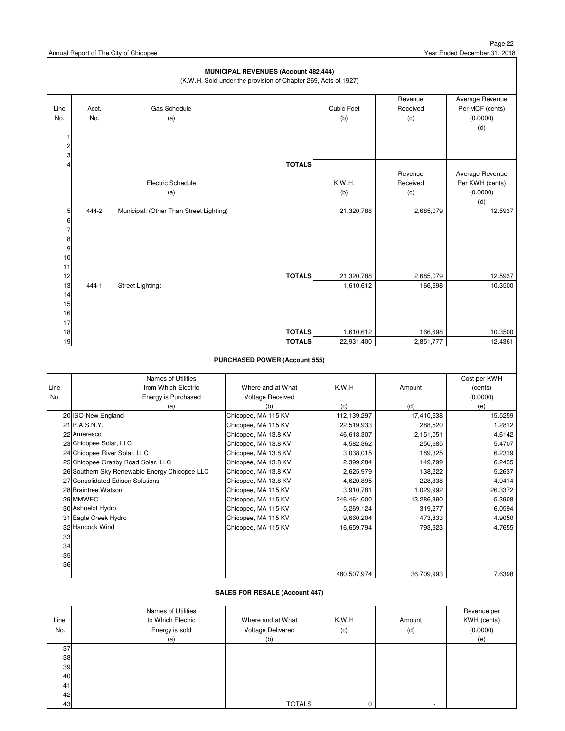## MUNICIPAL REVENUES (Account 482,444)

(K.W.H. Sold under the provision of Chapter 269, Acts of 1927)

| Line No. | Acct. No. | Gas Schedule (a) | Cubic Feet (b) | Revenue Received (c) | Average Revenue Per MCF (cents) (0.0000) (d) |
|---|---|---|---|---|---|
| 1 | | | | | |
| 2 | | | | | |
| 3 | | | | | |
| 4 | | TOTALS | | | |
| | | **Electric Schedule (a)** | **K.W.H. (b)** | **Revenue Received (c)** | **Average Revenue Per KWH (cents) (0.0000) (d)** |
| 5 | 444-2 | Municipal: (Other Than Street Lighting) | 21,320,788 | 2,685,079 | 12.5937 |
| 6 | | | | | |
| 7 | | | | | |
| 8 | | | | | |
| 9 | | | | | |
| 10 | | | | | |
| 11 | | | | | |
| 12 | | TOTALS | 21,320,788 | 2,685,079 | 12.5937 |
| 13 | 444-1 | Street Lighting: | 1,610,612 | 166,698 | 10.3500 |
| 14 | | | | | |
| 15 | | | | | |
| 16 | | | | | |
| 17 | | | | | |
| 18 | | TOTALS | 1,610,612 | 166,698 | 10.3500 |
| 19 | | TOTALS | 22,931,400 | 2,851,777 | 12.4361 |

## PURCHASED POWER (Account 555)

| Line No. | Names of Utilities from Which Electric Energy is Purchased (a) | Where and at What Voltage Received (b) | K.W.H (c) | Amount (d) | Cost per KWH (cents) (0.0000) (e) |
|---|---|---|---|---|---|
| 20 | ISO-New England | Chicopee, MA 115 KV | 112,139,297 | 17,410,638 | 15.5259 |
| 21 | P.A.S.N.Y. | Chicopee, MA 115 KV | 22,519,933 | 288,520 | 1.2812 |
| 22 | Ameresco | Chicopee, MA 13.8 KV | 46,618,307 | 2,151,051 | 4.6142 |
| 23 | Chicopee Solar, LLC | Chicopee, MA 13.8 KV | 4,582,362 | 250,685 | 5.4707 |
| 24 | Chicopee River Solar, LLC | Chicopee, MA 13.8 KV | 3,038,015 | 189,325 | 6.2319 |
| 25 | Chicopee Granby Road Solar, LLC | Chicopee, MA 13.8 KV | 2,399,284 | 149,799 | 6.2435 |
| 26 | Southern Sky Renewable Energy Chicopee LLC | Chicopee, MA 13.8 KV | 2,625,979 | 138,222 | 5.2637 |
| 27 | Consolidated Edison Solutions | Chicopee, MA 13.8 KV | 4,620,895 | 228,338 | 4.9414 |
| 28 | Braintree Watson | Chicopee, MA 115 KV | 3,910,781 | 1,029,992 | 26.3372 |
| 29 | MMWEC | Chicopee, MA 115 KV | 246,464,000 | 13,286,390 | 5.3908 |
| 30 | Ashuelot Hydro | Chicopee, MA 115 KV | 5,269,124 | 319,277 | 6.0594 |
| 31 | Eagle Creek Hydro | Chicopee, MA 115 KV | 9,660,204 | 473,833 | 4.9050 |
| 32 | Hancock Wind | Chicopee, MA 115 KV | 16,659,794 | 793,923 | 4.7655 |
| 33 | | | | | |
| 34 | | | | | |
| 35 | | | | | |
| 36 | | | | | |
| | | | 480,507,974 | 36,709,993 | 7.6398 |

## SALES FOR RESALE (Account 447)

| Line No. | Names of Utilities to Which Electric Energy is sold (a) | Where and at What Voltage Delivered (b) | K.W.H (c) | Amount (d) | Revenue per KWH (cents) (0.0000) (e) |
|---|---|---|---|---|---|
| 37 | | | | | |
| 38 | | | | | |
| 39 | | | | | |
| 40 | | | | | |
| 41 | | | | | |
| 42 | | | | | |
| 43 | | TOTALS | 0 | - | |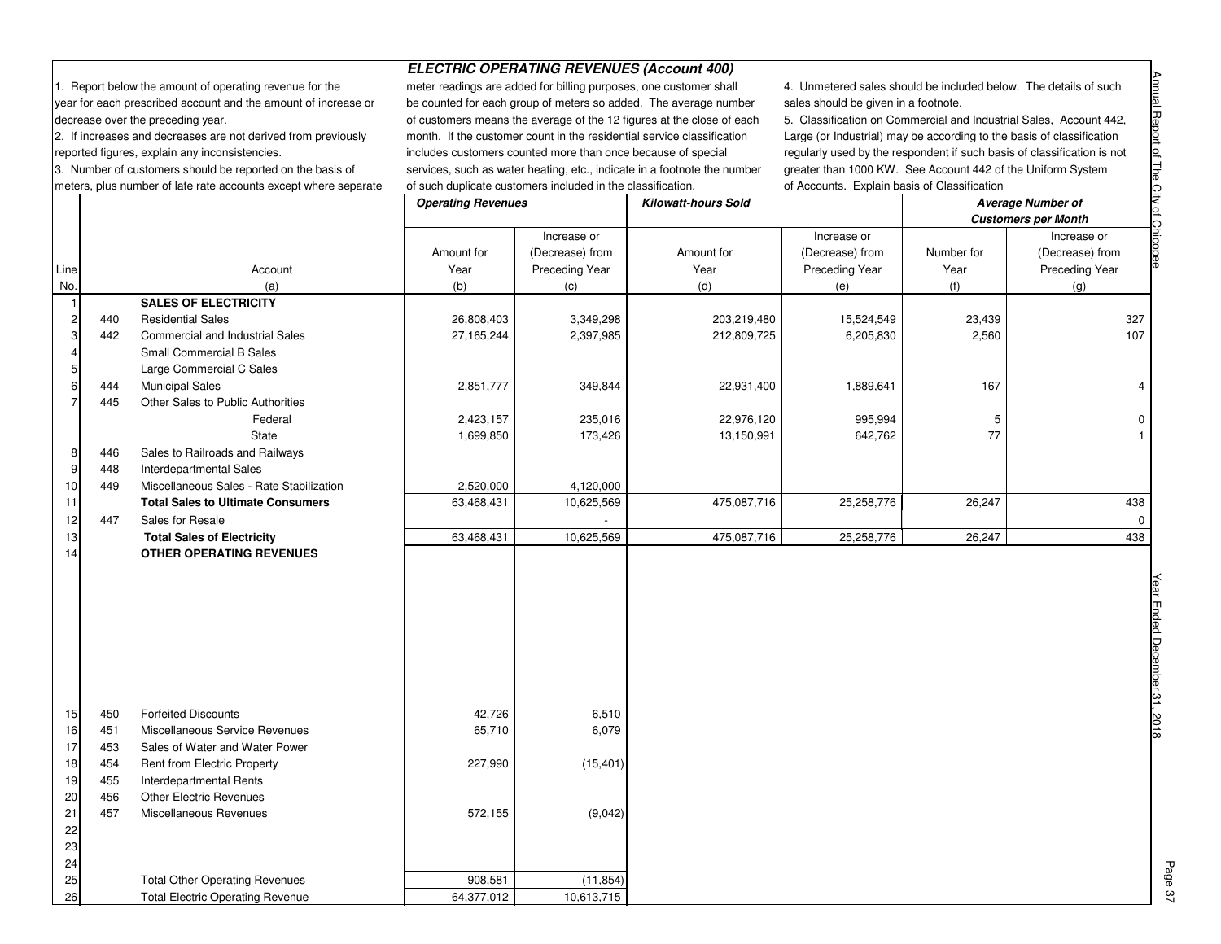## ELECTRIC OPERATING REVENUES (Account 400)

1. Report below the amount of operating revenue for the year for each prescribed account and the amount of increase or decrease over the preceding year.
2. If increases and decreases are not derived from previously reported figures, explain any inconsistencies.
3. Number of customers should be reported on the basis of meters, plus number of late rate accounts except where separate meter readings are added for billing purposes, one customer shall be counted for each group of meters so added. The average number of customers means the average of the 12 figures at the close of each month. If the customer count in the residential service classification includes customers counted more than once because of special services, such as water heating, etc., indicate in a footnote the number of such duplicate customers included in the classification.
4. Unmetered sales should be included below. The details of such sales should be given in a footnote.
5. Classification on Commercial and Industrial Sales, Account 442, Large (or Industrial) may be according to the basis of classification regularly used by the respondent if such basis of classification is not greater than 1000 KW. See Account 442 of the Uniform System of Accounts. Explain basis of Classification

| Line No. | | Account (a) | Operating Revenues: Amount for Year (b) | Operating Revenues: Increase or (Decrease) from Preceding Year (c) | Kilowatt-hours Sold: Amount for Year (d) | Kilowatt-hours Sold: Increase or (Decrease) from Preceding Year (e) | Average Number of Customers per Month: Number for Year (f) | Average Number of Customers per Month: Increase or (Decrease) from Preceding Year (g) |
|---|---|---|---|---|---|---|---|---|
| 1 | | **SALES OF ELECTRICITY** | | | | | | |
| 2 | 440 | Residential Sales | 26,808,403 | 3,349,298 | 203,219,480 | 15,524,549 | 23,439 | 327 |
| 3 | 442 | Commercial and Industrial Sales | 27,165,244 | 2,397,985 | 212,809,725 | 6,205,830 | 2,560 | 107 |
| 4 | | Small Commercial B Sales | | | | | | |
| 5 | | Large Commercial C Sales | | | | | | |
| 6 | 444 | Municipal Sales | 2,851,777 | 349,844 | 22,931,400 | 1,889,641 | 167 | 4 |
| 7 | 445 | Other Sales to Public Authorities | | | | | | |
| | | Federal | 2,423,157 | 235,016 | 22,976,120 | 995,994 | 5 | 0 |
| | | State | 1,699,850 | 173,426 | 13,150,991 | 642,762 | 77 | 1 |
| 8 | 446 | Sales to Railroads and Railways | | | | | | |
| 9 | 448 | Interdepartmental Sales | | | | | | |
| 10 | 449 | Miscellaneous Sales - Rate Stabilization | 2,520,000 | 4,120,000 | | | | |
| 11 | | **Total Sales to Ultimate Consumers** | 63,468,431 | 10,625,569 | 475,087,716 | 25,258,776 | 26,247 | 438 |
| 12 | 447 | Sales for Resale | | - | | | | 0 |
| 13 | | **Total Sales of Electricity** | 63,468,431 | 10,625,569 | 475,087,716 | 25,258,776 | 26,247 | 438 |
| 14 | | **OTHER OPERATING REVENUES** | | | | | | |
| 15 | 450 | Forfeited Discounts | 42,726 | 6,510 | | | | |
| 16 | 451 | Miscellaneous Service Revenues | 65,710 | 6,079 | | | | |
| 17 | 453 | Sales of Water and Water Power | | | | | | |
| 18 | 454 | Rent from Electric Property | 227,990 | (15,401) | | | | |
| 19 | 455 | Interdepartmental Rents | | | | | | |
| 20 | 456 | Other Electric Revenues | | | | | | |
| 21 | 457 | Miscellaneous Revenues | 572,155 | (9,042) | | | | |
| 22 | | | | | | | | |
| 23 | | | | | | | | |
| 24 | | | | | | | | |
| 25 | | Total Other Operating Revenues | 908,581 | (11,854) | | | | |
| 26 | | Total Electric Operating Revenue | 64,377,012 | 10,613,715 | | | | |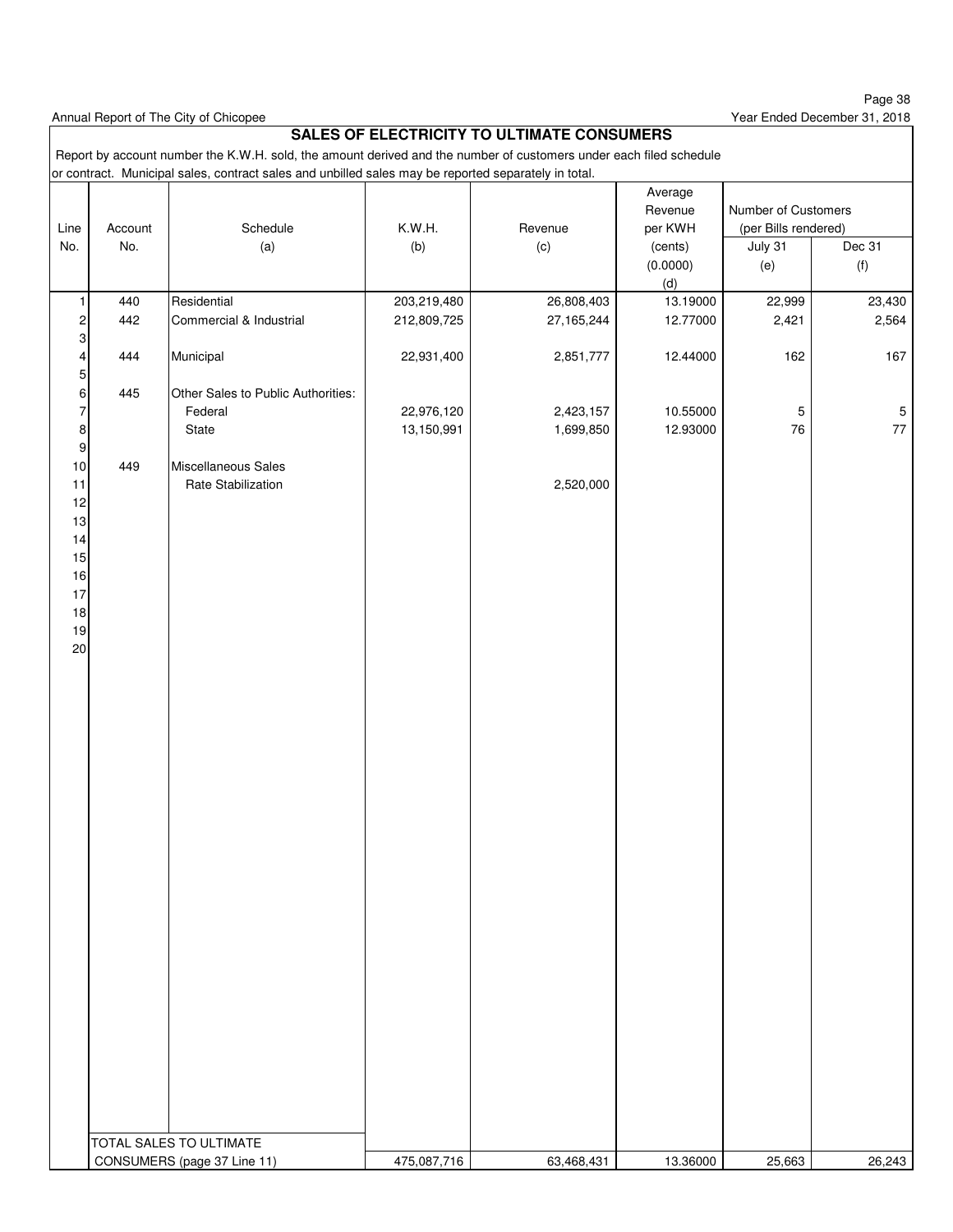Annual Report of The City of Chicopee

Year Ended December 31, 2018

## SALES OF ELECTRICITY TO ULTIMATE CONSUMERS

Report by account number the K.W.H. sold, the amount derived and the number of customers under each filed schedule or contract. Municipal sales, contract sales and unbilled sales may be reported separately in total.

| Line No. | Account No. | Schedule (a) | K.W.H. (b) | Revenue (c) | Average Revenue per KWH (cents) (0.0000) (d) | Number of Customers (per Bills rendered) July 31 (e) | Number of Customers (per Bills rendered) Dec 31 (f) |
|---|---|---|---|---|---|---|---|
| 1 | 440 | Residential | 203,219,480 | 26,808,403 | 13.19000 | 22,999 | 23,430 |
| 2 | 442 | Commercial & Industrial | 212,809,725 | 27,165,244 | 12.77000 | 2,421 | 2,564 |
| 3 | | | | | | | |
| 4 | 444 | Municipal | 22,931,400 | 2,851,777 | 12.44000 | 162 | 167 |
| 5 | | | | | | | |
| 6 | 445 | Other Sales to Public Authorities: | | | | | |
| 7 | | Federal | 22,976,120 | 2,423,157 | 10.55000 | 5 | 5 |
| 8 | | State | 13,150,991 | 1,699,850 | 12.93000 | 76 | 77 |
| 9 | | | | | | | |
| 10 | 449 | Miscellaneous Sales | | | | | |
| 11 | | Rate Stabilization | | 2,520,000 | | | |
| 12 | | | | | | | |
| 13 | | | | | | | |
| 14 | | | | | | | |
| 15 | | | | | | | |
| 16 | | | | | | | |
| 17 | | | | | | | |
| 18 | | | | | | | |
| 19 | | | | | | | |
| 20 | | | | | | | |
| | TOTAL SALES TO ULTIMATE CONSUMERS (page 37 Line 11) | | 475,087,716 | 63,468,431 | 13.36000 | 25,663 | 26,243 |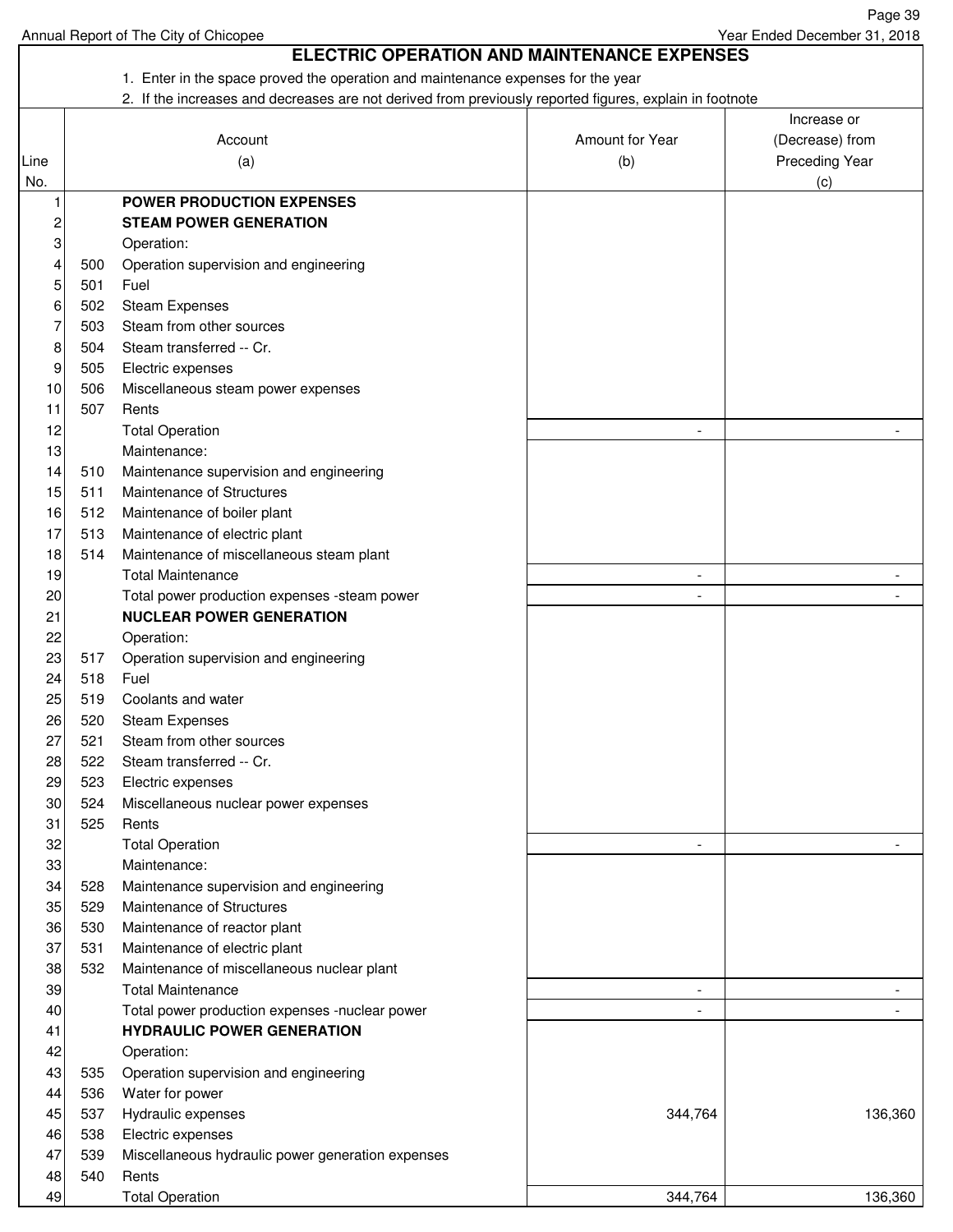Annual Report of The City of Chicopee Year Ended December 31, 2018

# ELECTRIC OPERATION AND MAINTENANCE EXPENSES

1. Enter in the space proved the operation and maintenance expenses for the year
2. If the increases and decreases are not derived from previously reported figures, explain in footnote

| Line No. | | Account (a) | Amount for Year (b) | Increase or (Decrease) from Preceding Year (c) |
|---|---|---|---|---|
| 1 | | **POWER PRODUCTION EXPENSES** | | |
| 2 | | **STEAM POWER GENERATION** | | |
| 3 | | Operation: | | |
| 4 | 500 | Operation supervision and engineering | | |
| 5 | 501 | Fuel | | |
| 6 | 502 | Steam Expenses | | |
| 7 | 503 | Steam from other sources | | |
| 8 | 504 | Steam transferred -- Cr. | | |
| 9 | 505 | Electric expenses | | |
| 10 | 506 | Miscellaneous steam power expenses | | |
| 11 | 507 | Rents | | |
| 12 | | Total Operation | - | - |
| 13 | | Maintenance: | | |
| 14 | 510 | Maintenance supervision and engineering | | |
| 15 | 511 | Maintenance of Structures | | |
| 16 | 512 | Maintenance of boiler plant | | |
| 17 | 513 | Maintenance of electric plant | | |
| 18 | 514 | Maintenance of miscellaneous steam plant | | |
| 19 | | Total Maintenance | - | - |
| 20 | | Total power production expenses -steam power | - | - |
| 21 | | **NUCLEAR POWER GENERATION** | | |
| 22 | | Operation: | | |
| 23 | 517 | Operation supervision and engineering | | |
| 24 | 518 | Fuel | | |
| 25 | 519 | Coolants and water | | |
| 26 | 520 | Steam Expenses | | |
| 27 | 521 | Steam from other sources | | |
| 28 | 522 | Steam transferred -- Cr. | | |
| 29 | 523 | Electric expenses | | |
| 30 | 524 | Miscellaneous nuclear power expenses | | |
| 31 | 525 | Rents | | |
| 32 | | Total Operation | - | - |
| 33 | | Maintenance: | | |
| 34 | 528 | Maintenance supervision and engineering | | |
| 35 | 529 | Maintenance of Structures | | |
| 36 | 530 | Maintenance of reactor plant | | |
| 37 | 531 | Maintenance of electric plant | | |
| 38 | 532 | Maintenance of miscellaneous nuclear plant | | |
| 39 | | Total Maintenance | - | - |
| 40 | | Total power production expenses -nuclear power | - | - |
| 41 | | **HYDRAULIC POWER GENERATION** | | |
| 42 | | Operation: | | |
| 43 | 535 | Operation supervision and engineering | | |
| 44 | 536 | Water for power | | |
| 45 | 537 | Hydraulic expenses | 344,764 | 136,360 |
| 46 | 538 | Electric expenses | | |
| 47 | 539 | Miscellaneous hydraulic power generation expenses | | |
| 48 | 540 | Rents | | |
| 49 | | Total Operation | 344,764 | 136,360 |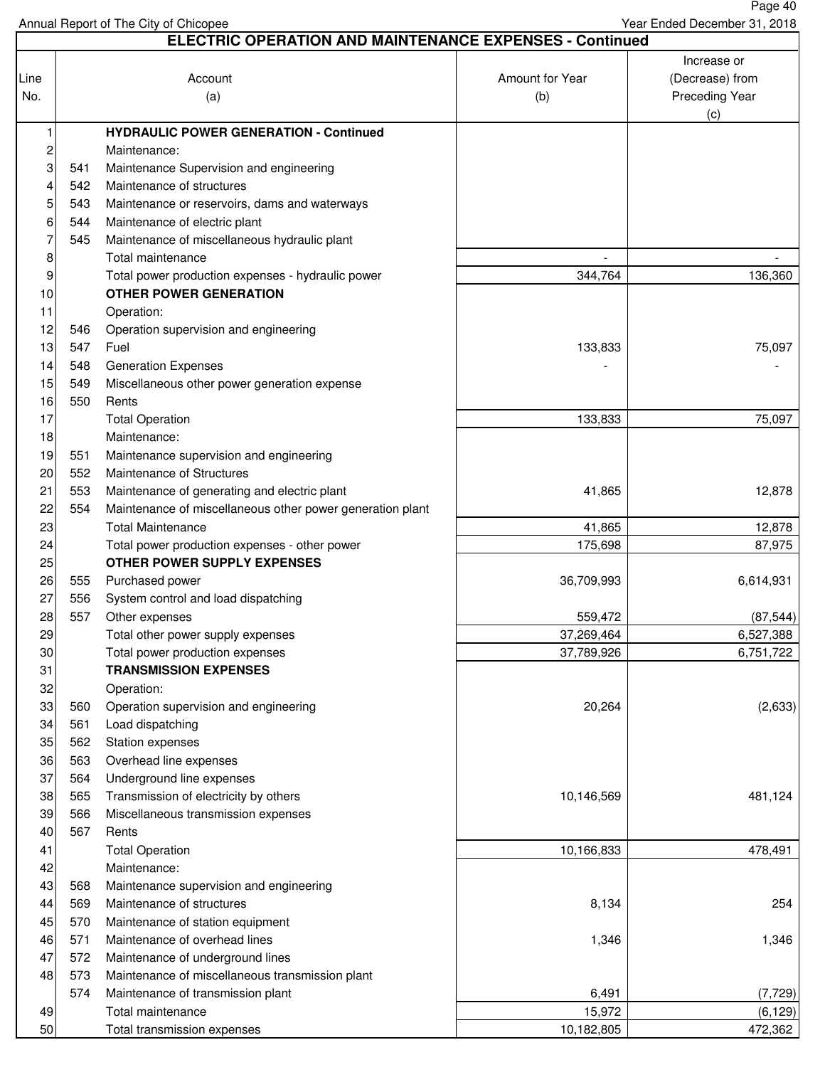## ELECTRIC OPERATION AND MAINTENANCE EXPENSES - Continued

| Line No. | | Account (a) | Amount for Year (b) | Increase or (Decrease) from Preceding Year (c) |
|---|---|---|---|---|
| 1 | | **HYDRAULIC POWER GENERATION - Continued** | | |
| 2 | | Maintenance: | | |
| 3 | 541 | Maintenance Supervision and engineering | | |
| 4 | 542 | Maintenance of structures | | |
| 5 | 543 | Maintenance or reservoirs, dams and waterways | | |
| 6 | 544 | Maintenance of electric plant | | |
| 7 | 545 | Maintenance of miscellaneous hydraulic plant | | |
| 8 | | Total maintenance | - | - |
| 9 | | Total power production expenses - hydraulic power | 344,764 | 136,360 |
| 10 | | **OTHER POWER GENERATION** | | |
| 11 | | Operation: | | |
| 12 | 546 | Operation supervision and engineering | | |
| 13 | 547 | Fuel | 133,833 | 75,097 |
| 14 | 548 | Generation Expenses | - | - |
| 15 | 549 | Miscellaneous other power generation expense | | |
| 16 | 550 | Rents | | |
| 17 | | Total Operation | 133,833 | 75,097 |
| 18 | | Maintenance: | | |
| 19 | 551 | Maintenance supervision and engineering | | |
| 20 | 552 | Maintenance of Structures | | |
| 21 | 553 | Maintenance of generating and electric plant | 41,865 | 12,878 |
| 22 | 554 | Maintenance of miscellaneous other power generation plant | | |
| 23 | | Total Maintenance | 41,865 | 12,878 |
| 24 | | Total power production expenses - other power | 175,698 | 87,975 |
| 25 | | **OTHER POWER SUPPLY EXPENSES** | | |
| 26 | 555 | Purchased power | 36,709,993 | 6,614,931 |
| 27 | 556 | System control and load dispatching | | |
| 28 | 557 | Other expenses | 559,472 | (87,544) |
| 29 | | Total other power supply expenses | 37,269,464 | 6,527,388 |
| 30 | | Total power production expenses | 37,789,926 | 6,751,722 |
| 31 | | **TRANSMISSION EXPENSES** | | |
| 32 | | Operation: | | |
| 33 | 560 | Operation supervision and engineering | 20,264 | (2,633) |
| 34 | 561 | Load dispatching | | |
| 35 | 562 | Station expenses | | |
| 36 | 563 | Overhead line expenses | | |
| 37 | 564 | Underground line expenses | | |
| 38 | 565 | Transmission of electricity by others | 10,146,569 | 481,124 |
| 39 | 566 | Miscellaneous transmission expenses | | |
| 40 | 567 | Rents | | |
| 41 | | Total Operation | 10,166,833 | 478,491 |
| 42 | | Maintenance: | | |
| 43 | 568 | Maintenance supervision and engineering | | |
| 44 | 569 | Maintenance of structures | 8,134 | 254 |
| 45 | 570 | Maintenance of station equipment | | |
| 46 | 571 | Maintenance of overhead lines | 1,346 | 1,346 |
| 47 | 572 | Maintenance of underground lines | | |
| 48 | 573 | Maintenance of miscellaneous transmission plant | | |
| | 574 | Maintenance of transmission plant | 6,491 | (7,729) |
| 49 | | Total maintenance | 15,972 | (6,129) |
| 50 | | Total transmission expenses | 10,182,805 | 472,362 |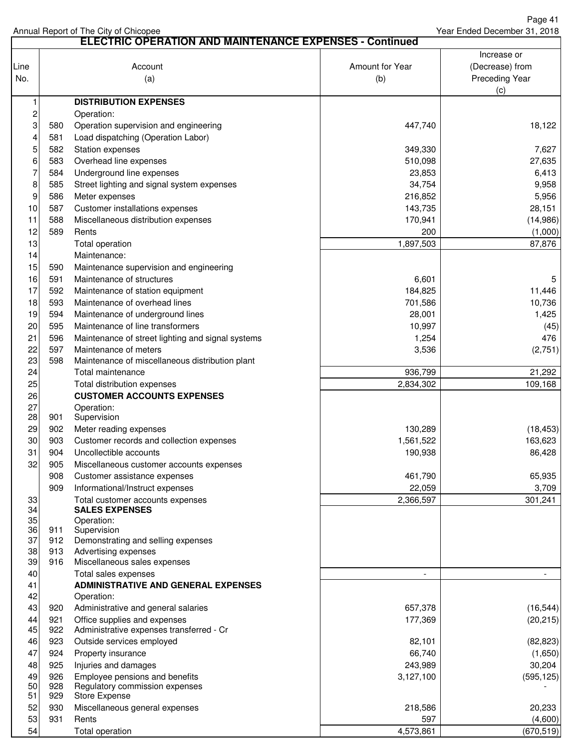Annual Report of The City of Chicopee

Year Ended December 31, 2018

## ELECTRIC OPERATION AND MAINTENANCE EXPENSES - Continued

| Line No. | | Account (a) | Amount for Year (b) | Increase or (Decrease) from Preceding Year (c) |
|---|---|---|---|---|
| 1 | | **DISTRIBUTION EXPENSES** | | |
| 2 | | Operation: | | |
| 3 | 580 | Operation supervision and engineering | 447,740 | 18,122 |
| 4 | 581 | Load dispatching (Operation Labor) | | |
| 5 | 582 | Station expenses | 349,330 | 7,627 |
| 6 | 583 | Overhead line expenses | 510,098 | 27,635 |
| 7 | 584 | Underground line expenses | 23,853 | 6,413 |
| 8 | 585 | Street lighting and signal system expenses | 34,754 | 9,958 |
| 9 | 586 | Meter expenses | 216,852 | 5,956 |
| 10 | 587 | Customer installations expenses | 143,735 | 28,151 |
| 11 | 588 | Miscellaneous distribution expenses | 170,941 | (14,986) |
| 12 | 589 | Rents | 200 | (1,000) |
| 13 | | Total operation | 1,897,503 | 87,876 |
| 14 | | Maintenance: | | |
| 15 | 590 | Maintenance supervision and engineering | | |
| 16 | 591 | Maintenance of structures | 6,601 | 5 |
| 17 | 592 | Maintenance of station equipment | 184,825 | 11,446 |
| 18 | 593 | Maintenance of overhead lines | 701,586 | 10,736 |
| 19 | 594 | Maintenance of underground lines | 28,001 | 1,425 |
| 20 | 595 | Maintenance of line transformers | 10,997 | (45) |
| 21 | 596 | Maintenance of street lighting and signal systems | 1,254 | 476 |
| 22 | 597 | Maintenance of meters | 3,536 | (2,751) |
| 23 | 598 | Maintenance of miscellaneous distribution plant | | |
| 24 | | Total maintenance | 936,799 | 21,292 |
| 25 | | Total distribution expenses | 2,834,302 | 109,168 |
| 26 | | **CUSTOMER ACCOUNTS EXPENSES** | | |
| 27 | | Operation: | | |
| 28 | 901 | Supervision | | |
| 29 | 902 | Meter reading expenses | 130,289 | (18,453) |
| 30 | 903 | Customer records and collection expenses | 1,561,522 | 163,623 |
| 31 | 904 | Uncollectible accounts | 190,938 | 86,428 |
| 32 | 905 | Miscellaneous customer accounts expenses | | |
| | 908 | Customer assistance expenses | 461,790 | 65,935 |
| | 909 | Informational/Instruct expenses | 22,059 | 3,709 |
| 33 | | Total customer accounts expenses | 2,366,597 | 301,241 |
| 34 | | **SALES EXPENSES** | | |
| 35 | | Operation: | | |
| 36 | 911 | Supervision | | |
| 37 | 912 | Demonstrating and selling expenses | | |
| 38 | 913 | Advertising expenses | | |
| 39 | 916 | Miscellaneous sales expenses | | |
| 40 | | Total sales expenses | - | - |
| 41 | | **ADMINISTRATIVE AND GENERAL EXPENSES** | | |
| 42 | | Operation: | | |
| 43 | 920 | Administrative and general salaries | 657,378 | (16,544) |
| 44 | 921 | Office supplies and expenses | 177,369 | (20,215) |
| 45 | 922 | Administrative expenses transferred - Cr | | |
| 46 | 923 | Outside services employed | 82,101 | (82,823) |
| 47 | 924 | Property insurance | 66,740 | (1,650) |
| 48 | 925 | Injuries and damages | 243,989 | 30,204 |
| 49 | 926 | Employee pensions and benefits | 3,127,100 | (595,125) |
| 50 | 928 | Regulatory commission expenses | | - |
| 51 | 929 | Store Expense | | |
| 52 | 930 | Miscellaneous general expenses | 218,586 | 20,233 |
| 53 | 931 | Rents | 597 | (4,600) |
| 54 | | Total operation | 4,573,861 | (670,519) |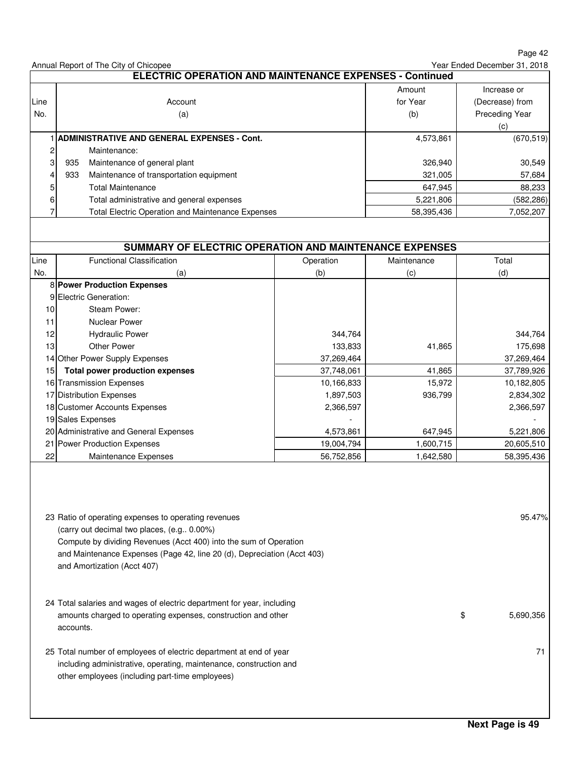Annual Report of The City of Chicopee — Year Ended December 31, 2018

## ELECTRIC OPERATION AND MAINTENANCE EXPENSES - Continued

| Line No. | Account (a) | Amount for Year (b) | Increase or (Decrease) from Preceding Year (c) |
|---|---|---|---|
| 1 | **ADMINISTRATIVE AND GENERAL EXPENSES - Cont.** | 4,573,861 | (670,519) |
| 2 | Maintenance: | | |
| 3 | 935 Maintenance of general plant | 326,940 | 30,549 |
| 4 | 933 Maintenance of transportation equipment | 321,005 | 57,684 |
| 5 | Total Maintenance | 647,945 | 88,233 |
| 6 | Total administrative and general expenses | 5,221,806 | (582,286) |
| 7 | Total Electric Operation and Maintenance Expenses | 58,395,436 | 7,052,207 |

## SUMMARY OF ELECTRIC OPERATION AND MAINTENANCE EXPENSES

| Line No. | Functional Classification (a) | Operation (b) | Maintenance (c) | Total (d) |
|---|---|---|---|---|
| 8 | **Power Production Expenses** | | | |
| 9 | Electric Generation: | | | |
| 10 | Steam Power: | | | |
| 11 | Nuclear Power | | | |
| 12 | Hydraulic Power | 344,764 | | 344,764 |
| 13 | Other Power | 133,833 | 41,865 | 175,698 |
| 14 | Other Power Supply Expenses | 37,269,464 | | 37,269,464 |
| 15 | **Total power production expenses** | 37,748,061 | 41,865 | 37,789,926 |
| 16 | Transmission Expenses | 10,166,833 | 15,972 | 10,182,805 |
| 17 | Distribution Expenses | 1,897,503 | 936,799 | 2,834,302 |
| 18 | Customer Accounts Expenses | 2,366,597 | | 2,366,597 |
| 19 | Sales Expenses | - | | - |
| 20 | Administrative and General Expenses | 4,573,861 | 647,945 | 5,221,806 |
| 21 | Power Production Expenses | 19,004,794 | 1,600,715 | 20,605,510 |
| 22 | Maintenance Expenses | 56,752,856 | 1,642,580 | 58,395,436 |

23 Ratio of operating expenses to operating revenues (carry out decimal two places, (e.g.. 0.00%) Compute by dividing Revenues (Acct 400) into the sum of Operation and Maintenance Expenses (Page 42, line 20 (d), Depreciation (Acct 403) and Amortization (Acct 407) — 95.47%

24 Total salaries and wages of electric department for year, including amounts charged to operating expenses, construction and other accounts. — $ 5,690,356

25 Total number of employees of electric department at end of year including administrative, operating, maintenance, construction and other employees (including part-time employees) — 71

**Next Page is 49**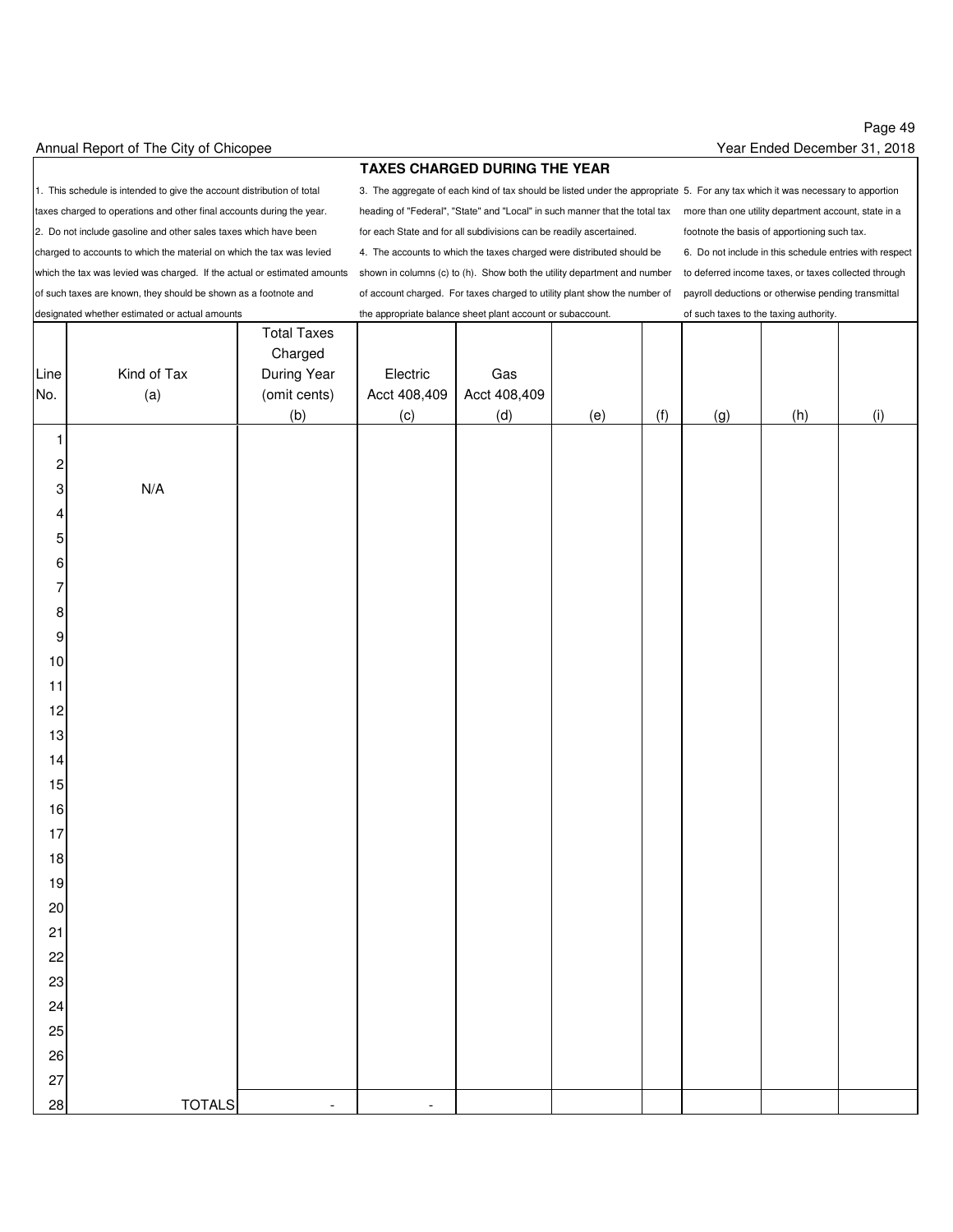Annual Report of The City of Chicopee — Year Ended December 31, 2018

## TAXES CHARGED DURING THE YEAR

1. This schedule is intended to give the account distribution of total taxes charged to operations and other final accounts during the year.
2. Do not include gasoline and other sales taxes which have been charged to accounts to which the material on which the tax was levied which the tax was levied was charged. If the actual or estimated amounts of such taxes are known, they should be shown as a footnote and designated whether estimated or actual amounts
3. The aggregate of each kind of tax should be listed under the appropriate heading of "Federal", "State" and "Local" in such manner that the total tax for each State and for all subdivisions can be readily ascertained.
4. The accounts to which the taxes charged were distributed should be shown in columns (c) to (h). Show both the utility department and number of account charged. For taxes charged to utility plant show the number of the appropriate balance sheet plant account or subaccount.
5. For any tax which it was necessary to apportion more than one utility department account, state in a footnote the basis of apportioning such tax.
6. Do not include in this schedule entries with respect to deferred income taxes, or taxes collected through payroll deductions or otherwise pending transmittal of such taxes to the taxing authority.

| Line No. | Kind of Tax (a) | Total Taxes Charged During Year (omit cents) (b) | Electric Acct 408,409 (c) | Gas Acct 408,409 (d) | (e) | (f) | (g) | (h) | (i) |
|---|---|---|---|---|---|---|---|---|---|
| 1 | | | | | | | | | |
| 2 | | | | | | | | | |
| 3 | N/A | | | | | | | | |
| 4 | | | | | | | | | |
| 5 | | | | | | | | | |
| 6 | | | | | | | | | |
| 7 | | | | | | | | | |
| 8 | | | | | | | | | |
| 9 | | | | | | | | | |
| 10 | | | | | | | | | |
| 11 | | | | | | | | | |
| 12 | | | | | | | | | |
| 13 | | | | | | | | | |
| 14 | | | | | | | | | |
| 15 | | | | | | | | | |
| 16 | | | | | | | | | |
| 17 | | | | | | | | | |
| 18 | | | | | | | | | |
| 19 | | | | | | | | | |
| 20 | | | | | | | | | |
| 21 | | | | | | | | | |
| 22 | | | | | | | | | |
| 23 | | | | | | | | | |
| 24 | | | | | | | | | |
| 25 | | | | | | | | | |
| 26 | | | | | | | | | |
| 27 | | | | | | | | | |
| 28 | TOTALS | - | - | | | | | | |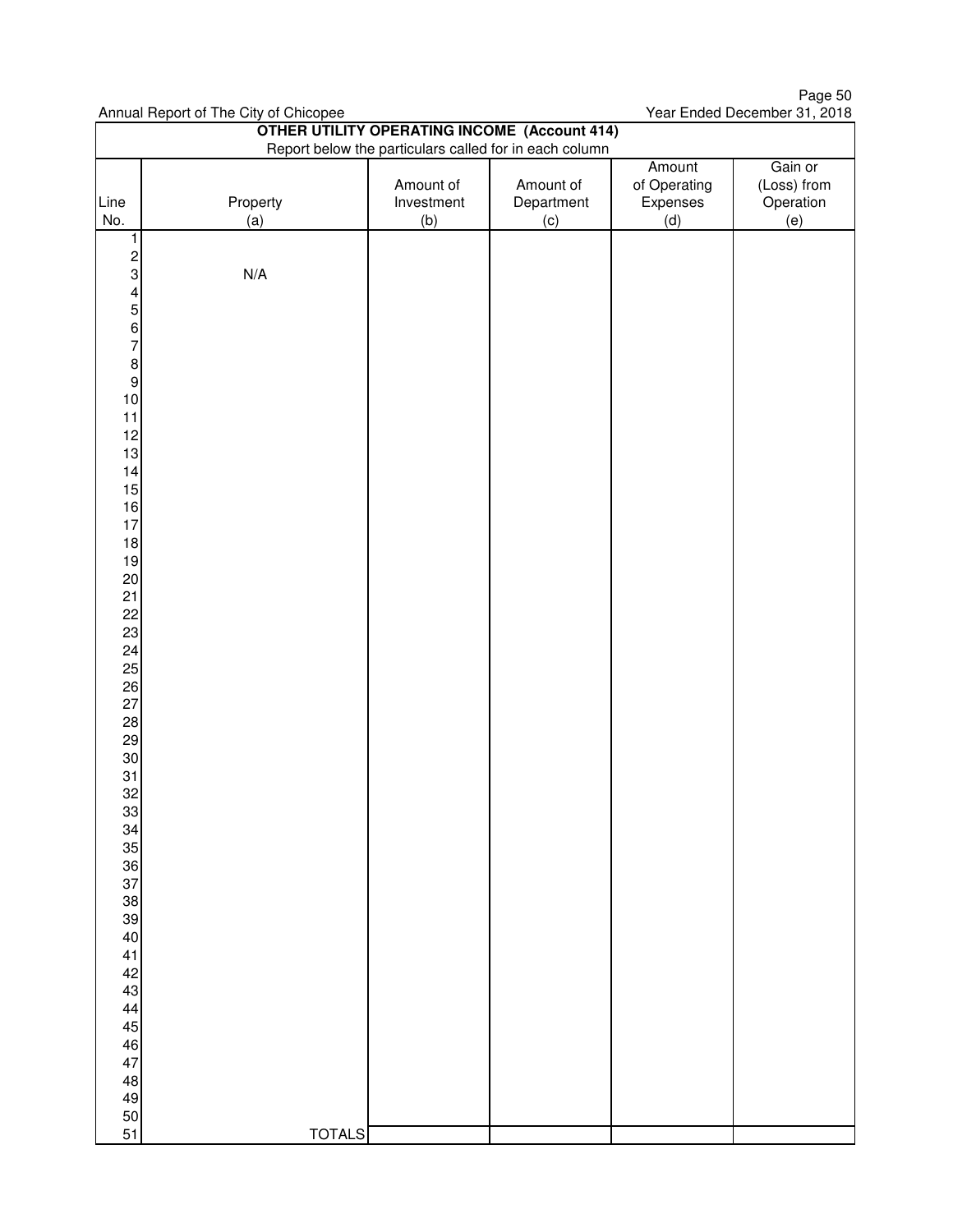Annual Report of The City of Chicopee

Year Ended December 31, 2018

## OTHER UTILITY OPERATING INCOME (Account 414)

Report below the particulars called for in each column

| Line No. | Property (a) | Amount of Investment (b) | Amount of Department (c) | Amount of Operating Expenses (d) | Gain or (Loss) from Operation (e) |
|---|---|---|---|---|---|
| 1 | | | | | |
| 2 | | | | | |
| 3 | N/A | | | | |
| 4 | | | | | |
| 5 | | | | | |
| 6 | | | | | |
| 7 | | | | | |
| 8 | | | | | |
| 9 | | | | | |
| 10 | | | | | |
| 11 | | | | | |
| 12 | | | | | |
| 13 | | | | | |
| 14 | | | | | |
| 15 | | | | | |
| 16 | | | | | |
| 17 | | | | | |
| 18 | | | | | |
| 19 | | | | | |
| 20 | | | | | |
| 21 | | | | | |
| 22 | | | | | |
| 23 | | | | | |
| 24 | | | | | |
| 25 | | | | | |
| 26 | | | | | |
| 27 | | | | | |
| 28 | | | | | |
| 29 | | | | | |
| 30 | | | | | |
| 31 | | | | | |
| 32 | | | | | |
| 33 | | | | | |
| 34 | | | | | |
| 35 | | | | | |
| 36 | | | | | |
| 37 | | | | | |
| 38 | | | | | |
| 39 | | | | | |
| 40 | | | | | |
| 41 | | | | | |
| 42 | | | | | |
| 43 | | | | | |
| 44 | | | | | |
| 45 | | | | | |
| 46 | | | | | |
| 47 | | | | | |
| 48 | | | | | |
| 49 | | | | | |
| 50 | | | | | |
| 51 | TOTALS | | | | |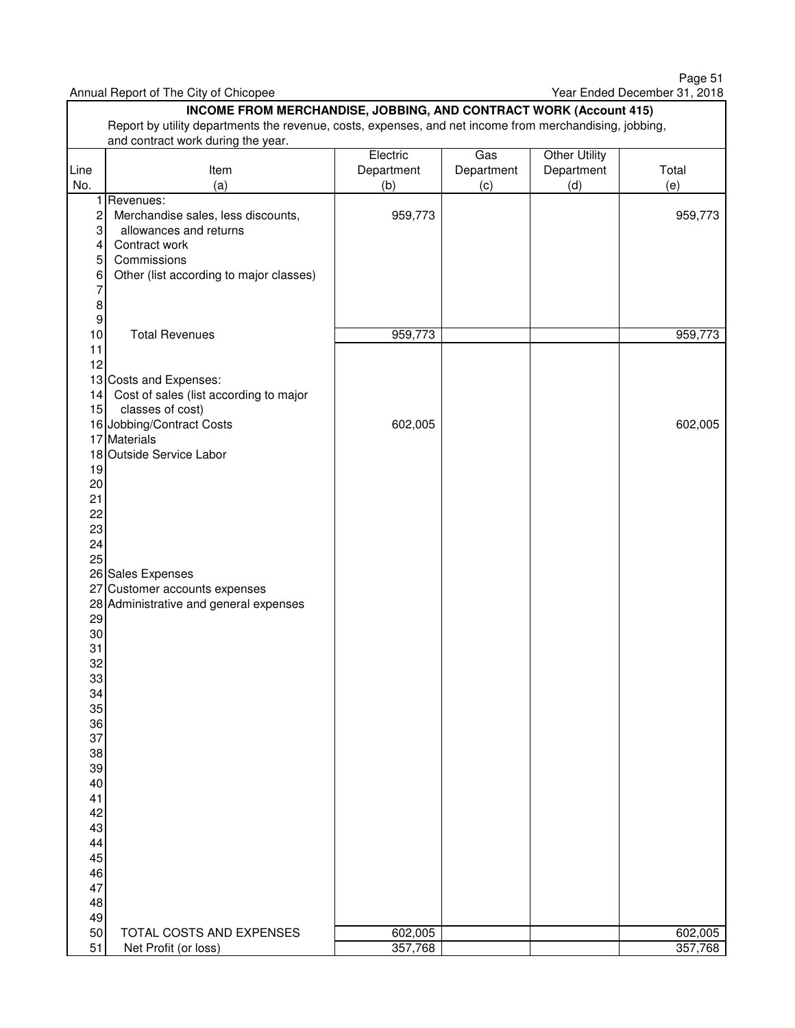Annual Report of The City of Chicopee — Year Ended December 31, 2018

## INCOME FROM MERCHANDISE, JOBBING, AND CONTRACT WORK (Account 415)

Report by utility departments the revenue, costs, expenses, and net income from merchandising, jobbing, and contract work during the year.

| Line No. | Item (a) | Electric Department (b) | Gas Department (c) | Other Utility Department (d) | Total (e) |
|---|---|---|---|---|---|
| 1 | Revenues: | | | | |
| 2 | Merchandise sales, less discounts, | 959,773 | | | 959,773 |
| 3 | allowances and returns | | | | |
| 4 | Contract work | | | | |
| 5 | Commissions | | | | |
| 6 | Other (list according to major classes) | | | | |
| 7 | | | | | |
| 8 | | | | | |
| 9 | | | | | |
| 10 | Total Revenues | 959,773 | | | 959,773 |
| 11 | | | | | |
| 12 | | | | | |
| 13 | Costs and Expenses: | | | | |
| 14 | Cost of sales (list according to major | | | | |
| 15 | classes of cost) | | | | |
| 16 | Jobbing/Contract Costs | 602,005 | | | 602,005 |
| 17 | Materials | | | | |
| 18 | Outside Service Labor | | | | |
| 19 | | | | | |
| 20 | | | | | |
| 21 | | | | | |
| 22 | | | | | |
| 23 | | | | | |
| 24 | | | | | |
| 25 | | | | | |
| 26 | Sales Expenses | | | | |
| 27 | Customer accounts expenses | | | | |
| 28 | Administrative and general expenses | | | | |
| 29 | | | | | |
| 30 | | | | | |
| 31 | | | | | |
| 32 | | | | | |
| 33 | | | | | |
| 34 | | | | | |
| 35 | | | | | |
| 36 | | | | | |
| 37 | | | | | |
| 38 | | | | | |
| 39 | | | | | |
| 40 | | | | | |
| 41 | | | | | |
| 42 | | | | | |
| 43 | | | | | |
| 44 | | | | | |
| 45 | | | | | |
| 46 | | | | | |
| 47 | | | | | |
| 48 | | | | | |
| 49 | | | | | |
| 50 | TOTAL COSTS AND EXPENSES | 602,005 | | | 602,005 |
| 51 | Net Profit (or loss) | 357,768 | | | 357,768 |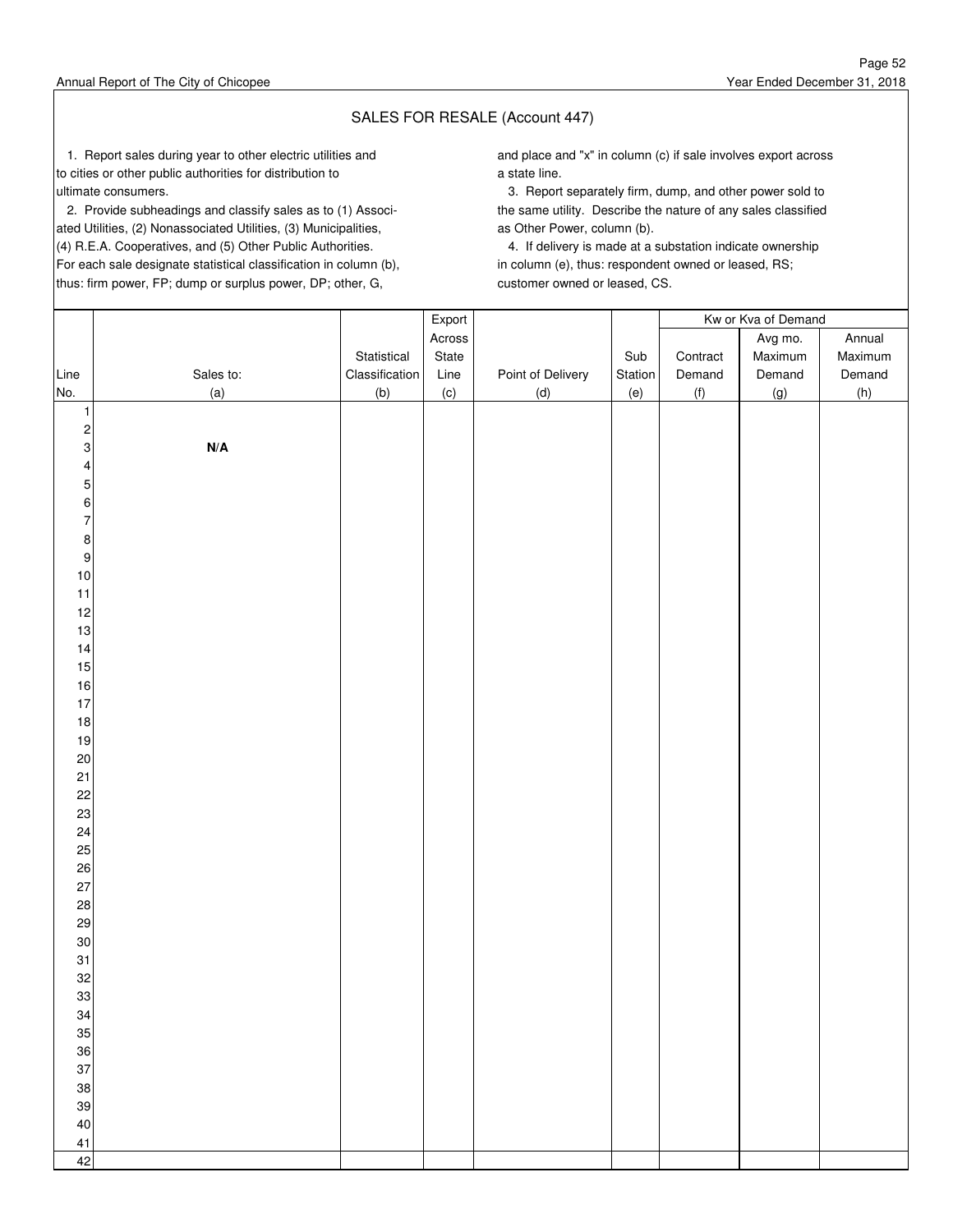# SALES FOR RESALE (Account 447)

1. Report sales during year to other electric utilities and to cities or other public authorities for distribution to ultimate consumers.

2. Provide subheadings and classify sales as to (1) Associated Utilities, (2) Nonassociated Utilities, (3) Municipalities, (4) R.E.A. Cooperatives, and (5) Other Public Authorities. For each sale designate statistical classification in column (b), thus: firm power, FP; dump or surplus power, DP; other, G, and place and "x" in column (c) if sale involves export across a state line.

3. Report separately firm, dump, and other power sold to the same utility. Describe the nature of any sales classified as Other Power, column (b).

4. If delivery is made at a substation indicate ownership in column (e), thus: respondent owned or leased, RS; customer owned or leased, CS.

| Line No. | Sales to: (a) | Statistical Classification (b) | Export Across State Line (c) | Point of Delivery (d) | Sub Station (e) | Kw or Kva of Demand: Contract Demand (f) | Avg mo. Maximum Demand (g) | Annual Maximum Demand (h) |
|---|---|---|---|---|---|---|---|---|
| 1 | | | | | | | | |
| 2 | | | | | | | | |
| 3 | **N/A** | | | | | | | |
| 4 | | | | | | | | |
| 5 | | | | | | | | |
| 6 | | | | | | | | |
| 7 | | | | | | | | |
| 8 | | | | | | | | |
| 9 | | | | | | | | |
| 10 | | | | | | | | |
| 11 | | | | | | | | |
| 12 | | | | | | | | |
| 13 | | | | | | | | |
| 14 | | | | | | | | |
| 15 | | | | | | | | |
| 16 | | | | | | | | |
| 17 | | | | | | | | |
| 18 | | | | | | | | |
| 19 | | | | | | | | |
| 20 | | | | | | | | |
| 21 | | | | | | | | |
| 22 | | | | | | | | |
| 23 | | | | | | | | |
| 24 | | | | | | | | |
| 25 | | | | | | | | |
| 26 | | | | | | | | |
| 27 | | | | | | | | |
| 28 | | | | | | | | |
| 29 | | | | | | | | |
| 30 | | | | | | | | |
| 31 | | | | | | | | |
| 32 | | | | | | | | |
| 33 | | | | | | | | |
| 34 | | | | | | | | |
| 35 | | | | | | | | |
| 36 | | | | | | | | |
| 37 | | | | | | | | |
| 38 | | | | | | | | |
| 39 | | | | | | | | |
| 40 | | | | | | | | |
| 41 | | | | | | | | |
| 42 | | | | | | | | |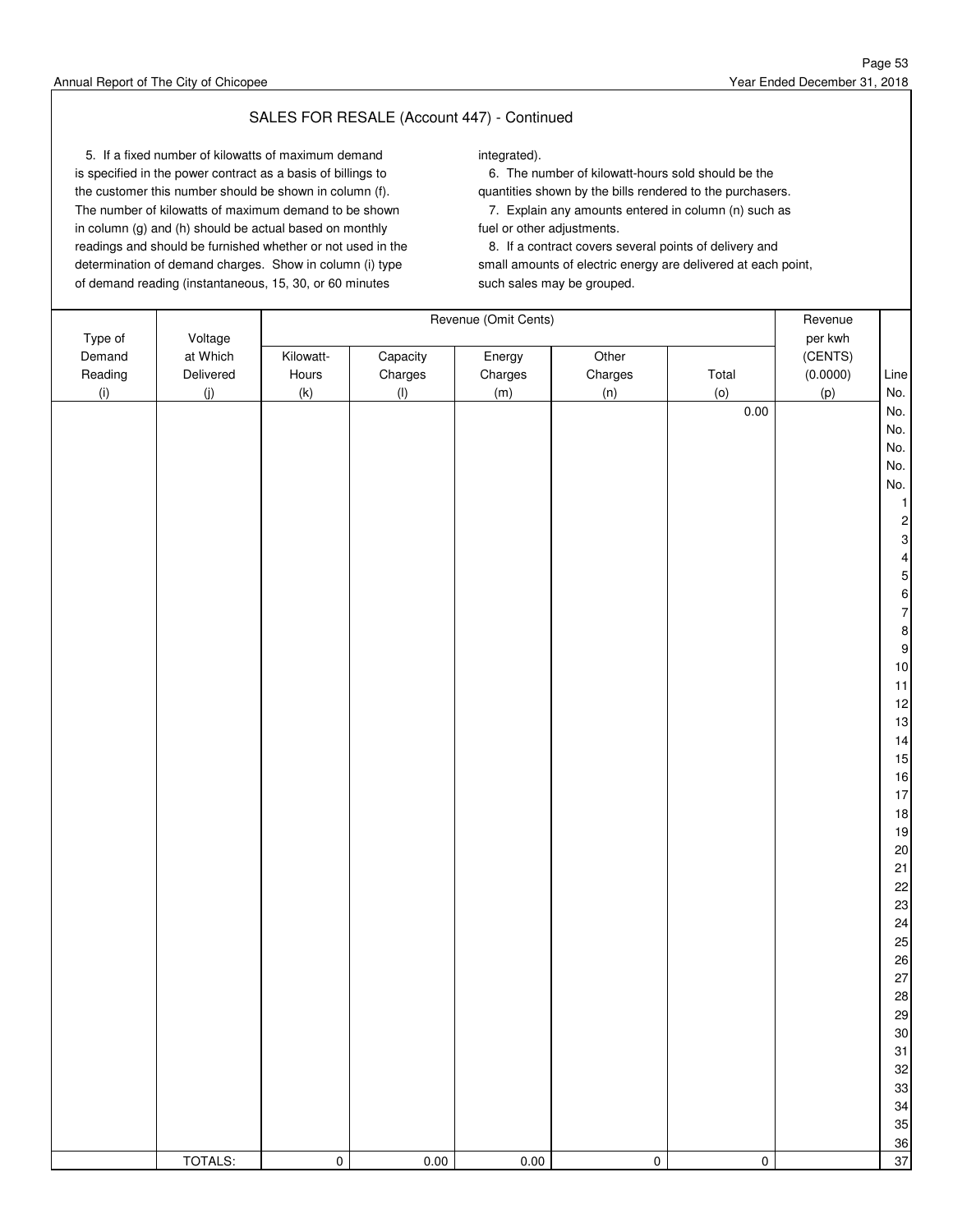## SALES FOR RESALE (Account 447) - Continued

5. If a fixed number of kilowatts of maximum demand is specified in the power contract as a basis of billings to the customer this number should be shown in column (f). The number of kilowatts of maximum demand to be shown in column (g) and (h) should be actual based on monthly readings and should be furnished whether or not used in the determination of demand charges. Show in column (i) type of demand reading (instantaneous, 15, 30, or 60 minutes integrated).

6. The number of kilowatt-hours sold should be the quantities shown by the bills rendered to the purchasers.

7. Explain any amounts entered in column (n) such as fuel or other adjustments.

8. If a contract covers several points of delivery and small amounts of electric energy are delivered at each point, such sales may be grouped.

| Type of Demand Reading (i) | Voltage at Which Delivered (j) | Kilowatt-Hours (k) | Revenue (Omit Cents) Capacity Charges (l) | Energy Charges (m) | Other Charges (n) | Total (o) | Revenue per kwh (CENTS) (0.0000) (p) | Line No. |
|---|---|---|---|---|---|---|---|---|
| | | | | | | 0.00 | | No. |
| | | | | | | | | No. |
| | | | | | | | | No. |
| | | | | | | | | No. |
| | | | | | | | | No. |
| | | | | | | | | 1 |
| | | | | | | | | 2 |
| | | | | | | | | 3 |
| | | | | | | | | 4 |
| | | | | | | | | 5 |
| | | | | | | | | 6 |
| | | | | | | | | 7 |
| | | | | | | | | 8 |
| | | | | | | | | 9 |
| | | | | | | | | 10 |
| | | | | | | | | 11 |
| | | | | | | | | 12 |
| | | | | | | | | 13 |
| | | | | | | | | 14 |
| | | | | | | | | 15 |
| | | | | | | | | 16 |
| | | | | | | | | 17 |
| | | | | | | | | 18 |
| | | | | | | | | 19 |
| | | | | | | | | 20 |
| | | | | | | | | 21 |
| | | | | | | | | 22 |
| | | | | | | | | 23 |
| | | | | | | | | 24 |
| | | | | | | | | 25 |
| | | | | | | | | 26 |
| | | | | | | | | 27 |
| | | | | | | | | 28 |
| | | | | | | | | 29 |
| | | | | | | | | 30 |
| | | | | | | | | 31 |
| | | | | | | | | 32 |
| | | | | | | | | 33 |
| | | | | | | | | 34 |
| | | | | | | | | 35 |
| | | | | | | | | 36 |
| | TOTALS: | 0 | 0.00 | 0.00 | 0 | 0 | | 37 |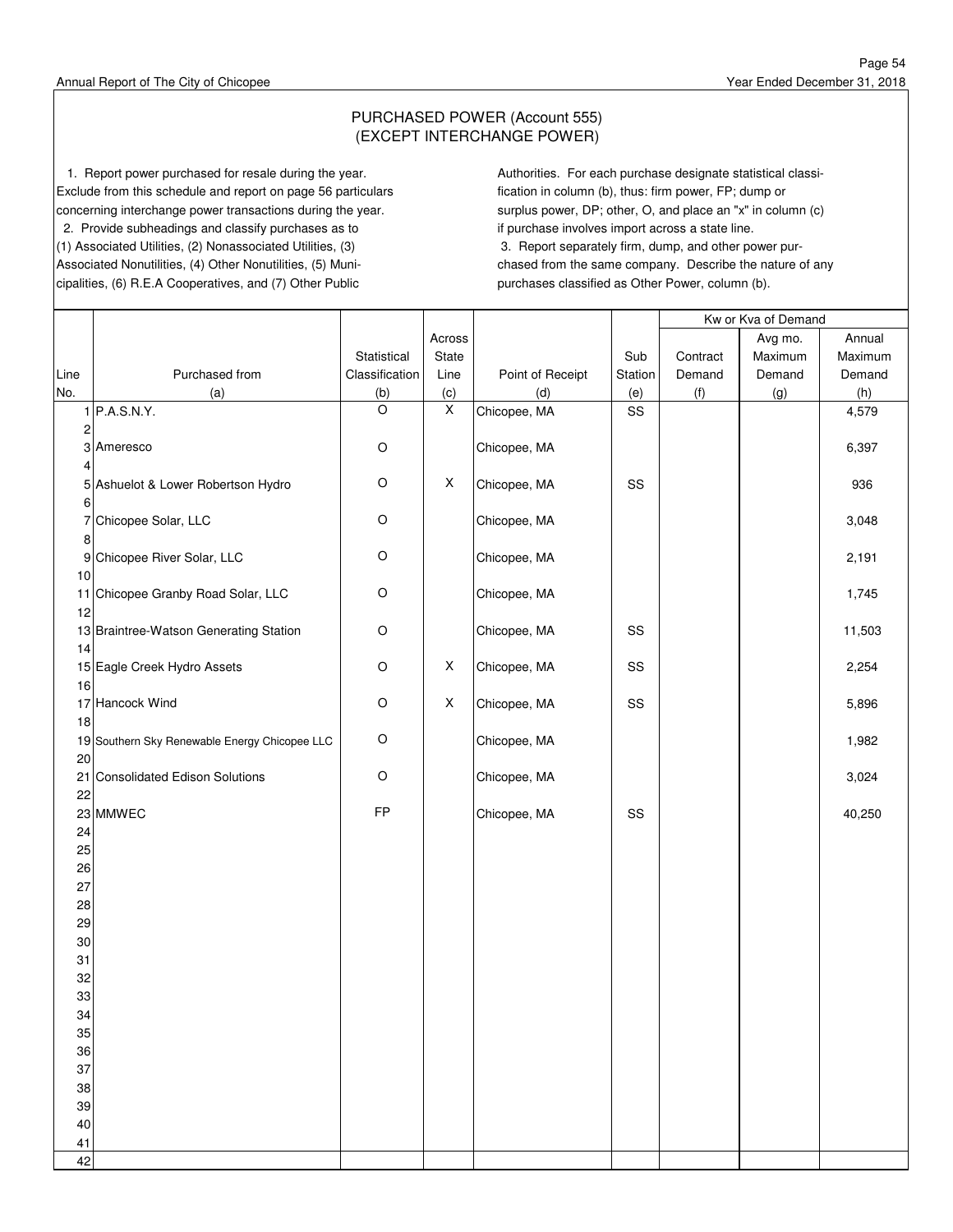# PURCHASED POWER (Account 555)
## (EXCEPT INTERCHANGE POWER)

1. Report power purchased for resale during the year. Exclude from this schedule and report on page 56 particulars concerning interchange power transactions during the year.

2. Provide subheadings and classify purchases as to (1) Associated Utilities, (2) Nonassociated Utilities, (3) Associated Nonutilities, (4) Other Nonutilities, (5) Municipalities, (6) R.E.A Cooperatives, and (7) Other Public Authorities. For each purchase designate statistical classification in column (b), thus: firm power, FP; dump or surplus power, DP; other, O, and place an "x" in column (c) if purchase involves import across a state line.

3. Report separately firm, dump, and other power purchased from the same company. Describe the nature of any purchases classified as Other Power, column (b).

| Line No. | Purchased from (a) | Statistical Classification (b) | Across State Line (c) | Point of Receipt (d) | Sub Station (e) | Kw or Kva of Demand: Contract Demand (f) | Kw or Kva of Demand: Avg mo. Maximum Demand (g) | Kw or Kva of Demand: Annual Maximum Demand (h) |
|---|---|---|---|---|---|---|---|---|
| 1 | P.A.S.N.Y. | O | X | Chicopee, MA | SS | | | 4,579 |
| 2 | | | | | | | | |
| 3 | Ameresco | O | | Chicopee, MA | | | | 6,397 |
| 4 | | | | | | | | |
| 5 | Ashuelot & Lower Robertson Hydro | O | X | Chicopee, MA | SS | | | 936 |
| 6 | | | | | | | | |
| 7 | Chicopee Solar, LLC | O | | Chicopee, MA | | | | 3,048 |
| 8 | | | | | | | | |
| 9 | Chicopee River Solar, LLC | O | | Chicopee, MA | | | | 2,191 |
| 10 | | | | | | | | |
| 11 | Chicopee Granby Road Solar, LLC | O | | Chicopee, MA | | | | 1,745 |
| 12 | | | | | | | | |
| 13 | Braintree-Watson Generating Station | O | | Chicopee, MA | SS | | | 11,503 |
| 14 | | | | | | | | |
| 15 | Eagle Creek Hydro Assets | O | X | Chicopee, MA | SS | | | 2,254 |
| 16 | | | | | | | | |
| 17 | Hancock Wind | O | X | Chicopee, MA | SS | | | 5,896 |
| 18 | | | | | | | | |
| 19 | Southern Sky Renewable Energy Chicopee LLC | O | | Chicopee, MA | | | | 1,982 |
| 20 | | | | | | | | |
| 21 | Consolidated Edison Solutions | O | | Chicopee, MA | | | | 3,024 |
| 22 | | | | | | | | |
| 23 | MMWEC | FP | | Chicopee, MA | SS | | | 40,250 |
| 24 | | | | | | | | |
| 25 | | | | | | | | |
| 26 | | | | | | | | |
| 27 | | | | | | | | |
| 28 | | | | | | | | |
| 29 | | | | | | | | |
| 30 | | | | | | | | |
| 31 | | | | | | | | |
| 32 | | | | | | | | |
| 33 | | | | | | | | |
| 34 | | | | | | | | |
| 35 | | | | | | | | |
| 36 | | | | | | | | |
| 37 | | | | | | | | |
| 38 | | | | | | | | |
| 39 | | | | | | | | |
| 40 | | | | | | | | |
| 41 | | | | | | | | |
| 42 | | | | | | | | |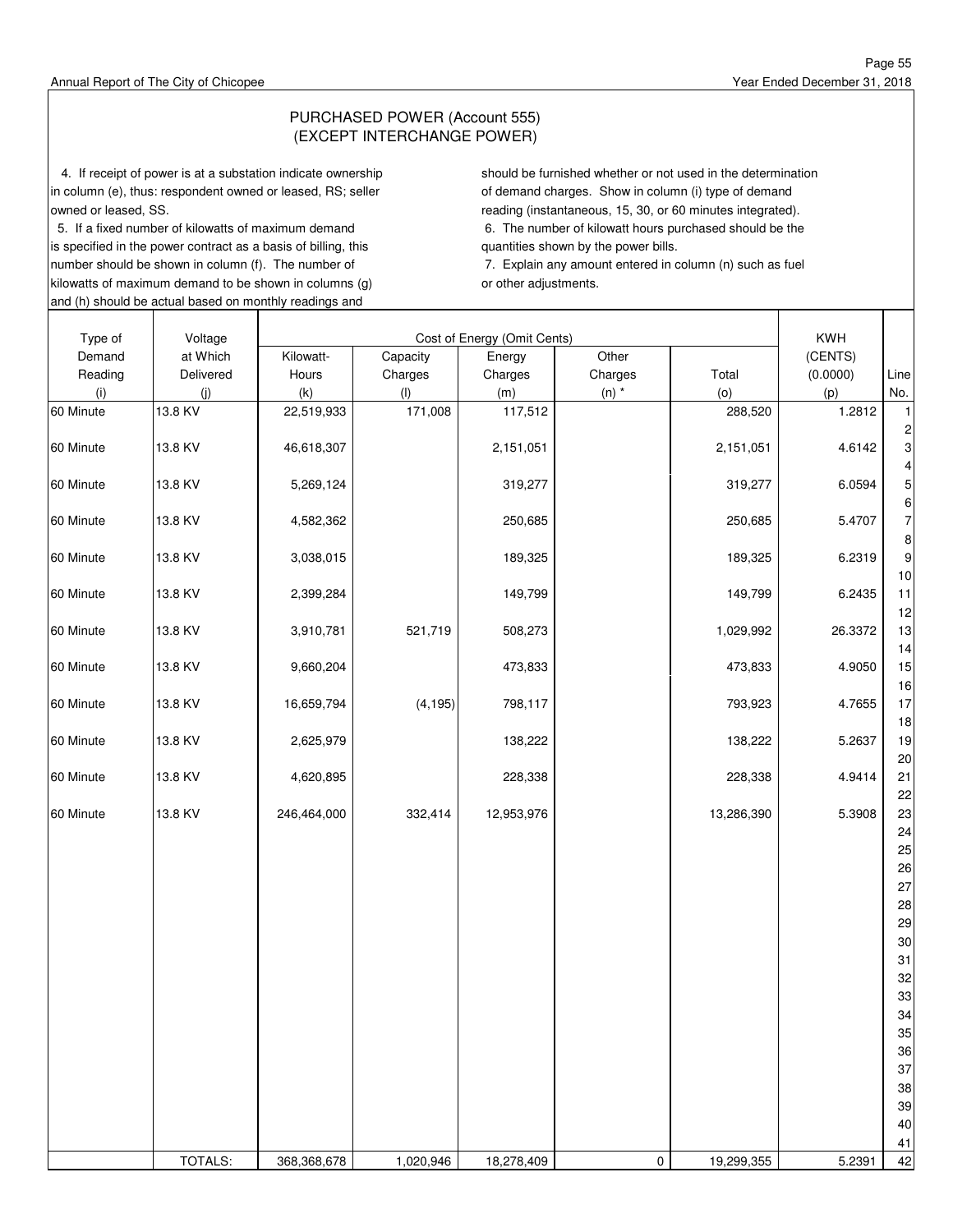# PURCHASED POWER (Account 555)
## (EXCEPT INTERCHANGE POWER)

4. If receipt of power is at a substation indicate ownership in column (e), thus: respondent owned or leased, RS; seller owned or leased, SS.

5. If a fixed number of kilowatts of maximum demand is specified in the power contract as a basis of billing, this number should be shown in column (f). The number of kilowatts of maximum demand to be shown in columns (g) and (h) should be actual based on monthly readings and should be furnished whether or not used in the determination of demand charges. Show in column (i) type of demand reading (instantaneous, 15, 30, or 60 minutes integrated).

6. The number of kilowatt hours purchased should be the quantities shown by the power bills.

7. Explain any amount entered in column (n) such as fuel or other adjustments.

| Type of Demand Reading (i) | Voltage at Which Delivered (j) | Kilowatt-Hours (k) | Cost of Energy (Omit Cents) Capacity Charges (l) | Energy Charges (m) | Other Charges (n) * | Total (o) | KWH (CENTS) (0.0000) (p) | Line No. |
|---|---|---|---|---|---|---|---|---|
| 60 Minute | 13.8 KV | 22,519,933 | 171,008 | 117,512 | | 288,520 | 1.2812 | 1 |
| | | | | | | | | 2 |
| 60 Minute | 13.8 KV | 46,618,307 | | 2,151,051 | | 2,151,051 | 4.6142 | 3 |
| | | | | | | | | 4 |
| 60 Minute | 13.8 KV | 5,269,124 | | 319,277 | | 319,277 | 6.0594 | 5 |
| | | | | | | | | 6 |
| 60 Minute | 13.8 KV | 4,582,362 | | 250,685 | | 250,685 | 5.4707 | 7 |
| | | | | | | | | 8 |
| 60 Minute | 13.8 KV | 3,038,015 | | 189,325 | | 189,325 | 6.2319 | 9 |
| | | | | | | | | 10 |
| 60 Minute | 13.8 KV | 2,399,284 | | 149,799 | | 149,799 | 6.2435 | 11 |
| | | | | | | | | 12 |
| 60 Minute | 13.8 KV | 3,910,781 | 521,719 | 508,273 | | 1,029,992 | 26.3372 | 13 |
| | | | | | | | | 14 |
| 60 Minute | 13.8 KV | 9,660,204 | | 473,833 | | 473,833 | 4.9050 | 15 |
| | | | | | | | | 16 |
| 60 Minute | 13.8 KV | 16,659,794 | (4,195) | 798,117 | | 793,923 | 4.7655 | 17 |
| | | | | | | | | 18 |
| 60 Minute | 13.8 KV | 2,625,979 | | 138,222 | | 138,222 | 5.2637 | 19 |
| | | | | | | | | 20 |
| 60 Minute | 13.8 KV | 4,620,895 | | 228,338 | | 228,338 | 4.9414 | 21 |
| | | | | | | | | 22 |
| 60 Minute | 13.8 KV | 246,464,000 | 332,414 | 12,953,976 | | 13,286,390 | 5.3908 | 23 |
| | | | | | | | | 24 |
| | | | | | | | | 25 |
| | | | | | | | | 26 |
| | | | | | | | | 27 |
| | | | | | | | | 28 |
| | | | | | | | | 29 |
| | | | | | | | | 30 |
| | | | | | | | | 31 |
| | | | | | | | | 32 |
| | | | | | | | | 33 |
| | | | | | | | | 34 |
| | | | | | | | | 35 |
| | | | | | | | | 36 |
| | | | | | | | | 37 |
| | | | | | | | | 38 |
| | | | | | | | | 39 |
| | | | | | | | | 40 |
| | | | | | | | | 41 |
| | TOTALS: | 368,368,678 | 1,020,946 | 18,278,409 | 0 | 19,299,355 | 5.2391 | 42 |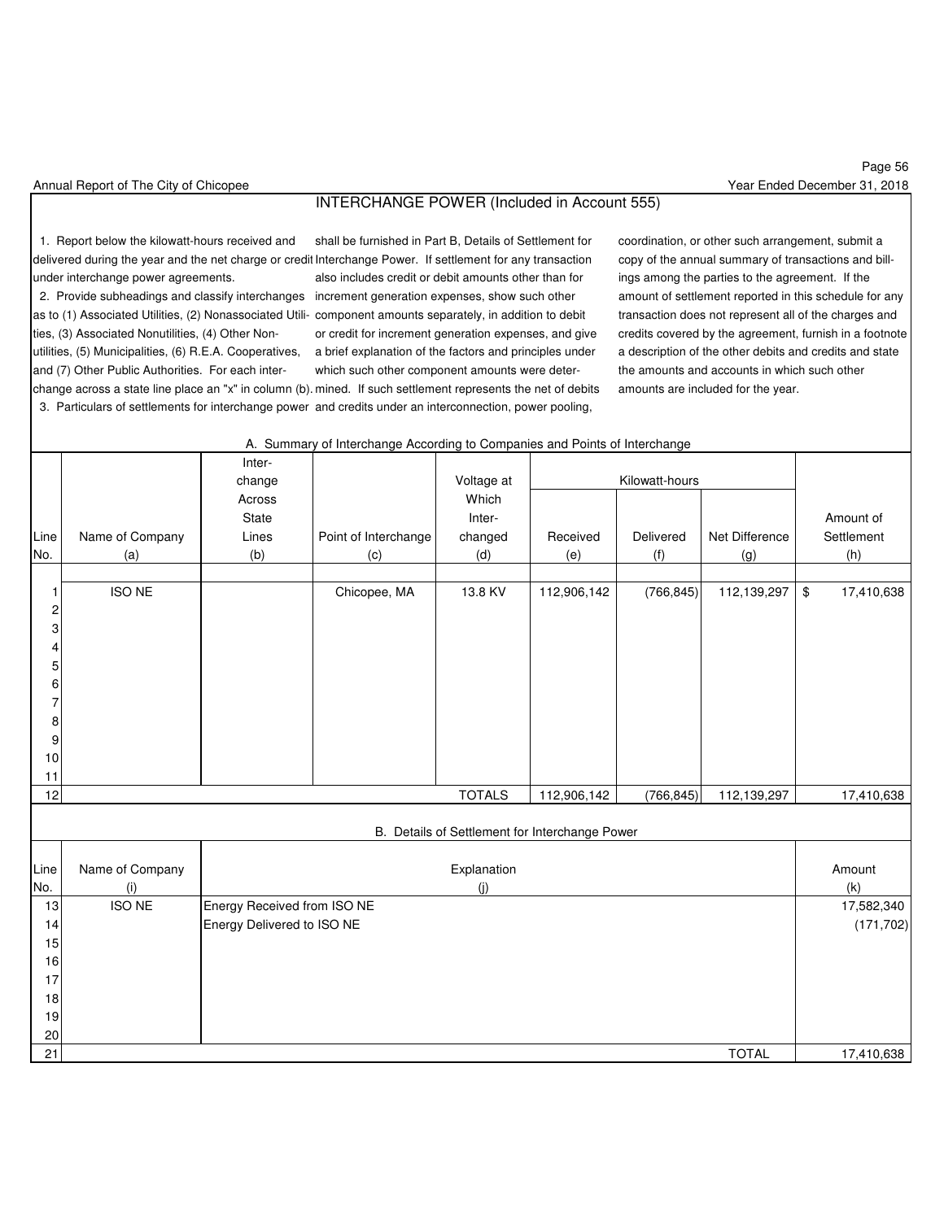# INTERCHANGE POWER (Included in Account 555)

1. Report below the kilowatt-hours received and delivered during the year and the net charge or credit under interchange power agreements.

2. Provide subheadings and classify interchanges as to (1) Associated Utilities, (2) Nonassociated Utilities, (3) Associated Nonutilities, (4) Other Nonutilities, (5) Municipalities, (6) R.E.A. Cooperatives, and (7) Other Public Authorities. For each interchange across a state line place an "x" in column (b).

3. Particulars of settlements for interchange power shall be furnished in Part B, Details of Settlement for Interchange Power. If settlement for any transaction also includes credit or debit amounts other than for increment generation expenses, show such other component amounts separately, in addition to debit or credit for increment generation expenses, and give a brief explanation of the factors and principles under which such other component amounts were determined. If such settlement represents the net of debits and credits under an interconnection, power pooling, coordination, or other such arrangement, submit a copy of the annual summary of transactions and billings among the parties to the agreement. If the amount of settlement reported in this schedule for any transaction does not represent all of the charges and credits covered by the agreement, furnish in a footnote a description of the other debits and credits and state the amounts and accounts in which such other amounts are included for the year.

## A. Summary of Interchange According to Companies and Points of Interchange

| Line No. | Name of Company (a) | Interchange Across State Lines (b) | Point of Interchange (c) | Voltage at Which Interchanged (d) | Kilowatt-hours Received (e) | Kilowatt-hours Delivered (f) | Kilowatt-hours Net Difference (g) | Amount of Settlement (h) |
|---|---|---|---|---|---|---|---|---|
| 1 | ISO NE | | Chicopee, MA | 13.8 KV | 112,906,142 | (766,845) | 112,139,297 | $ 17,410,638 |
| 2 | | | | | | | | |
| 3 | | | | | | | | |
| 4 | | | | | | | | |
| 5 | | | | | | | | |
| 6 | | | | | | | | |
| 7 | | | | | | | | |
| 8 | | | | | | | | |
| 9 | | | | | | | | |
| 10 | | | | | | | | |
| 11 | | | | | | | | |
| 12 | | | | TOTALS | 112,906,142 | (766,845) | 112,139,297 | 17,410,638 |

## B. Details of Settlement for Interchange Power

| Line No. | Name of Company (i) | Explanation (j) | Amount (k) |
|---|---|---|---|
| 13 | ISO NE | Energy Received from ISO NE | 17,582,340 |
| 14 | | Energy Delivered to ISO NE | (171,702) |
| 15 | | | |
| 16 | | | |
| 17 | | | |
| 18 | | | |
| 19 | | | |
| 20 | | | |
| 21 | | TOTAL | 17,410,638 |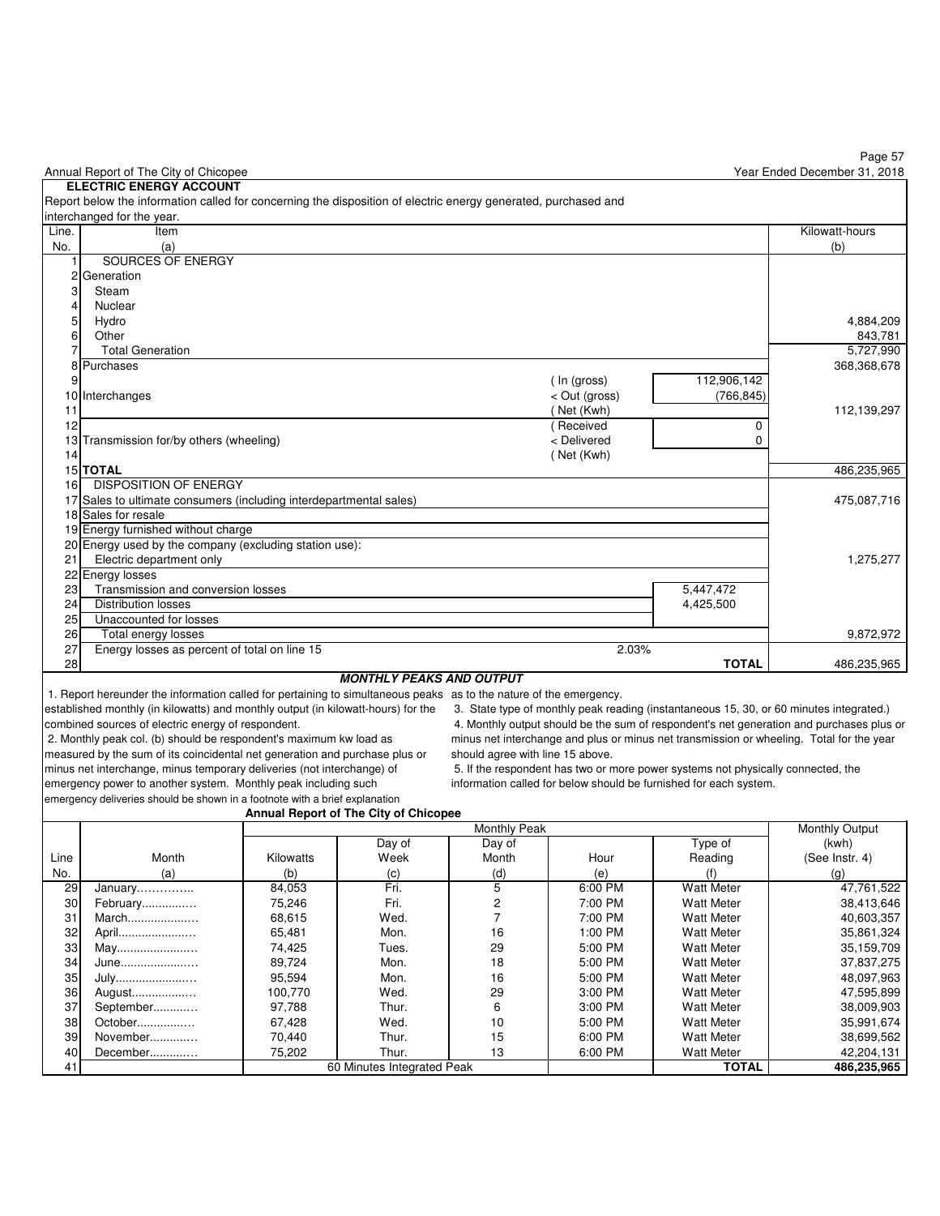Annual Report of The City of Chicopee

Year Ended December 31, 2018

## ELECTRIC ENERGY ACCOUNT

Report below the information called for concerning the disposition of electric energy generated, purchased and interchanged for the year.

| Line. No. | Item (a) | | | Kilowatt-hours (b) |
|---|---|---|---|---|
| 1 | SOURCES OF ENERGY | | | |
| 2 | Generation | | | |
| 3 | Steam | | | |
| 4 | Nuclear | | | |
| 5 | Hydro | | | 4,884,209 |
| 6 | Other | | | 843,781 |
| 7 | Total Generation | | | 5,727,990 |
| 8 | Purchases | | | 368,368,678 |
| 9 | | ( In (gross) | 112,906,142 | |
| 10 | Interchanges | < Out (gross) | (766,845) | |
| 11 | | ( Net (Kwh) | | 112,139,297 |
| 12 | | ( Received | 0 | |
| 13 | Transmission for/by others (wheeling) | < Delivered | 0 | |
| 14 | | ( Net (Kwh) | | |
| 15 | **TOTAL** | | | 486,235,965 |
| 16 | DISPOSITION OF ENERGY | | | |
| 17 | Sales to ultimate consumers (including interdepartmental sales) | | | 475,087,716 |
| 18 | Sales for resale | | | |
| 19 | Energy furnished without charge | | | |
| 20 | Energy used by the company (excluding station use): | | | |
| 21 | Electric department only | | | 1,275,277 |
| 22 | Energy losses | | | |
| 23 | Transmission and conversion losses | | 5,447,472 | |
| 24 | Distribution losses | | 4,425,500 | |
| 25 | Unaccounted for losses | | | |
| 26 | Total energy losses | | | 9,872,972 |
| 27 | Energy losses as percent of total on line 15 | 2.03% | | |
| 28 | | | **TOTAL** | 486,235,965 |

## *MONTHLY PEAKS AND OUTPUT*

1. Report hereunder the information called for pertaining to simultaneous peaks established monthly (in kilowatts) and monthly output (in kilowatt-hours) for the combined sources of electric energy of respondent.
2. Monthly peak col. (b) should be respondent's maximum kw load as measured by the sum of its coincidental net generation and purchase plus or minus net interchange, minus temporary deliveries (not interchange) of emergency power to another system. Monthly peak including such emergency deliveries should be shown in a footnote with a brief explanation as to the nature of the emergency.
3. State type of monthly peak reading (instantaneous 15, 30, or 60 minutes integrated.)
4. Monthly output should be the sum of respondent's net generation and purchases plus or minus net interchange and plus or minus net transmission or wheeling. Total for the year should agree with line 15 above.
5. If the respondent has two or more power systems not physically connected, the information called for below should be furnished for each system.

**Annual Report of The City of Chicopee**

| Line No. | Month (a) | Monthly Peak: Kilowatts (b) | Day of Week (c) | Day of Month (d) | Hour (e) | Type of Reading (f) | Monthly Output (kwh) (See Instr. 4) (g) |
|---|---|---|---|---|---|---|---|
| 29 | January | 84,053 | Fri. | 5 | 6:00 PM | Watt Meter | 47,761,522 |
| 30 | February | 75,246 | Fri. | 2 | 7:00 PM | Watt Meter | 38,413,646 |
| 31 | March | 68,615 | Wed. | 7 | 7:00 PM | Watt Meter | 40,603,357 |
| 32 | April | 65,481 | Mon. | 16 | 1:00 PM | Watt Meter | 35,861,324 |
| 33 | May | 74,425 | Tues. | 29 | 5:00 PM | Watt Meter | 35,159,709 |
| 34 | June | 89,724 | Mon. | 18 | 5:00 PM | Watt Meter | 37,837,275 |
| 35 | July | 95,594 | Mon. | 16 | 5:00 PM | Watt Meter | 48,097,963 |
| 36 | August | 100,770 | Wed. | 29 | 3:00 PM | Watt Meter | 47,595,899 |
| 37 | September | 97,788 | Thur. | 6 | 3:00 PM | Watt Meter | 38,009,903 |
| 38 | October | 67,428 | Wed. | 10 | 5:00 PM | Watt Meter | 35,991,674 |
| 39 | November | 70,440 | Thur. | 15 | 6:00 PM | Watt Meter | 38,699,562 |
| 40 | December | 75,202 | Thur. | 13 | 6:00 PM | Watt Meter | 42,204,131 |
| 41 | | 60 Minutes Integrated Peak | | | | **TOTAL** | **486,235,965** |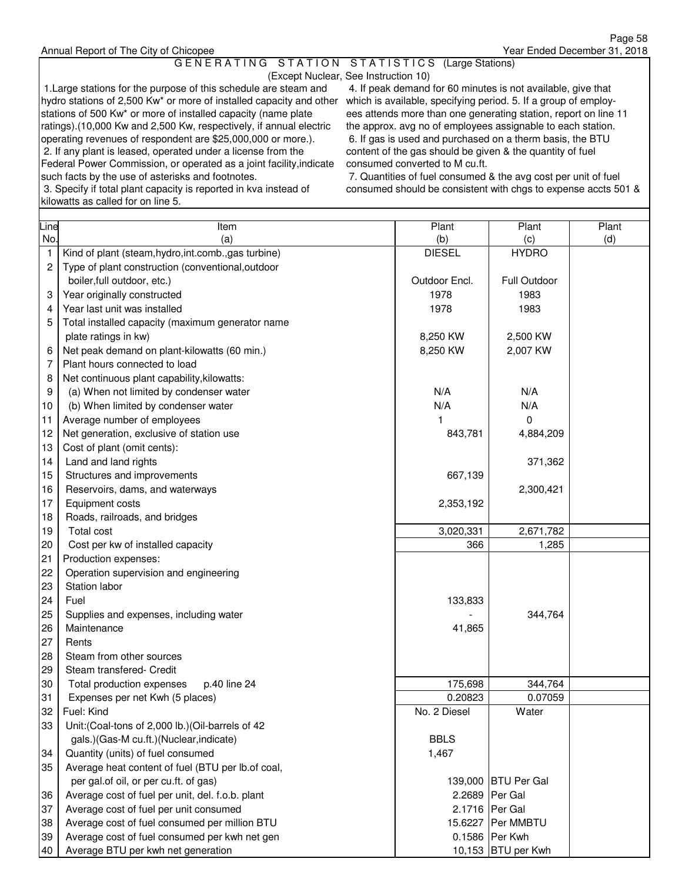Annual Report of The City of Chicopee — Year Ended December 31, 2018

## GENERATING STATION STATISTICS (Large Stations)

(Except Nuclear, See Instruction 10)

1. Large stations for the purpose of this schedule are steam and hydro stations of 2,500 Kw* or more of installed capacity and other stations of 500 Kw* or more of installed capacity (name plate ratings).(10,000 Kw and 2,500 Kw, respectively, if annual electric operating revenues of respondent are $25,000,000 or more.).
2. If any plant is leased, operated under a license from the Federal Power Commission, or operated as a joint facility, indicate such facts by the use of asterisks and footnotes.
3. Specify if total plant capacity is reported in kva instead of kilowatts as called for on line 5.
4. If peak demand for 60 minutes is not available, give that which is available, specifying period.
5. If a group of employees attends more than one generating station, report on line 11 the approx. avg no of employees assignable to each station.
6. If gas is used and purchased on a therm basis, the BTU content of the gas should be given & the quantity of fuel consumed converted to M cu.ft.
7. Quantities of fuel consumed & the avg cost per unit of fuel consumed should be consistent with chgs to expense accts 501 &

| Line No. | Item (a) | Plant (b) | Plant (c) | Plant (d) |
|---|---|---|---|---|
| 1 | Kind of plant (steam,hydro,int.comb.,gas turbine) | DIESEL | HYDRO | |
| 2 | Type of plant construction (conventional,outdoor boiler,full outdoor, etc.) | Outdoor Encl. | Full Outdoor | |
| 3 | Year originally constructed | 1978 | 1983 | |
| 4 | Year last unit was installed | 1978 | 1983 | |
| 5 | Total installed capacity (maximum generator name plate ratings in kw) | 8,250 KW | 2,500 KW | |
| 6 | Net peak demand on plant-kilowatts (60 min.) | 8,250 KW | 2,007 KW | |
| 7 | Plant hours connected to load | | | |
| 8 | Net continuous plant capability,kilowatts: | | | |
| 9 | (a) When not limited by condenser water | N/A | N/A | |
| 10 | (b) When limited by condenser water | N/A | N/A | |
| 11 | Average number of employees | 1 | 0 | |
| 12 | Net generation, exclusive of station use | 843,781 | 4,884,209 | |
| 13 | Cost of plant (omit cents): | | | |
| 14 | Land and land rights | | 371,362 | |
| 15 | Structures and improvements | 667,139 | | |
| 16 | Reservoirs, dams, and waterways | | 2,300,421 | |
| 17 | Equipment costs | 2,353,192 | | |
| 18 | Roads, railroads, and bridges | | | |
| 19 | Total cost | 3,020,331 | 2,671,782 | |
| 20 | Cost per kw of installed capacity | 366 | 1,285 | |
| 21 | Production expenses: | | | |
| 22 | Operation supervision and engineering | | | |
| 23 | Station labor | | | |
| 24 | Fuel | 133,833 | | |
| 25 | Supplies and expenses, including water | - | 344,764 | |
| 26 | Maintenance | 41,865 | | |
| 27 | Rents | | | |
| 28 | Steam from other sources | | | |
| 29 | Steam transfered- Credit | | | |
| 30 | Total production expenses p.40 line 24 | 175,698 | 344,764 | |
| 31 | Expenses per net Kwh (5 places) | 0.20823 | 0.07059 | |
| 32 | Fuel: Kind | No. 2 Diesel | Water | |
| 33 | Unit:(Coal-tons of 2,000 lb.)(Oil-barrels of 42 gals.)(Gas-M cu.ft.)(Nuclear,indicate) | BBLS | | |
| 34 | Quantity (units) of fuel consumed | 1,467 | | |
| 35 | Average heat content of fuel (BTU per lb.of coal, per gal.of oil, or per cu.ft. of gas) | 139,000 | BTU Per Gal | |
| 36 | Average cost of fuel per unit, del. f.o.b. plant | 2.2689 | Per Gal | |
| 37 | Average cost of fuel per unit consumed | 2.1716 | Per Gal | |
| 38 | Average cost of fuel consumed per million BTU | 15.6227 | Per MMBTU | |
| 39 | Average cost of fuel consumed per kwh net gen | 0.1586 | Per Kwh | |
| 40 | Average BTU per kwh net generation | 10,153 | BTU per Kwh | |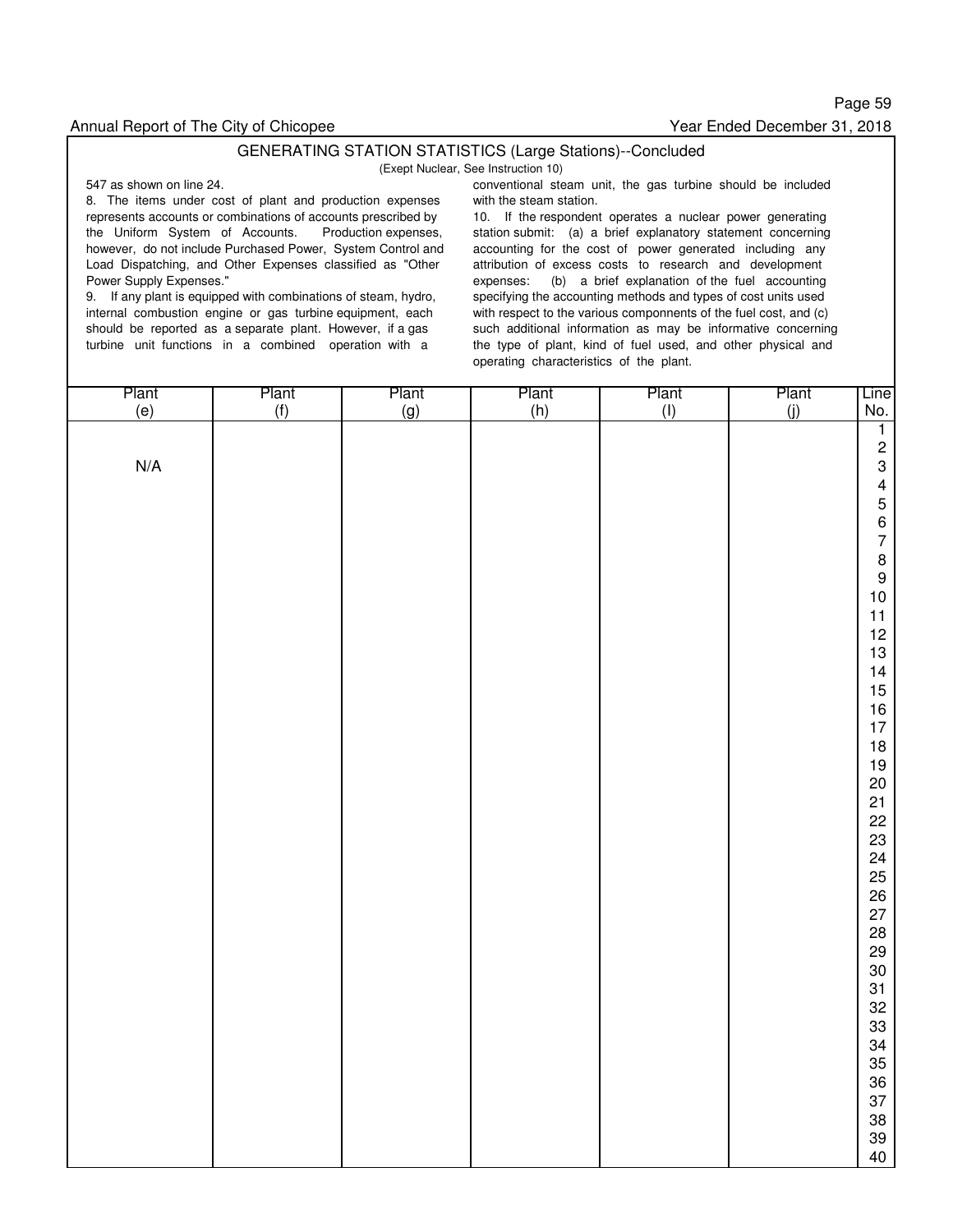Annual Report of The City of Chicopee — Year Ended December 31, 2018

## GENERATING STATION STATISTICS (Large Stations)--Concluded

(Exept Nuclear, See Instruction 10)

547 as shown on line 24.

8. The items under cost of plant and production expenses represents accounts or combinations of accounts prescribed by the Uniform System of Accounts. Production expenses, however, do not include Purchased Power, System Control and Load Dispatching, and Other Expenses classified as "Other Power Supply Expenses."

9. If any plant is equipped with combinations of steam, hydro, internal combustion engine or gas turbine equipment, each should be reported as a separate plant. However, if a gas turbine unit functions in a combined operation with a conventional steam unit, the gas turbine should be included with the steam station.

10. If the respondent operates a nuclear power generating station submit: (a) a brief explanatory statement concerning accounting for the cost of power generated including any attribution of excess costs to research and development expenses: (b) a brief explanation of the fuel accounting specifying the accounting methods and types of cost units used with respect to the various componnents of the fuel cost, and (c) such additional information as may be informative concerning the type of plant, kind of fuel used, and other physical and operating characteristics of the plant.

| Plant (e) | Plant (f) | Plant (g) | Plant (h) | Plant (I) | Plant (j) | Line No. |
|---|---|---|---|---|---|---|
| | | | | | | 1 |
| | | | | | | 2 |
| N/A | | | | | | 3 |
| | | | | | | 4 |
| | | | | | | 5 |
| | | | | | | 6 |
| | | | | | | 7 |
| | | | | | | 8 |
| | | | | | | 9 |
| | | | | | | 10 |
| | | | | | | 11 |
| | | | | | | 12 |
| | | | | | | 13 |
| | | | | | | 14 |
| | | | | | | 15 |
| | | | | | | 16 |
| | | | | | | 17 |
| | | | | | | 18 |
| | | | | | | 19 |
| | | | | | | 20 |
| | | | | | | 21 |
| | | | | | | 22 |
| | | | | | | 23 |
| | | | | | | 24 |
| | | | | | | 25 |
| | | | | | | 26 |
| | | | | | | 27 |
| | | | | | | 28 |
| | | | | | | 29 |
| | | | | | | 30 |
| | | | | | | 31 |
| | | | | | | 32 |
| | | | | | | 33 |
| | | | | | | 34 |
| | | | | | | 35 |
| | | | | | | 36 |
| | | | | | | 37 |
| | | | | | | 38 |
| | | | | | | 39 |
| | | | | | | 40 |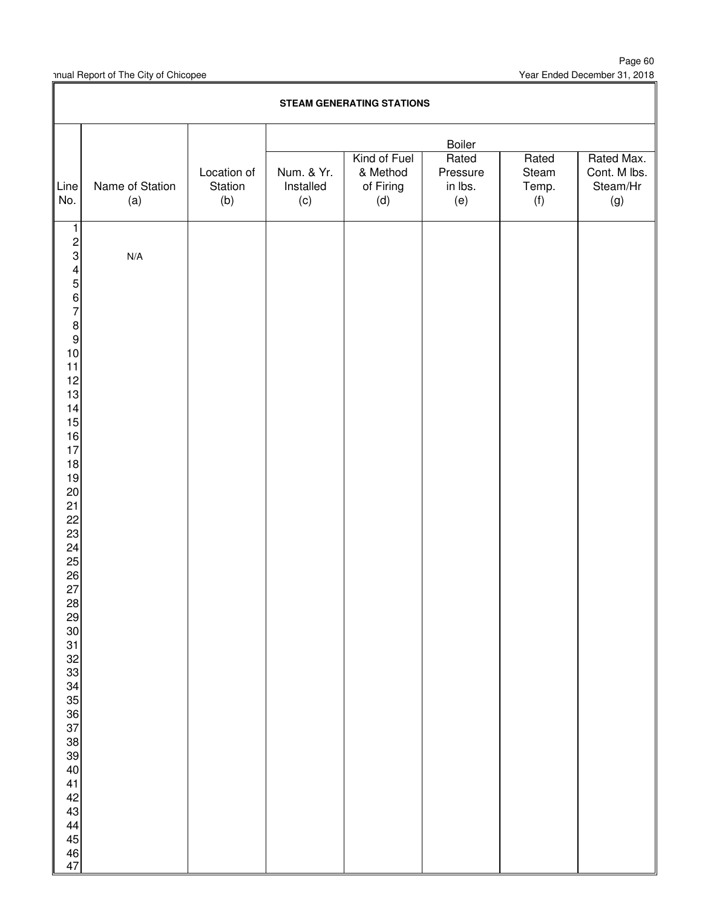## STEAM GENERATING STATIONS

| Line No. | Name of Station (a) | Location of Station (b) | Boiler | | | | |
|---|---|---|---|---|---|---|---|
| | | | Num. & Yr. Installed (c) | Kind of Fuel & Method of Firing (d) | Rated Pressure in lbs. (e) | Rated Steam Temp. (f) | Rated Max. Cont. M lbs. Steam/Hr (g) |
| 1 | | | | | | | |
| 2 | | | | | | | |
| 3 | N/A | | | | | | |
| 4 | | | | | | | |
| 5 | | | | | | | |
| 6 | | | | | | | |
| 7 | | | | | | | |
| 8 | | | | | | | |
| 9 | | | | | | | |
| 10 | | | | | | | |
| 11 | | | | | | | |
| 12 | | | | | | | |
| 13 | | | | | | | |
| 14 | | | | | | | |
| 15 | | | | | | | |
| 16 | | | | | | | |
| 17 | | | | | | | |
| 18 | | | | | | | |
| 19 | | | | | | | |
| 20 | | | | | | | |
| 21 | | | | | | | |
| 22 | | | | | | | |
| 23 | | | | | | | |
| 24 | | | | | | | |
| 25 | | | | | | | |
| 26 | | | | | | | |
| 27 | | | | | | | |
| 28 | | | | | | | |
| 29 | | | | | | | |
| 30 | | | | | | | |
| 31 | | | | | | | |
| 32 | | | | | | | |
| 33 | | | | | | | |
| 34 | | | | | | | |
| 35 | | | | | | | |
| 36 | | | | | | | |
| 37 | | | | | | | |
| 38 | | | | | | | |
| 39 | | | | | | | |
| 40 | | | | | | | |
| 41 | | | | | | | |
| 42 | | | | | | | |
| 43 | | | | | | | |
| 44 | | | | | | | |
| 45 | | | | | | | |
| 46 | | | | | | | |
| 47 | | | | | | | |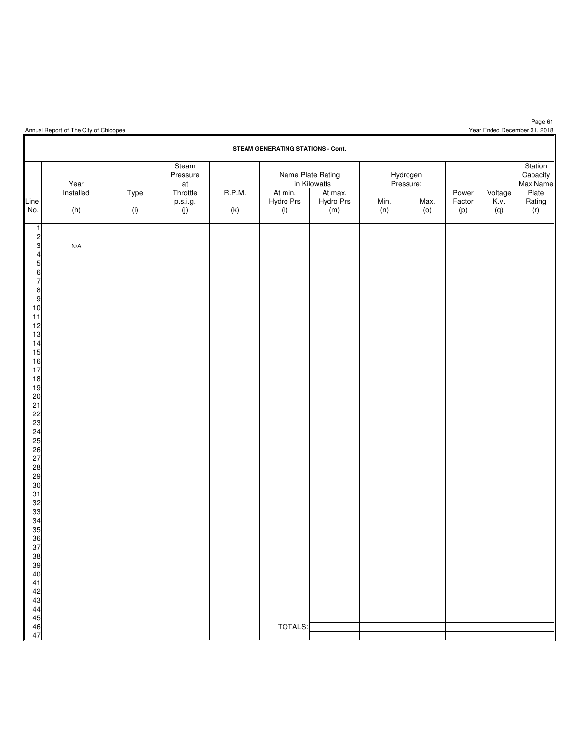## STEAM GENERATING STATIONS - Cont.

| Line No. | Year Installed (h) | Type (i) | Steam Pressure at Throttle p.s.i.g. (j) | R.P.M. (k) | Name Plate Rating in Kilowatts At min. Hydro Prs (l) | At max. Hydro Prs (m) | Hydrogen Pressure: Min. (n) | Max. (o) | Power Factor (p) | Voltage K.v. (q) | Station Capacity Max Name Plate Rating (r) |
|---|---|---|---|---|---|---|---|---|---|---|---|
| 1 | | | | | | | | | | | |
| 2 | | | | | | | | | | | |
| 3 | N/A | | | | | | | | | | |
| 4 | | | | | | | | | | | |
| 5 | | | | | | | | | | | |
| 6 | | | | | | | | | | | |
| 7 | | | | | | | | | | | |
| 8 | | | | | | | | | | | |
| 9 | | | | | | | | | | | |
| 10 | | | | | | | | | | | |
| 11 | | | | | | | | | | | |
| 12 | | | | | | | | | | | |
| 13 | | | | | | | | | | | |
| 14 | | | | | | | | | | | |
| 15 | | | | | | | | | | | |
| 16 | | | | | | | | | | | |
| 17 | | | | | | | | | | | |
| 18 | | | | | | | | | | | |
| 19 | | | | | | | | | | | |
| 20 | | | | | | | | | | | |
| 21 | | | | | | | | | | | |
| 22 | | | | | | | | | | | |
| 23 | | | | | | | | | | | |
| 24 | | | | | | | | | | | |
| 25 | | | | | | | | | | | |
| 26 | | | | | | | | | | | |
| 27 | | | | | | | | | | | |
| 28 | | | | | | | | | | | |
| 29 | | | | | | | | | | | |
| 30 | | | | | | | | | | | |
| 31 | | | | | | | | | | | |
| 32 | | | | | | | | | | | |
| 33 | | | | | | | | | | | |
| 34 | | | | | | | | | | | |
| 35 | | | | | | | | | | | |
| 36 | | | | | | | | | | | |
| 37 | | | | | | | | | | | |
| 38 | | | | | | | | | | | |
| 39 | | | | | | | | | | | |
| 40 | | | | | | | | | | | |
| 41 | | | | | | | | | | | |
| 42 | | | | | | | | | | | |
| 43 | | | | | | | | | | | |
| 44 | | | | | | | | | | | |
| 45 | | | | | | | | | | | |
| 46 | | | | | TOTALS: | | | | | | |
| 47 | | | | | | | | | | | |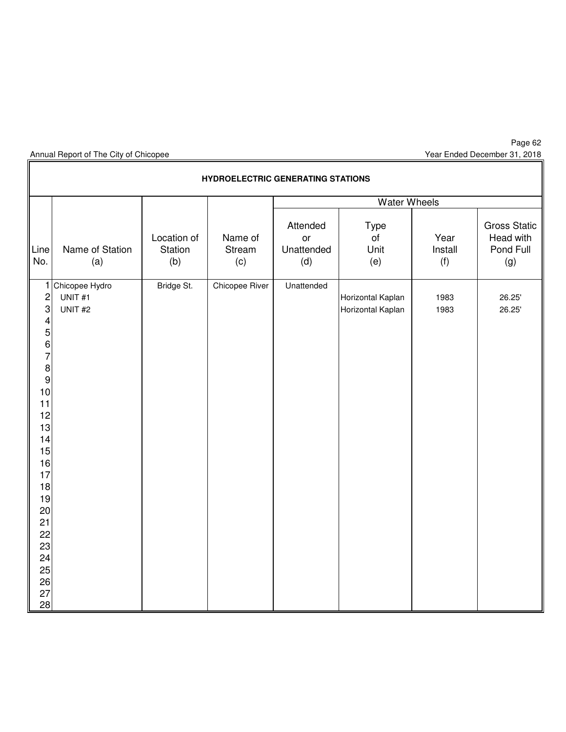## HYDROELECTRIC GENERATING STATIONS

| Line No. | Name of Station (a) | Location of Station (b) | Name of Stream (c) | Water Wheels | | | |
|---|---|---|---|---|---|---|---|
| | | | | Attended or Unattended (d) | Type of Unit (e) | Year Install (f) | Gross Static Head with Pond Full (g) |
| 1 | Chicopee Hydro | Bridge St. | Chicopee River | Unattended | | | |
| 2 | UNIT #1 | | | | Horizontal Kaplan | 1983 | 26.25' |
| 3 | UNIT #2 | | | | Horizontal Kaplan | 1983 | 26.25' |
| 4 | | | | | | | |
| 5 | | | | | | | |
| 6 | | | | | | | |
| 7 | | | | | | | |
| 8 | | | | | | | |
| 9 | | | | | | | |
| 10 | | | | | | | |
| 11 | | | | | | | |
| 12 | | | | | | | |
| 13 | | | | | | | |
| 14 | | | | | | | |
| 15 | | | | | | | |
| 16 | | | | | | | |
| 17 | | | | | | | |
| 18 | | | | | | | |
| 19 | | | | | | | |
| 20 | | | | | | | |
| 21 | | | | | | | |
| 22 | | | | | | | |
| 23 | | | | | | | |
| 24 | | | | | | | |
| 25 | | | | | | | |
| 26 | | | | | | | |
| 27 | | | | | | | |
| 28 | | | | | | | |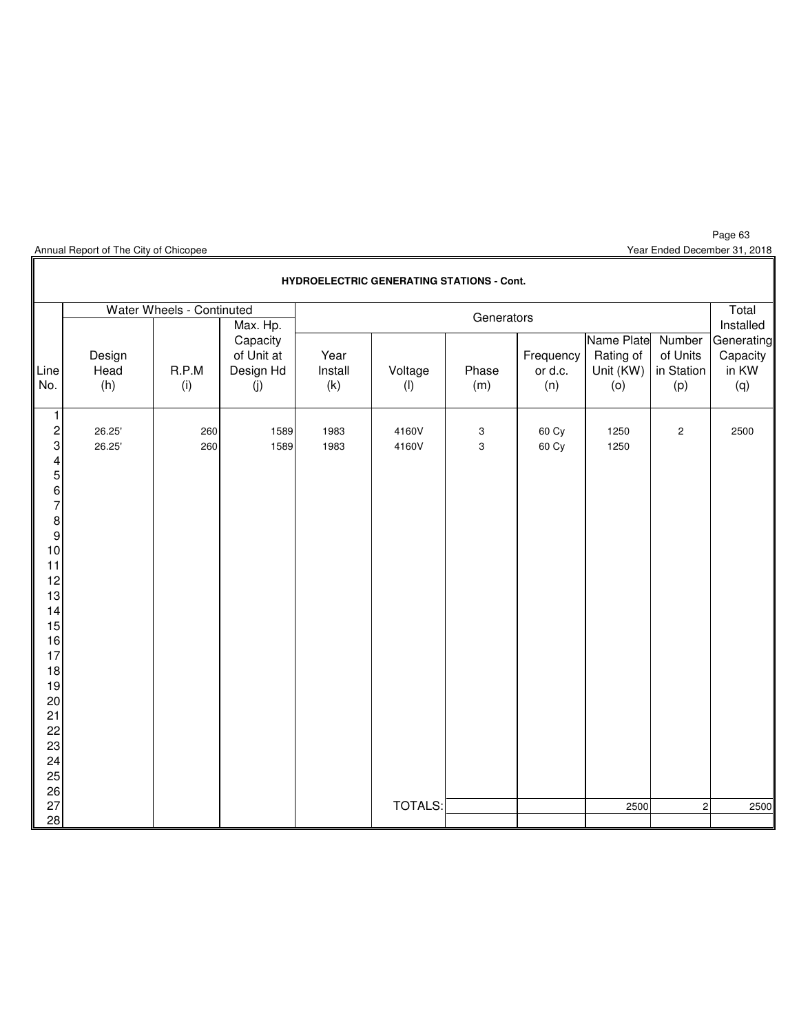## HYDROELECTRIC GENERATING STATIONS - Cont.

| Line No. | Water Wheels - Continuted | | | Generators | | | | | | Total Installed Generating Capacity in KW (q) |
|---|---|---|---|---|---|---|---|---|---|---|
| | Design Head (h) | R.P.M (i) | Max. Hp. Capacity of Unit at Design Hd (j) | Year Install (k) | Voltage (l) | Phase (m) | Frequency or d.c. (n) | Name Plate Rating of Unit (KW) (o) | Number of Units in Station (p) | |
| 1 | | | | | | | | | | |
| 2 | 26.25' | 260 | 1589 | 1983 | 4160V | 3 | 60 Cy | 1250 | 2 | 2500 |
| 3 | 26.25' | 260 | 1589 | 1983 | 4160V | 3 | 60 Cy | 1250 | | |
| 4 | | | | | | | | | | |
| 5 | | | | | | | | | | |
| 6 | | | | | | | | | | |
| 7 | | | | | | | | | | |
| 8 | | | | | | | | | | |
| 9 | | | | | | | | | | |
| 10 | | | | | | | | | | |
| 11 | | | | | | | | | | |
| 12 | | | | | | | | | | |
| 13 | | | | | | | | | | |
| 14 | | | | | | | | | | |
| 15 | | | | | | | | | | |
| 16 | | | | | | | | | | |
| 17 | | | | | | | | | | |
| 18 | | | | | | | | | | |
| 19 | | | | | | | | | | |
| 20 | | | | | | | | | | |
| 21 | | | | | | | | | | |
| 22 | | | | | | | | | | |
| 23 | | | | | | | | | | |
| 24 | | | | | | | | | | |
| 25 | | | | | | | | | | |
| 26 | | | | | | | | | | |
| 27 | | | | | TOTALS: | | | 2500 | 2 | 2500 |
| 28 | | | | | | | | | | |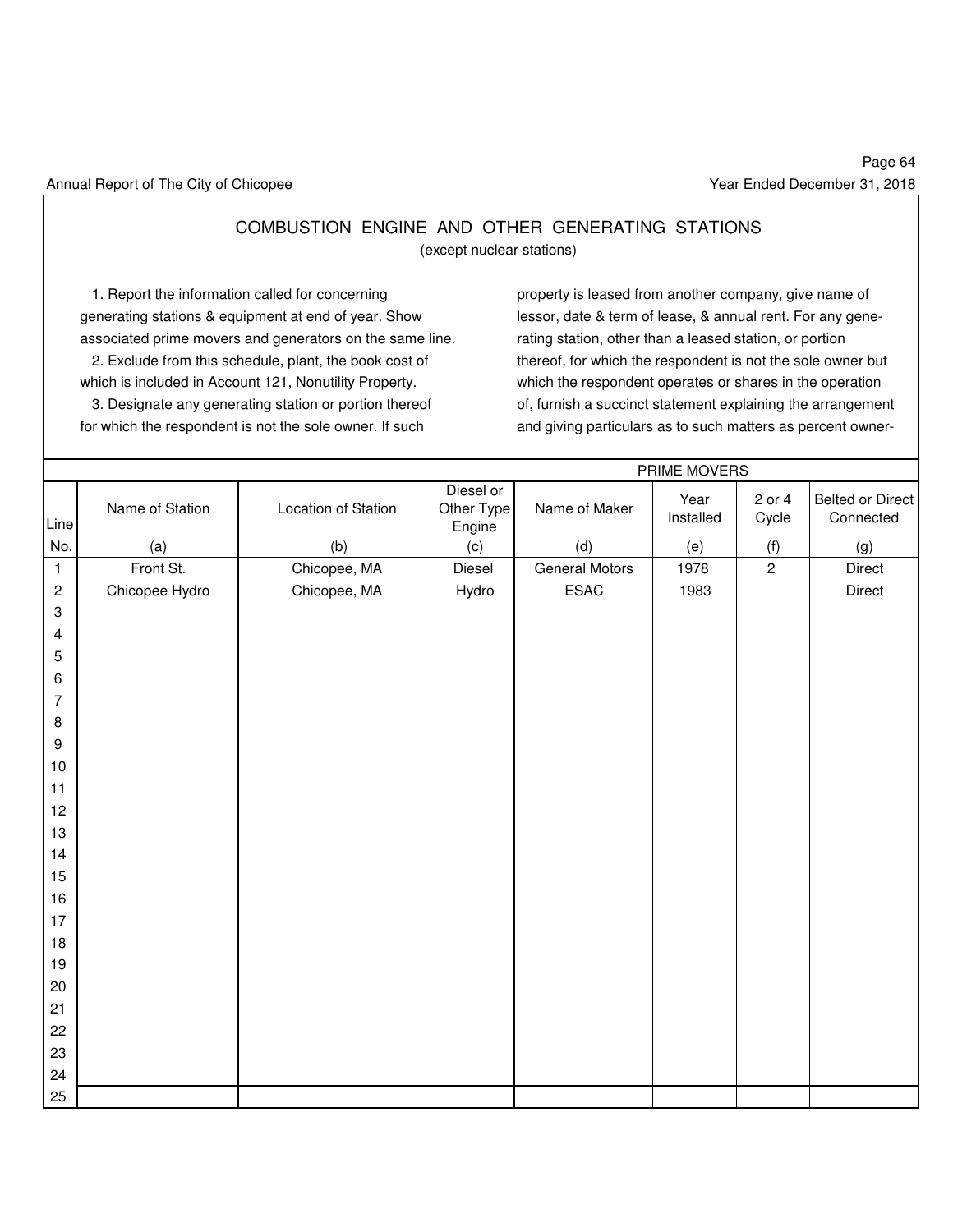# COMBUSTION ENGINE AND OTHER GENERATING STATIONS

(except nuclear stations)

1. Report the information called for concerning generating stations & equipment at end of year. Show associated prime movers and generators on the same line.

2. Exclude from this schedule, plant, the book cost of which is included in Account 121, Nonutility Property.

3. Designate any generating station or portion thereof for which the respondent is not the sole owner. If such property is leased from another company, give name of lessor, date & term of lease, & annual rent. For any generating station, other than a leased station, or portion thereof, for which the respondent is not the sole owner but which the respondent operates or shares in the operation of, furnish a succinct statement explaining the arrangement and giving particulars as to such matters as percent owner-

| | | | PRIME MOVERS | | | | |
|---|---|---|---|---|---|---|---|
| Line No. | Name of Station (a) | Location of Station (b) | Diesel or Other Type Engine (c) | Name of Maker (d) | Year Installed (e) | 2 or 4 Cycle (f) | Belted or Direct Connected (g) |
| 1 | Front St. | Chicopee, MA | Diesel | General Motors | 1978 | 2 | Direct |
| 2 | Chicopee Hydro | Chicopee, MA | Hydro | ESAC | 1983 | | Direct |
| 3 | | | | | | | |
| 4 | | | | | | | |
| 5 | | | | | | | |
| 6 | | | | | | | |
| 7 | | | | | | | |
| 8 | | | | | | | |
| 9 | | | | | | | |
| 10 | | | | | | | |
| 11 | | | | | | | |
| 12 | | | | | | | |
| 13 | | | | | | | |
| 14 | | | | | | | |
| 15 | | | | | | | |
| 16 | | | | | | | |
| 17 | | | | | | | |
| 18 | | | | | | | |
| 19 | | | | | | | |
| 20 | | | | | | | |
| 21 | | | | | | | |
| 22 | | | | | | | |
| 23 | | | | | | | |
| 24 | | | | | | | |
| 25 | | | | | | | |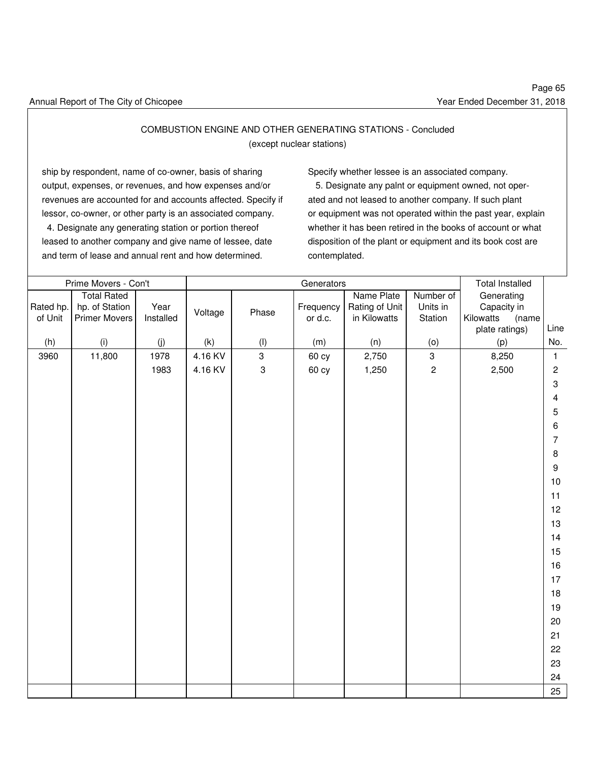## COMBUSTION ENGINE AND OTHER GENERATING STATIONS - Concluded

(except nuclear stations)

ship by respondent, name of co-owner, basis of sharing output, expenses, or revenues, and how expenses and/or revenues are accounted for and accounts affected. Specify if lessor, co-owner, or other party is an associated company.

4. Designate any generating station or portion thereof leased to another company and give name of lessee, date and term of lease and annual rent and how determined. Specify whether lessee is an associated company.

5. Designate any palnt or equipment owned, not operated and not leased to another company. If such plant or equipment was not operated within the past year, explain whether it has been retired in the books of account or what disposition of the plant or equipment and its book cost are contemplated.

| Prime Movers - Con't | | | Generators | | | | | Total Installed Generating Capacity in Kilowatts (name plate ratings) | Line No. |
|---|---|---|---|---|---|---|---|---|---|
| Rated hp. of Unit | Total Rated hp. of Station Primer Movers | Year Installed | Voltage | Phase | Frequency or d.c. | Name Plate Rating of Unit in Kilowatts | Number of Units in Station | | |
| (h) | (i) | (j) | (k) | (l) | (m) | (n) | (o) | (p) | |
| 3960 | 11,800 | 1978 | 4.16 KV | 3 | 60 cy | 2,750 | 3 | 8,250 | 1 |
| | | 1983 | 4.16 KV | 3 | 60 cy | 1,250 | 2 | 2,500 | 2 |
| | | | | | | | | | 3 |
| | | | | | | | | | 4 |
| | | | | | | | | | 5 |
| | | | | | | | | | 6 |
| | | | | | | | | | 7 |
| | | | | | | | | | 8 |
| | | | | | | | | | 9 |
| | | | | | | | | | 10 |
| | | | | | | | | | 11 |
| | | | | | | | | | 12 |
| | | | | | | | | | 13 |
| | | | | | | | | | 14 |
| | | | | | | | | | 15 |
| | | | | | | | | | 16 |
| | | | | | | | | | 17 |
| | | | | | | | | | 18 |
| | | | | | | | | | 19 |
| | | | | | | | | | 20 |
| | | | | | | | | | 21 |
| | | | | | | | | | 22 |
| | | | | | | | | | 23 |
| | | | | | | | | | 24 |
| | | | | | | | | | 25 |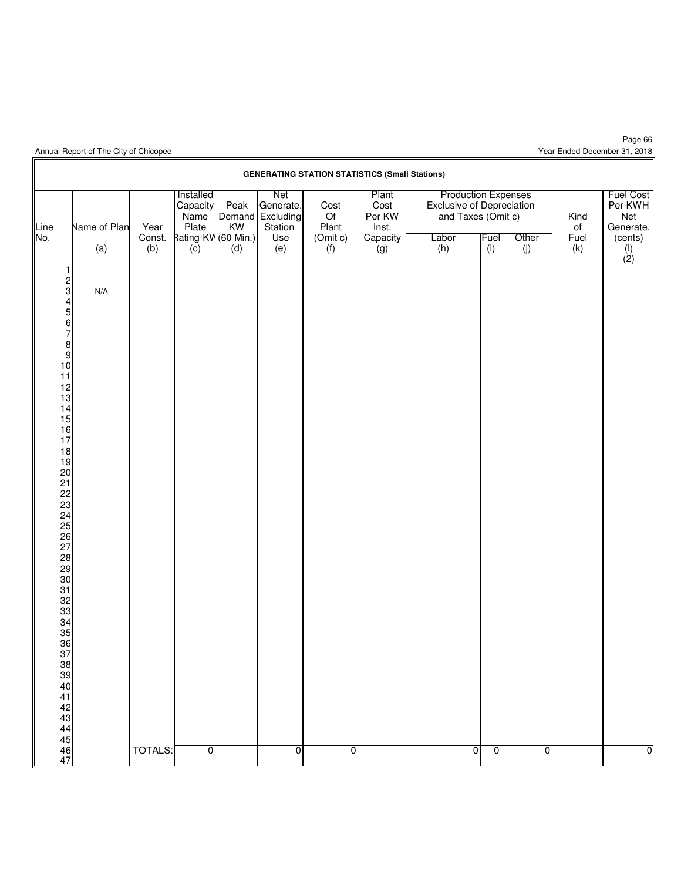## GENERATING STATION STATISTICS (Small Stations)

| Line No. | Name of Plant (a) | Year Const. (b) | Installed Capacity Name Plate Rating-KW (c) | Peak Demand KW (60 Min.) (d) | Net Generate. Excluding Station Use (e) | Cost Of Plant (Omit c) (f) | Plant Cost Per KW Inst. Capacity (g) | Production Expenses Exclusive of Depreciation and Taxes (Omit c) Labor (h) | Fuel (i) | Other (j) | Kind of Fuel (k) | Fuel Cost Per KWH Net Generate. (cents) (l) (2) |
|---|---|---|---|---|---|---|---|---|---|---|---|---|
| 1 | | | | | | | | | | | | |
| 2 | | | | | | | | | | | | |
| 3 | N/A | | | | | | | | | | | |
| 4 | | | | | | | | | | | | |
| 5 | | | | | | | | | | | | |
| 6 | | | | | | | | | | | | |
| 7 | | | | | | | | | | | | |
| 8 | | | | | | | | | | | | |
| 9 | | | | | | | | | | | | |
| 10 | | | | | | | | | | | | |
| 11 | | | | | | | | | | | | |
| 12 | | | | | | | | | | | | |
| 13 | | | | | | | | | | | | |
| 14 | | | | | | | | | | | | |
| 15 | | | | | | | | | | | | |
| 16 | | | | | | | | | | | | |
| 17 | | | | | | | | | | | | |
| 18 | | | | | | | | | | | | |
| 19 | | | | | | | | | | | | |
| 20 | | | | | | | | | | | | |
| 21 | | | | | | | | | | | | |
| 22 | | | | | | | | | | | | |
| 23 | | | | | | | | | | | | |
| 24 | | | | | | | | | | | | |
| 25 | | | | | | | | | | | | |
| 26 | | | | | | | | | | | | |
| 27 | | | | | | | | | | | | |
| 28 | | | | | | | | | | | | |
| 29 | | | | | | | | | | | | |
| 30 | | | | | | | | | | | | |
| 31 | | | | | | | | | | | | |
| 32 | | | | | | | | | | | | |
| 33 | | | | | | | | | | | | |
| 34 | | | | | | | | | | | | |
| 35 | | | | | | | | | | | | |
| 36 | | | | | | | | | | | | |
| 37 | | | | | | | | | | | | |
| 38 | | | | | | | | | | | | |
| 39 | | | | | | | | | | | | |
| 40 | | | | | | | | | | | | |
| 41 | | | | | | | | | | | | |
| 42 | | | | | | | | | | | | |
| 43 | | | | | | | | | | | | |
| 44 | | | | | | | | | | | | |
| 45 | | | | | | | | | | | | |
| 46 | | TOTALS: | 0 | | 0 | 0 | | 0 | 0 | 0 | | 0 |
| 47 | | | | | | | | | | | | |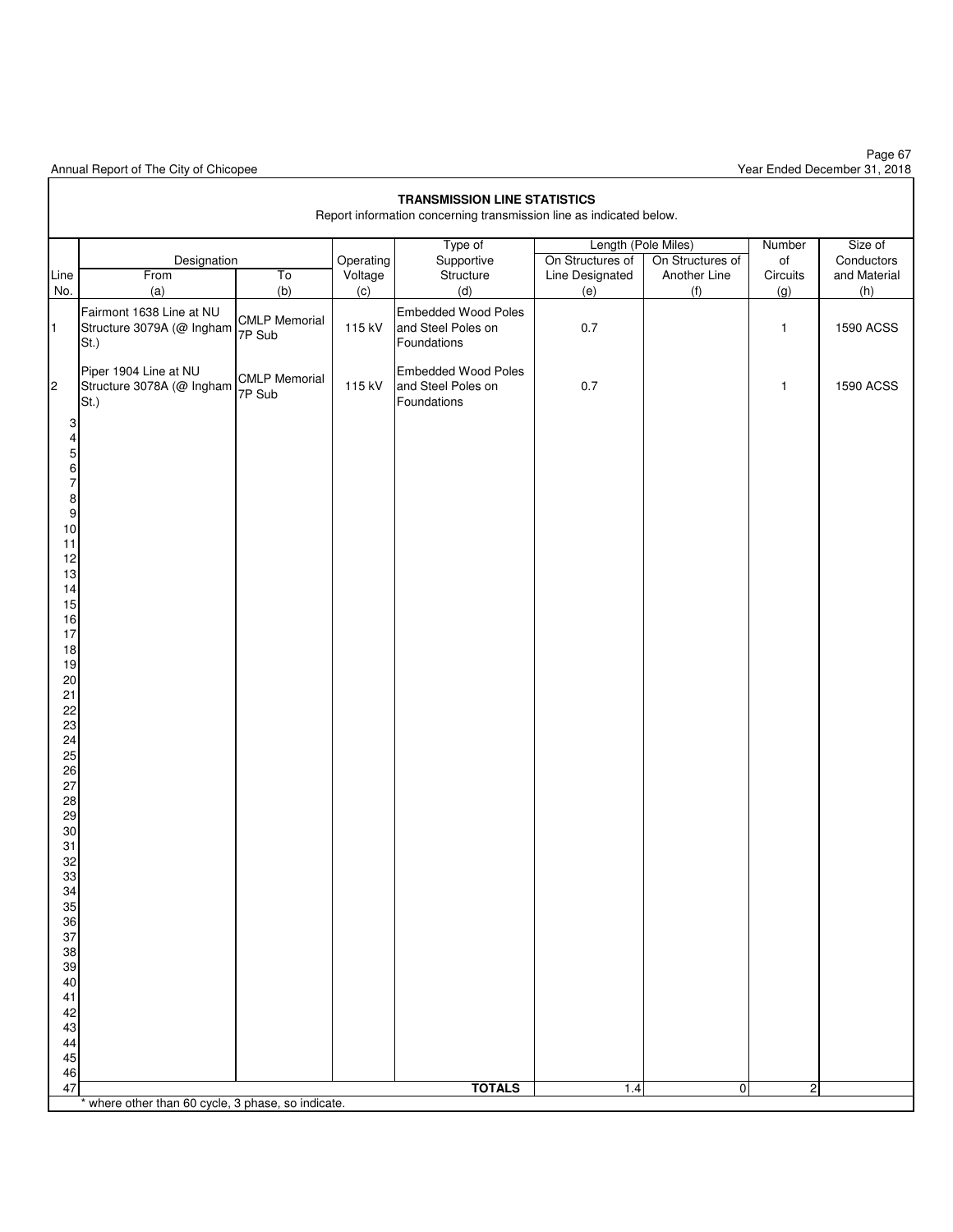## TRANSMISSION LINE STATISTICS

Report information concerning transmission line as indicated below.

| Line No. | Designation | | Operating Voltage | Type of Supportive Structure | Length (Pole Miles) | | Number of Circuits | Size of Conductors and Material |
|---|---|---|---|---|---|---|---|---|
| | From (a) | To (b) | (c) | (d) | On Structures of Line Designated (e) | On Structures of Another Line (f) | (g) | (h) |
| 1 | Fairmont 1638 Line at NU Structure 3079A (@ Ingham St.) | CMLP Memorial 7P Sub | 115 kV | Embedded Wood Poles and Steel Poles on Foundations | 0.7 | | 1 | 1590 ACSS |
| 2 | Piper 1904 Line at NU Structure 3078A (@ Ingham St.) | CMLP Memorial 7P Sub | 115 kV | Embedded Wood Poles and Steel Poles on Foundations | 0.7 | | 1 | 1590 ACSS |
| 3 | | | | | | | | |
| 4 | | | | | | | | |
| 5 | | | | | | | | |
| 6 | | | | | | | | |
| 7 | | | | | | | | |
| 8 | | | | | | | | |
| 9 | | | | | | | | |
| 10 | | | | | | | | |
| 11 | | | | | | | | |
| 12 | | | | | | | | |
| 13 | | | | | | | | |
| 14 | | | | | | | | |
| 15 | | | | | | | | |
| 16 | | | | | | | | |
| 17 | | | | | | | | |
| 18 | | | | | | | | |
| 19 | | | | | | | | |
| 20 | | | | | | | | |
| 21 | | | | | | | | |
| 22 | | | | | | | | |
| 23 | | | | | | | | |
| 24 | | | | | | | | |
| 25 | | | | | | | | |
| 26 | | | | | | | | |
| 27 | | | | | | | | |
| 28 | | | | | | | | |
| 29 | | | | | | | | |
| 30 | | | | | | | | |
| 31 | | | | | | | | |
| 32 | | | | | | | | |
| 33 | | | | | | | | |
| 34 | | | | | | | | |
| 35 | | | | | | | | |
| 36 | | | | | | | | |
| 37 | | | | | | | | |
| 38 | | | | | | | | |
| 39 | | | | | | | | |
| 40 | | | | | | | | |
| 41 | | | | | | | | |
| 42 | | | | | | | | |
| 43 | | | | | | | | |
| 44 | | | | | | | | |
| 45 | | | | | | | | |
| 46 | | | | | | | | |
| 47 | | | | **TOTALS** | 1.4 | 0 | 2 | |

* where other than 60 cycle, 3 phase, so indicate.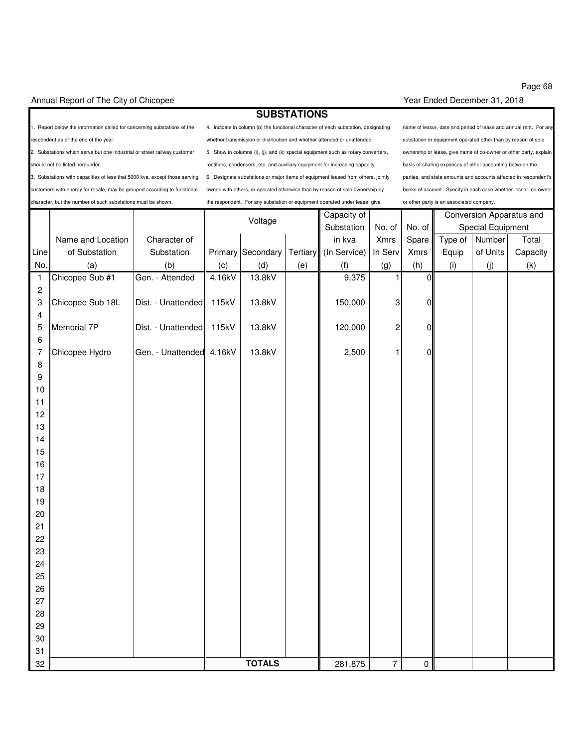Annual Report of The City of Chicopee

Year Ended December 31, 2018

# SUBSTATIONS

1. Report below the information called for concerning substations of the respondent as of the end of the year.
2. Substations which serve but one industrial or street railway customer should not be listed hereunder.
3. Substations with capacities of less that 5000 kva, except those serving customers with energy for resale, may be grouped according to functional character, but the number of such substations must be shown.
4. Indicate in column (b) the functional character of each substation, designating whether transmission or distribution and whether attended or unattended.
5. Show in columns (i), (j), and (k) special equipment such as rotary converters, rectifiers, condensers, etc. and auxiliary equipment for increasing capacity.
6. Designate substations or major items of equipment leased from others, jointly owned with others, or operated otherwise than by reason of sole ownership by the respondent. For any substation or equipment operated under lease, give name of lessor, date and period of lease and annual rent. For any substation or equipment operated other than by reason of sole ownership or lease, give name of co-owner or other party, explain basis of sharing expenses of other accounting between the parties, and state amounts and accounts affected in respondent's books of account. Specify in each case whether lessor, co-owner or other party is an associated company.

| | | | Voltage | | | Capacity of Substation in kva | No. of Xmrs | No. of Spare | Conversion Apparatus and Special Equipment | | |
|---|---|---|---|---|---|---|---|---|---|---|---|
| Line No. | Name and Location of Substation (a) | Character of Substation (b) | Primary (c) | Secondary (d) | Tertiary (e) | (In Service) (f) | In Serv (g) | Xmrs (h) | Type of Equip (i) | Number of Units (j) | Total Capacity (k) |
| 1 | Chicopee Sub #1 | Gen. - Attended | 4.16kV | 13.8kV | | 9,375 | 1 | 0 | | | |
| 2 | | | | | | | | | | | |
| 3 | Chicopee Sub 18L | Dist. - Unattended | 115kV | 13.8kV | | 150,000 | 3 | 0 | | | |
| 4 | | | | | | | | | | | |
| 5 | Memorial 7P | Dist. - Unattended | 115kV | 13.8kV | | 120,000 | 2 | 0 | | | |
| 6 | | | | | | | | | | | |
| 7 | Chicopee Hydro | Gen. - Unattended | 4.16kV | 13.8kV | | 2,500 | 1 | 0 | | | |
| 8 | | | | | | | | | | | |
| 9 | | | | | | | | | | | |
| 10 | | | | | | | | | | | |
| 11 | | | | | | | | | | | |
| 12 | | | | | | | | | | | |
| 13 | | | | | | | | | | | |
| 14 | | | | | | | | | | | |
| 15 | | | | | | | | | | | |
| 16 | | | | | | | | | | | |
| 17 | | | | | | | | | | | |
| 18 | | | | | | | | | | | |
| 19 | | | | | | | | | | | |
| 20 | | | | | | | | | | | |
| 21 | | | | | | | | | | | |
| 22 | | | | | | | | | | | |
| 23 | | | | | | | | | | | |
| 24 | | | | | | | | | | | |
| 25 | | | | | | | | | | | |
| 26 | | | | | | | | | | | |
| 27 | | | | | | | | | | | |
| 28 | | | | | | | | | | | |
| 29 | | | | | | | | | | | |
| 30 | | | | | | | | | | | |
| 31 | | | | | | | | | | | |
| 32 | | | | TOTALS | | 281,875 | 7 | 0 | | | |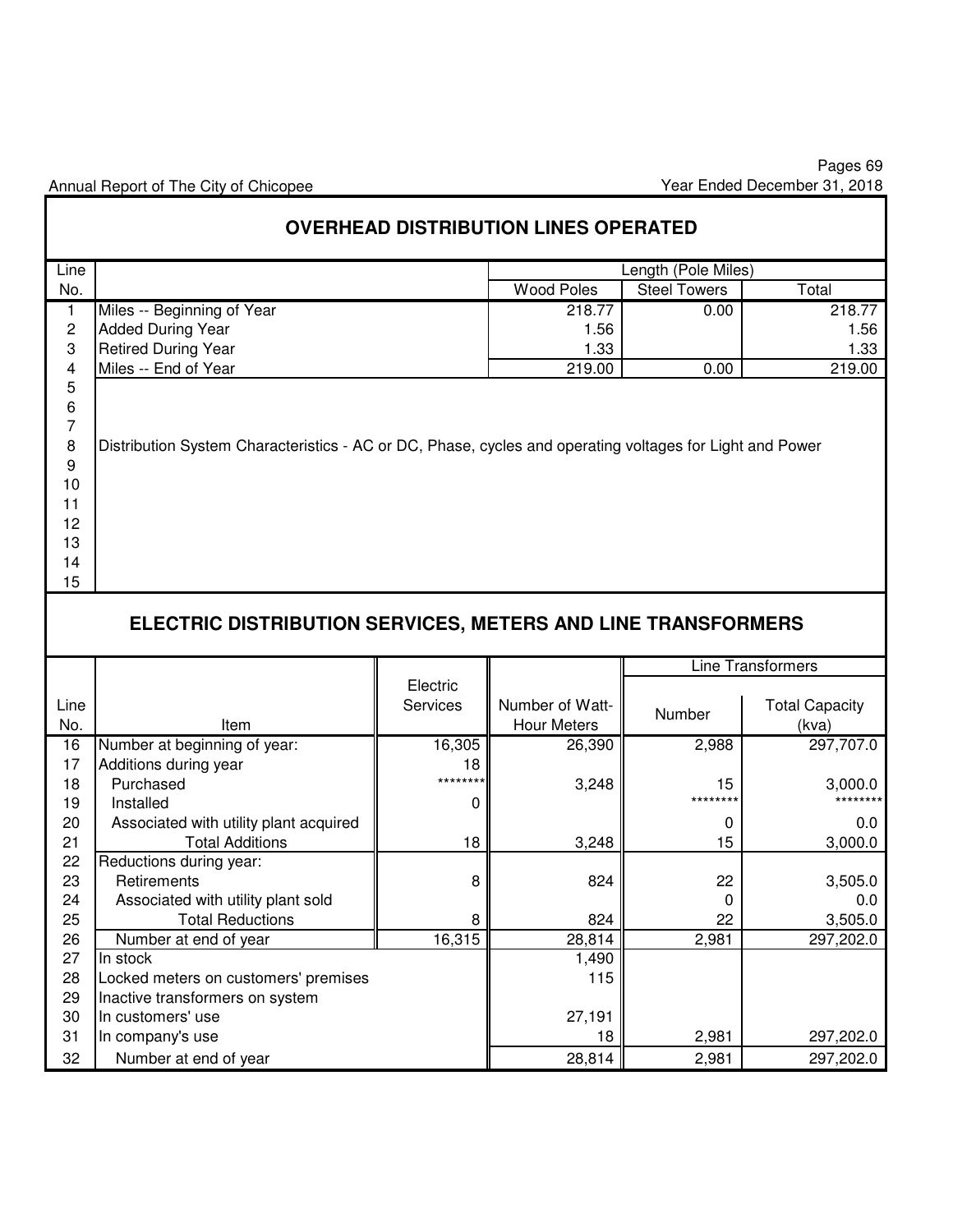Annual Report of The City of Chicopee — Year Ended December 31, 2018

## OVERHEAD DISTRIBUTION LINES OPERATED

| Line No. | | Length (Pole Miles) | | |
|---|---|---|---|---|
| | | Wood Poles | Steel Towers | Total |
| 1 | Miles -- Beginning of Year | 218.77 | 0.00 | 218.77 |
| 2 | Added During Year | 1.56 | | 1.56 |
| 3 | Retired During Year | 1.33 | | 1.33 |
| 4 | Miles -- End of Year | 219.00 | 0.00 | 219.00 |
| 5 | | | | |
| 6 | | | | |
| 7 | | | | |
| 8 | Distribution System Characteristics - AC or DC, Phase, cycles and operating voltages for Light and Power | | | |
| 9 | | | | |
| 10 | | | | |
| 11 | | | | |
| 12 | | | | |
| 13 | | | | |
| 14 | | | | |
| 15 | | | | |

## ELECTRIC DISTRIBUTION SERVICES, METERS AND LINE TRANSFORMERS

| Line No. | Item | Electric Services | Number of Watt-Hour Meters | Line Transformers | |
|---|---|---|---|---|---|
| | | | | Number | Total Capacity (kva) |
| 16 | Number at beginning of year: | 16,305 | 26,390 | 2,988 | 297,707.0 |
| 17 | Additions during year | 18 | | | |
| 18 | Purchased | ******** | 3,248 | 15 | 3,000.0 |
| 19 | Installed | 0 | | ******** | ******** |
| 20 | Associated with utility plant acquired | | | 0 | 0.0 |
| 21 | Total Additions | 18 | 3,248 | 15 | 3,000.0 |
| 22 | Reductions during year: | | | | |
| 23 | Retirements | 8 | 824 | 22 | 3,505.0 |
| 24 | Associated with utility plant sold | | | 0 | 0.0 |
| 25 | Total Reductions | 8 | 824 | 22 | 3,505.0 |
| 26 | Number at end of year | 16,315 | 28,814 | 2,981 | 297,202.0 |
| 27 | In stock | | 1,490 | | |
| 28 | Locked meters on customers' premises | | 115 | | |
| 29 | Inactive transformers on system | | | | |
| 30 | In customers' use | | 27,191 | | |
| 31 | In company's use | | 18 | 2,981 | 297,202.0 |
| 32 | Number at end of year | | 28,814 | 2,981 | 297,202.0 |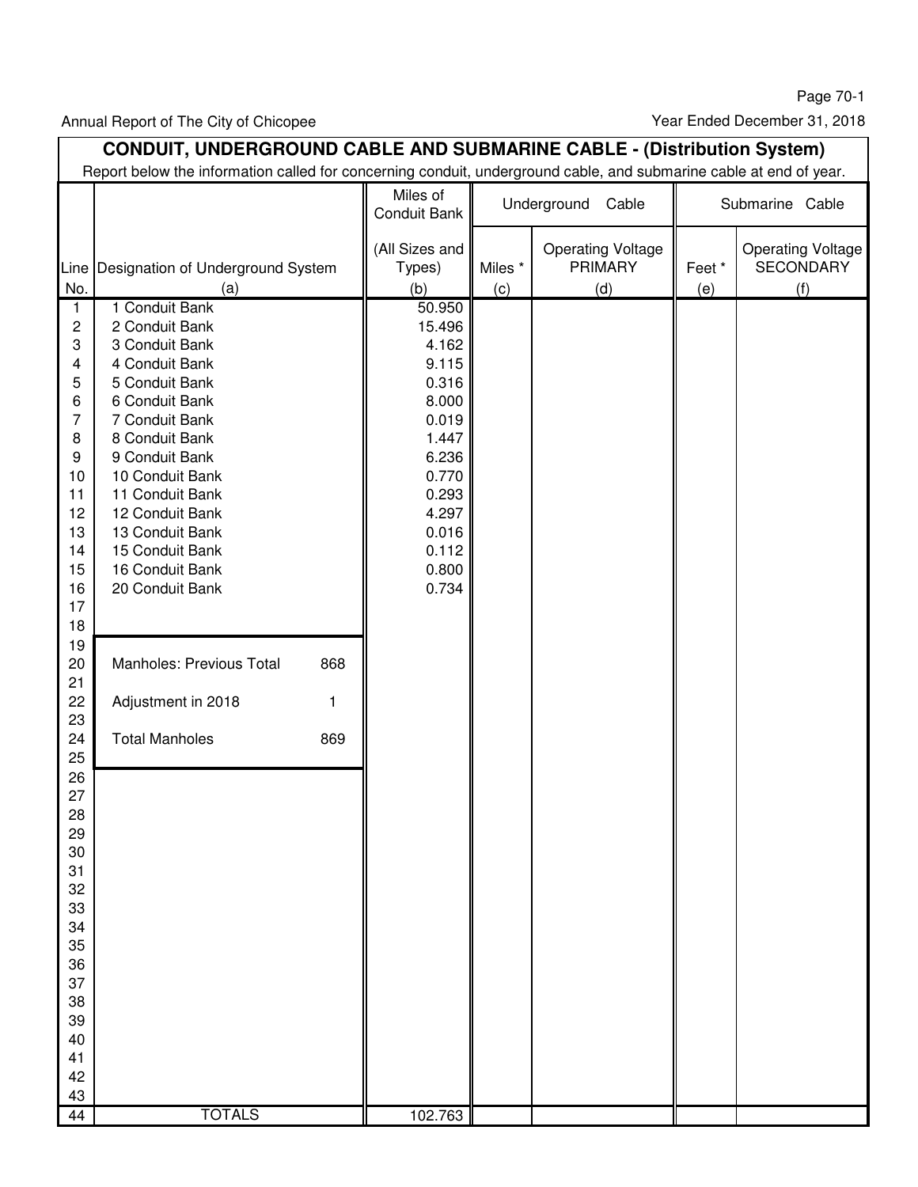Annual Report of The City of Chicopee

Year Ended December 31, 2018

## CONDUIT, UNDERGROUND CABLE AND SUBMARINE CABLE - (Distribution System)

Report below the information called for concerning conduit, underground cable, and submarine cable at end of year.

| Line No. | Designation of Underground System (a) | Miles of Conduit Bank (All Sizes and Types) (b) | Underground Cable Miles * (c) | Underground Cable Operating Voltage PRIMARY (d) | Submarine Cable Feet * (e) | Submarine Cable Operating Voltage SECONDARY (f) |
|---|---|---|---|---|---|---|
| 1 | 1 Conduit Bank | 50.950 | | | | |
| 2 | 2 Conduit Bank | 15.496 | | | | |
| 3 | 3 Conduit Bank | 4.162 | | | | |
| 4 | 4 Conduit Bank | 9.115 | | | | |
| 5 | 5 Conduit Bank | 0.316 | | | | |
| 6 | 6 Conduit Bank | 8.000 | | | | |
| 7 | 7 Conduit Bank | 0.019 | | | | |
| 8 | 8 Conduit Bank | 1.447 | | | | |
| 9 | 9 Conduit Bank | 6.236 | | | | |
| 10 | 10 Conduit Bank | 0.770 | | | | |
| 11 | 11 Conduit Bank | 0.293 | | | | |
| 12 | 12 Conduit Bank | 4.297 | | | | |
| 13 | 13 Conduit Bank | 0.016 | | | | |
| 14 | 15 Conduit Bank | 0.112 | | | | |
| 15 | 16 Conduit Bank | 0.800 | | | | |
| 16 | 20 Conduit Bank | 0.734 | | | | |
| 17 | | | | | | |
| 18 | | | | | | |
| 19 | | | | | | |
| 20 | Manholes: Previous Total 868 | | | | | |
| 21 | | | | | | |
| 22 | Adjustment in 2018 1 | | | | | |
| 23 | | | | | | |
| 24 | Total Manholes 869 | | | | | |
| 25 | | | | | | |
| 26 | | | | | | |
| 27 | | | | | | |
| 28 | | | | | | |
| 29 | | | | | | |
| 30 | | | | | | |
| 31 | | | | | | |
| 32 | | | | | | |
| 33 | | | | | | |
| 34 | | | | | | |
| 35 | | | | | | |
| 36 | | | | | | |
| 37 | | | | | | |
| 38 | | | | | | |
| 39 | | | | | | |
| 40 | | | | | | |
| 41 | | | | | | |
| 42 | | | | | | |
| 43 | | | | | | |
| 44 | TOTALS | 102.763 | | | | |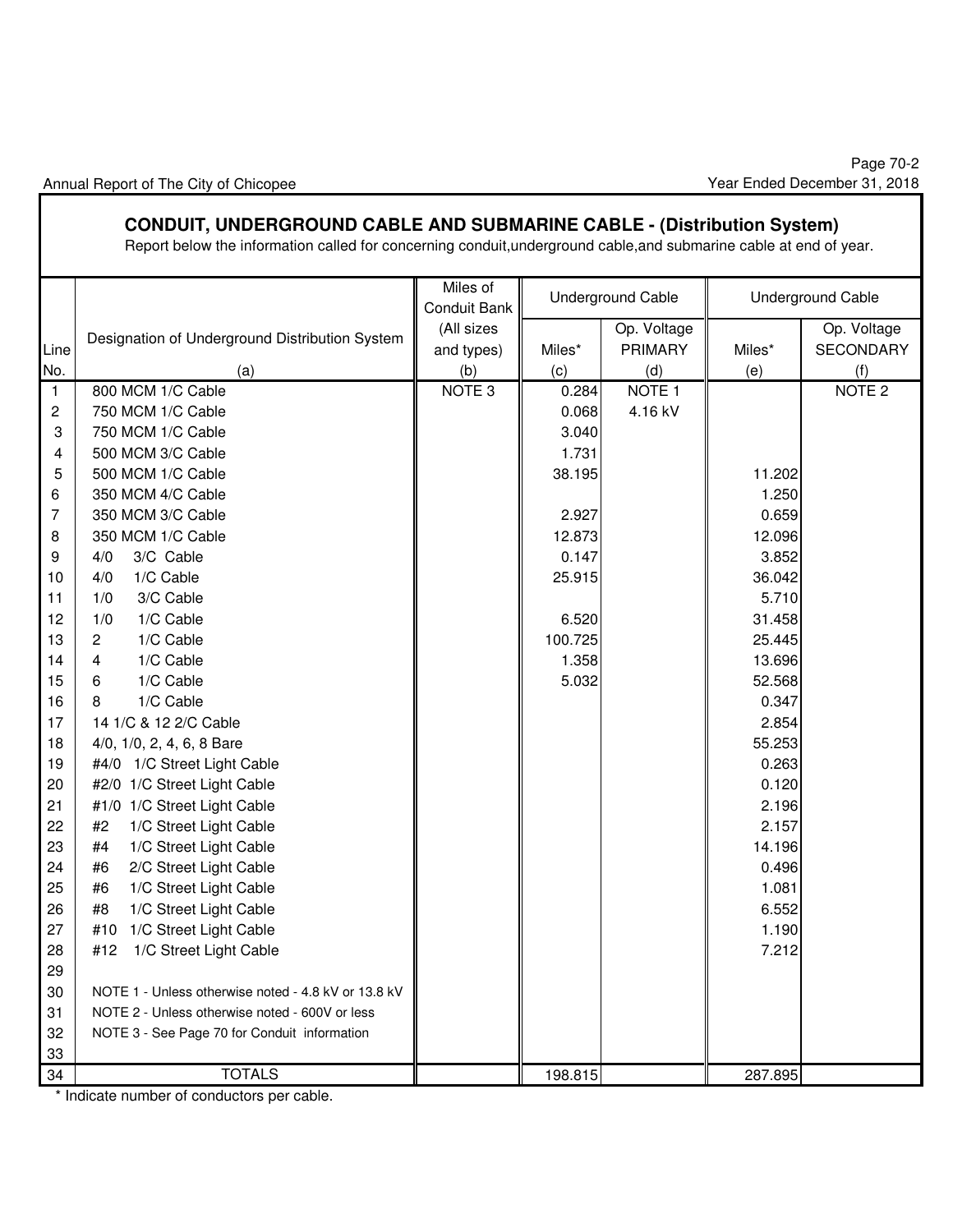## CONDUIT, UNDERGROUND CABLE AND SUBMARINE CABLE - (Distribution System)

Report below the information called for concerning conduit,underground cable,and submarine cable at end of year.

| Line No. | Designation of Underground Distribution System (a) | Miles of Conduit Bank (All sizes and types) (b) | Underground Cable Miles* (c) | Underground Cable Op. Voltage PRIMARY (d) | Underground Cable Miles* (e) | Underground Cable Op. Voltage SECONDARY (f) |
|---|---|---|---|---|---|---|
| 1 | 800 MCM 1/C Cable | NOTE 3 | 0.284 | NOTE 1 | | NOTE 2 |
| 2 | 750 MCM 1/C Cable | | 0.068 | 4.16 kV | | |
| 3 | 750 MCM 1/C Cable | | 3.040 | | | |
| 4 | 500 MCM 3/C Cable | | 1.731 | | | |
| 5 | 500 MCM 1/C Cable | | 38.195 | | 11.202 | |
| 6 | 350 MCM 4/C Cable | | | | 1.250 | |
| 7 | 350 MCM 3/C Cable | | 2.927 | | 0.659 | |
| 8 | 350 MCM 1/C Cable | | 12.873 | | 12.096 | |
| 9 | 4/0 3/C Cable | | 0.147 | | 3.852 | |
| 10 | 4/0 1/C Cable | | 25.915 | | 36.042 | |
| 11 | 1/0 3/C Cable | | | | 5.710 | |
| 12 | 1/0 1/C Cable | | 6.520 | | 31.458 | |
| 13 | 2 1/C Cable | | 100.725 | | 25.445 | |
| 14 | 4 1/C Cable | | 1.358 | | 13.696 | |
| 15 | 6 1/C Cable | | 5.032 | | 52.568 | |
| 16 | 8 1/C Cable | | | | 0.347 | |
| 17 | 14 1/C & 12 2/C Cable | | | | 2.854 | |
| 18 | 4/0, 1/0, 2, 4, 6, 8 Bare | | | | 55.253 | |
| 19 | #4/0 1/C Street Light Cable | | | | 0.263 | |
| 20 | #2/0 1/C Street Light Cable | | | | 0.120 | |
| 21 | #1/0 1/C Street Light Cable | | | | 2.196 | |
| 22 | #2 1/C Street Light Cable | | | | 2.157 | |
| 23 | #4 1/C Street Light Cable | | | | 14.196 | |
| 24 | #6 2/C Street Light Cable | | | | 0.496 | |
| 25 | #6 1/C Street Light Cable | | | | 1.081 | |
| 26 | #8 1/C Street Light Cable | | | | 6.552 | |
| 27 | #10 1/C Street Light Cable | | | | 1.190 | |
| 28 | #12 1/C Street Light Cable | | | | 7.212 | |
| 29 | | | | | | |
| 30 | NOTE 1 - Unless otherwise noted - 4.8 kV or 13.8 kV | | | | | |
| 31 | NOTE 2 - Unless otherwise noted - 600V or less | | | | | |
| 32 | NOTE 3 - See Page 70 for Conduit information | | | | | |
| 33 | | | | | | |
| 34 | TOTALS | | 198.815 | | 287.895 | |

\* Indicate number of conductors per cable.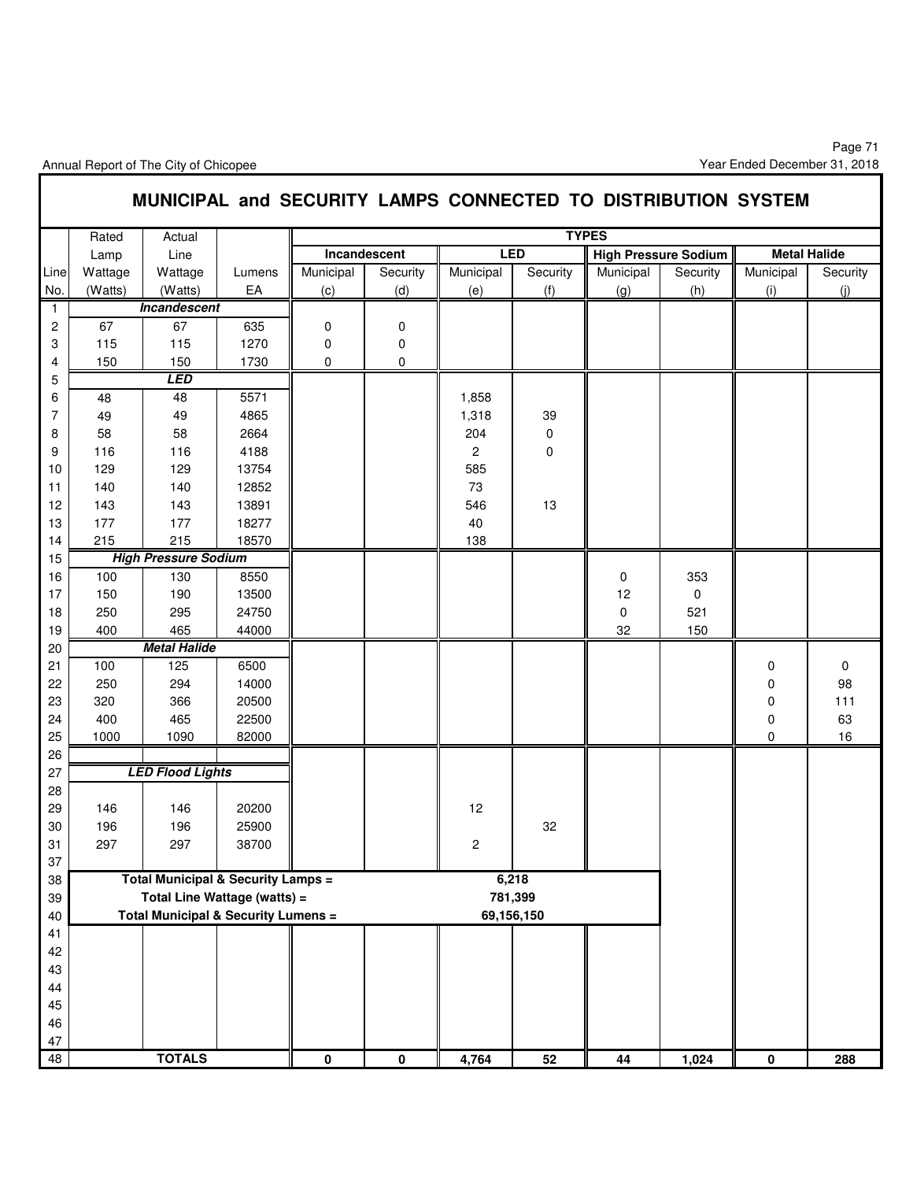## MUNICIPAL and SECURITY LAMPS CONNECTED TO DISTRIBUTION SYSTEM

| Line No. | Rated Lamp Wattage (Watts) | Actual Line Wattage (Watts) | Lumens EA | Incandescent Municipal (c) | Incandescent Security (d) | LED Municipal (e) | LED Security (f) | High Pressure Sodium Municipal (g) | High Pressure Sodium Security (h) | Metal Halide Municipal (i) | Metal Halide Security (j) |
|---|---|---|---|---|---|---|---|---|---|---|---|
| 1 | | ***Incandescent*** | | | | | | | | | |
| 2 | 67 | 67 | 635 | 0 | 0 | | | | | | |
| 3 | 115 | 115 | 1270 | 0 | 0 | | | | | | |
| 4 | 150 | 150 | 1730 | 0 | 0 | | | | | | |
| 5 | | ***LED*** | | | | | | | | | |
| 6 | 48 | 48 | 5571 | | | 1,858 | | | | | |
| 7 | 49 | 49 | 4865 | | | 1,318 | 39 | | | | |
| 8 | 58 | 58 | 2664 | | | 204 | 0 | | | | |
| 9 | 116 | 116 | 4188 | | | 2 | 0 | | | | |
| 10 | 129 | 129 | 13754 | | | 585 | | | | | |
| 11 | 140 | 140 | 12852 | | | 73 | | | | | |
| 12 | 143 | 143 | 13891 | | | 546 | 13 | | | | |
| 13 | 177 | 177 | 18277 | | | 40 | | | | | |
| 14 | 215 | 215 | 18570 | | | 138 | | | | | |
| 15 | | ***High Pressure Sodium*** | | | | | | | | | |
| 16 | 100 | 130 | 8550 | | | | | 0 | 353 | | |
| 17 | 150 | 190 | 13500 | | | | | 12 | 0 | | |
| 18 | 250 | 295 | 24750 | | | | | 0 | 521 | | |
| 19 | 400 | 465 | 44000 | | | | | 32 | 150 | | |
| 20 | | ***Metal Halide*** | | | | | | | | | |
| 21 | 100 | 125 | 6500 | | | | | | | 0 | 0 |
| 22 | 250 | 294 | 14000 | | | | | | | 0 | 98 |
| 23 | 320 | 366 | 20500 | | | | | | | 0 | 111 |
| 24 | 400 | 465 | 22500 | | | | | | | 0 | 63 |
| 25 | 1000 | 1090 | 82000 | | | | | | | 0 | 16 |
| 26 | | | | | | | | | | | |
| 27 | | ***LED Flood Lights*** | | | | | | | | | |
| 28 | | | | | | | | | | | |
| 29 | 146 | 146 | 20200 | | | 12 | | | | | |
| 30 | 196 | 196 | 25900 | | | | 32 | | | | |
| 31 | 297 | 297 | 38700 | | | 2 | | | | | |
| 37 | | | | | | | | | | | |
| 38 | | **Total Municipal & Security Lamps =** | | | | **6,218** | | | | | |
| 39 | | **Total Line Wattage (watts) =** | | | | **781,399** | | | | | |
| 40 | | **Total Municipal & Security Lumens =** | | | | **69,156,150** | | | | | |
| 41 | | | | | | | | | | | |
| 42 | | | | | | | | | | | |
| 43 | | | | | | | | | | | |
| 44 | | | | | | | | | | | |
| 45 | | | | | | | | | | | |
| 46 | | | | | | | | | | | |
| 47 | | | | | | | | | | | |
| 48 | | **TOTALS** | | **0** | **0** | **4,764** | **52** | **44** | **1,024** | **0** | **288** |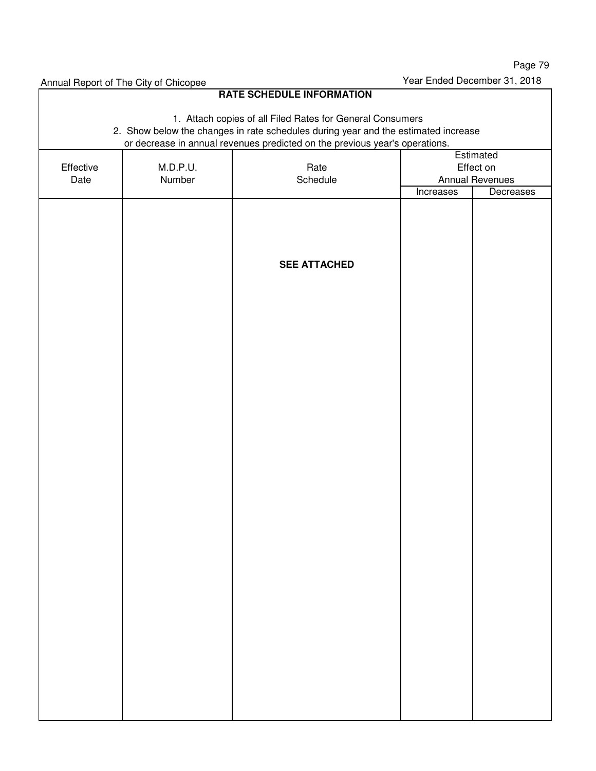Annual Report of The City of Chicopee

Year Ended December 31, 2018

## RATE SCHEDULE INFORMATION

1. Attach copies of all Filed Rates for General Consumers
2. Show below the changes in rate schedules during year and the estimated increase or decrease in annual revenues predicted on the previous year's operations.

| Effective Date | M.D.P.U. Number | Rate Schedule | Estimated Effect on Annual Revenues | |
|---|---|---|---|---|
| | | | Increases | Decreases |
| | | **SEE ATTACHED** | | |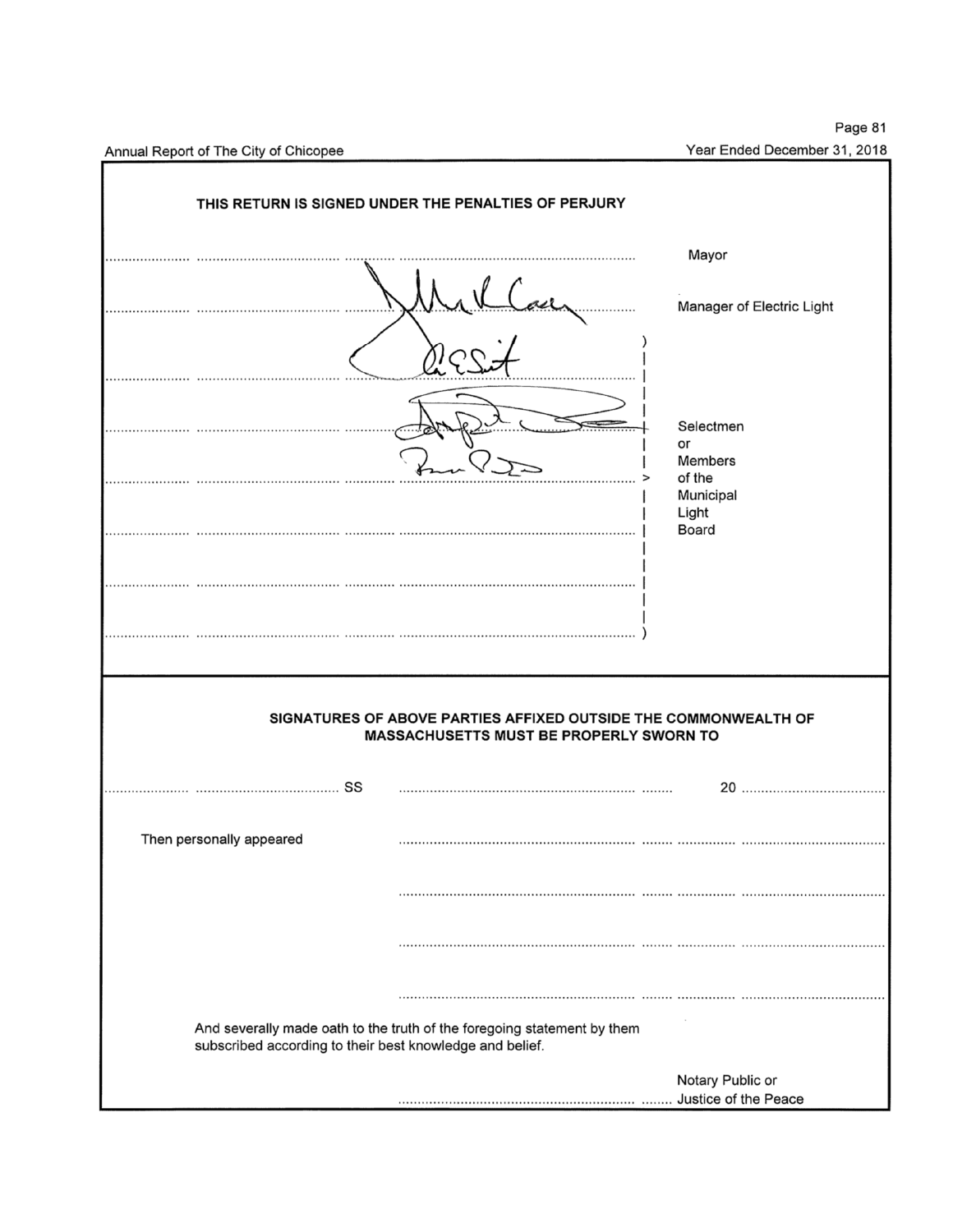**THIS RETURN IS SIGNED UNDER THE PENALTIES OF PERJURY**

| Signature | Title |
|---|---|
| ........................ | Mayor |
| *[signature]* | Manager of Electric Light |
| *[signature]* | Selectmen or Members of the Municipal Light Board |
| *[signature]* | |
| *[signature]* | |
| ........................ | |
| ........................ | |
| ........................ | |

---

**SIGNATURES OF ABOVE PARTIES AFFIXED OUTSIDE THE COMMONWEALTH OF MASSACHUSETTS MUST BE PROPERLY SWORN TO**

........................ ........................ SS ........................ ........ 20 ........................

Then personally appeared ........................

........................

........................

........................

And severally made oath to the truth of the foregoing statement by them subscribed according to their best knowledge and belief.

........................ Notary Public or Justice of the Peace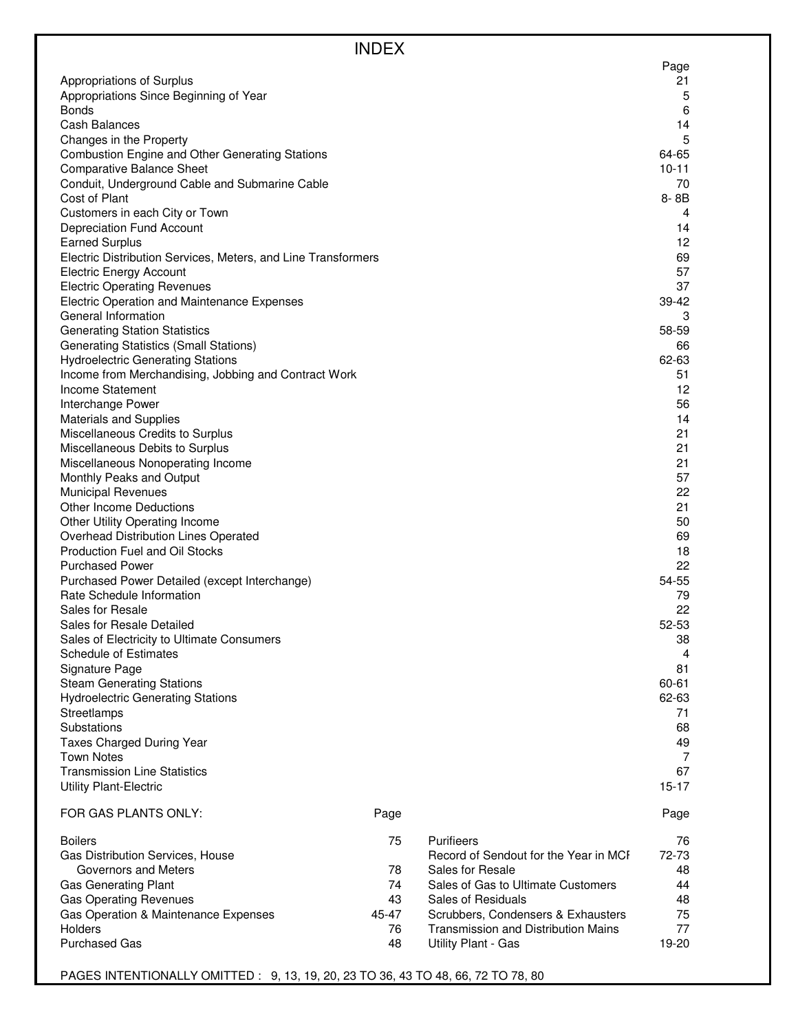# INDEX

| | Page |
|---|---|
| Appropriations of Surplus | 21 |
| Appropriations Since Beginning of Year | 5 |
| Bonds | 6 |
| Cash Balances | 14 |
| Changes in the Property | 5 |
| Combustion Engine and Other Generating Stations | 64-65 |
| Comparative Balance Sheet | 10-11 |
| Conduit, Underground Cable and Submarine Cable | 70 |
| Cost of Plant | 8- 8B |
| Customers in each City or Town | 4 |
| Depreciation Fund Account | 14 |
| Earned Surplus | 12 |
| Electric Distribution Services, Meters, and Line Transformers | 69 |
| Electric Energy Account | 57 |
| Electric Operating Revenues | 37 |
| Electric Operation and Maintenance Expenses | 39-42 |
| General Information | 3 |
| Generating Station Statistics | 58-59 |
| Generating Statistics (Small Stations) | 66 |
| Hydroelectric Generating Stations | 62-63 |
| Income from Merchandising, Jobbing and Contract Work | 51 |
| Income Statement | 12 |
| Interchange Power | 56 |
| Materials and Supplies | 14 |
| Miscellaneous Credits to Surplus | 21 |
| Miscellaneous Debits to Surplus | 21 |
| Miscellaneous Nonoperating Income | 21 |
| Monthly Peaks and Output | 57 |
| Municipal Revenues | 22 |
| Other Income Deductions | 21 |
| Other Utility Operating Income | 50 |
| Overhead Distribution Lines Operated | 69 |
| Production Fuel and Oil Stocks | 18 |
| Purchased Power | 22 |
| Purchased Power Detailed (except Interchange) | 54-55 |
| Rate Schedule Information | 79 |
| Sales for Resale | 22 |
| Sales for Resale Detailed | 52-53 |
| Sales of Electricity to Ultimate Consumers | 38 |
| Schedule of Estimates | 4 |
| Signature Page | 81 |
| Steam Generating Stations | 60-61 |
| Hydroelectric Generating Stations | 62-63 |
| Streetlamps | 71 |
| Substations | 68 |
| Taxes Charged During Year | 49 |
| Town Notes | 7 |
| Transmission Line Statistics | 67 |
| Utility Plant-Electric | 15-17 |

| FOR GAS PLANTS ONLY: | Page | | Page |
|---|---|---|---|
| Boilers | 75 | Purifieers | 76 |
| Gas Distribution Services, House Governors and Meters | 78 | Record of Sendout for the Year in MCF | 72-73 |
| | | Sales for Resale | 48 |
| Gas Generating Plant | 74 | Sales of Gas to Ultimate Customers | 44 |
| Gas Operating Revenues | 43 | Sales of Residuals | 48 |
| Gas Operation & Maintenance Expenses | 45-47 | Scrubbers, Condensers & Exhausters | 75 |
| Holders | 76 | Transmission and Distribution Mains | 77 |
| Purchased Gas | 48 | Utility Plant - Gas | 19-20 |

PAGES INTENTIONALLY OMITTED : 9, 13, 19, 20, 23 TO 36, 43 TO 48, 66, 72 TO 78, 80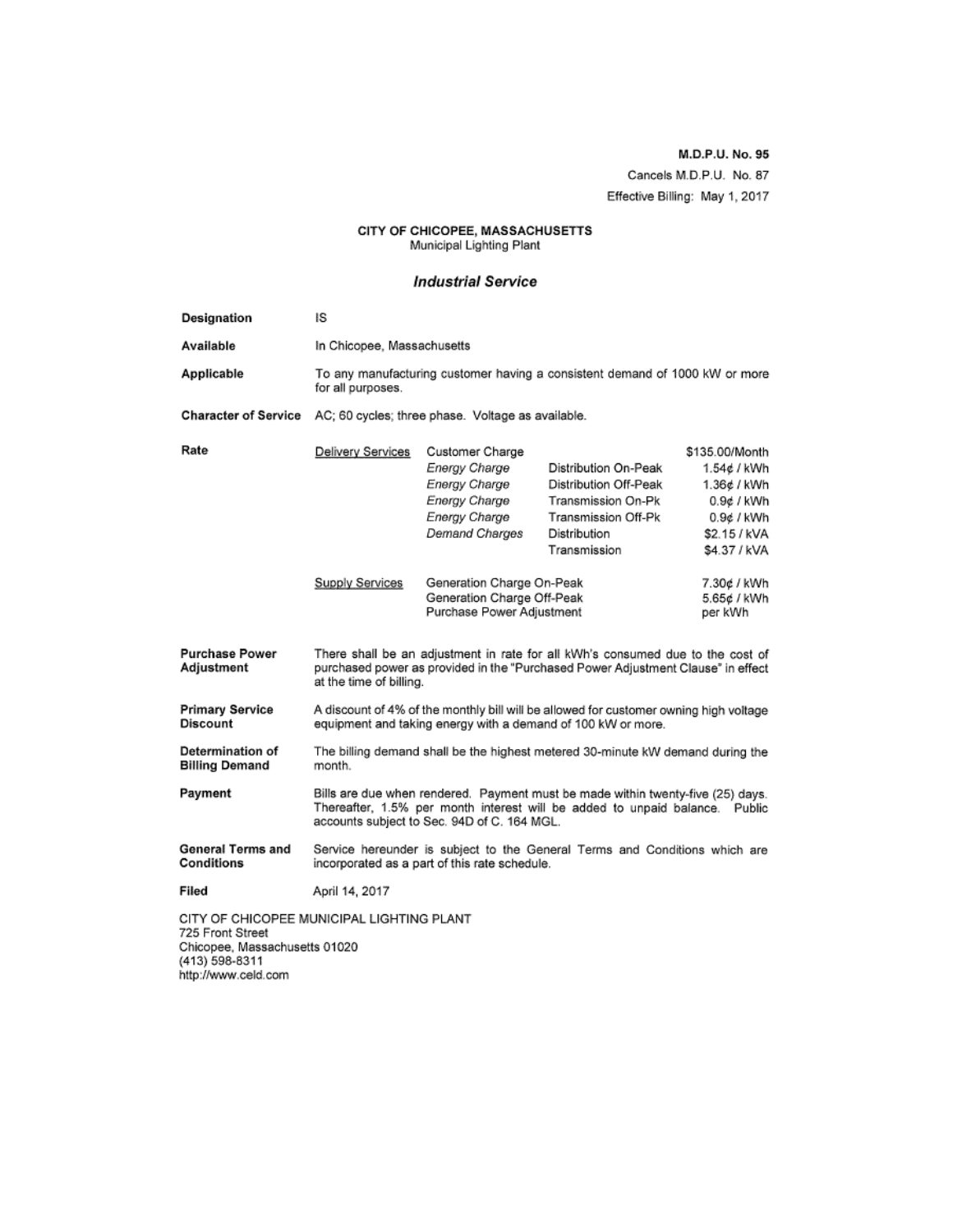**M.D.P.U. No. 95**

Cancels M.D.P.U. No. 87

Effective Billing: May 1, 2017

**CITY OF CHICOPEE, MASSACHUSETTS**

Municipal Lighting Plant

## *Industrial Service*

**Designation** IS

**Available** In Chicopee, Massachusetts

**Applicable** To any manufacturing customer having a consistent demand of 1000 kW or more for all purposes.

**Character of Service** AC; 60 cycles; three phase. Voltage as available.

**Rate**

| | | | |
|---|---|---|---|
| Delivery Services | Customer Charge | | $135.00/Month |
| | *Energy Charge* | Distribution On-Peak | 1.54¢ / kWh |
| | *Energy Charge* | Distribution Off-Peak | 1.36¢ / kWh |
| | *Energy Charge* | Transmission On-Pk | 0.9¢ / kWh |
| | *Energy Charge* | Transmission Off-Pk | 0.9¢ / kWh |
| | *Demand Charges* | Distribution | $2.15 / kVA |
| | | Transmission | $4.37 / kVA |
| Supply Services | Generation Charge On-Peak | | 7.30¢ / kWh |
| | Generation Charge Off-Peak | | 5.65¢ / kWh |
| | Purchase Power Adjustment | | per kWh |

**Purchase Power Adjustment** There shall be an adjustment in rate for all kWh's consumed due to the cost of purchased power as provided in the "Purchased Power Adjustment Clause" in effect at the time of billing.

**Primary Service Discount** A discount of 4% of the monthly bill will be allowed for customer owning high voltage equipment and taking energy with a demand of 100 kW or more.

**Determination of Billing Demand** The billing demand shall be the highest metered 30-minute kW demand during the month.

**Payment** Bills are due when rendered. Payment must be made within twenty-five (25) days. Thereafter, 1.5% per month interest will be added to unpaid balance. Public accounts subject to Sec. 94D of C. 164 MGL.

**General Terms and Conditions** Service hereunder is subject to the General Terms and Conditions which are incorporated as a part of this rate schedule.

**Filed** April 14, 2017

CITY OF CHICOPEE MUNICIPAL LIGHTING PLANT
725 Front Street
Chicopee, Massachusetts 01020
(413) 598-8311
http://www.celd.com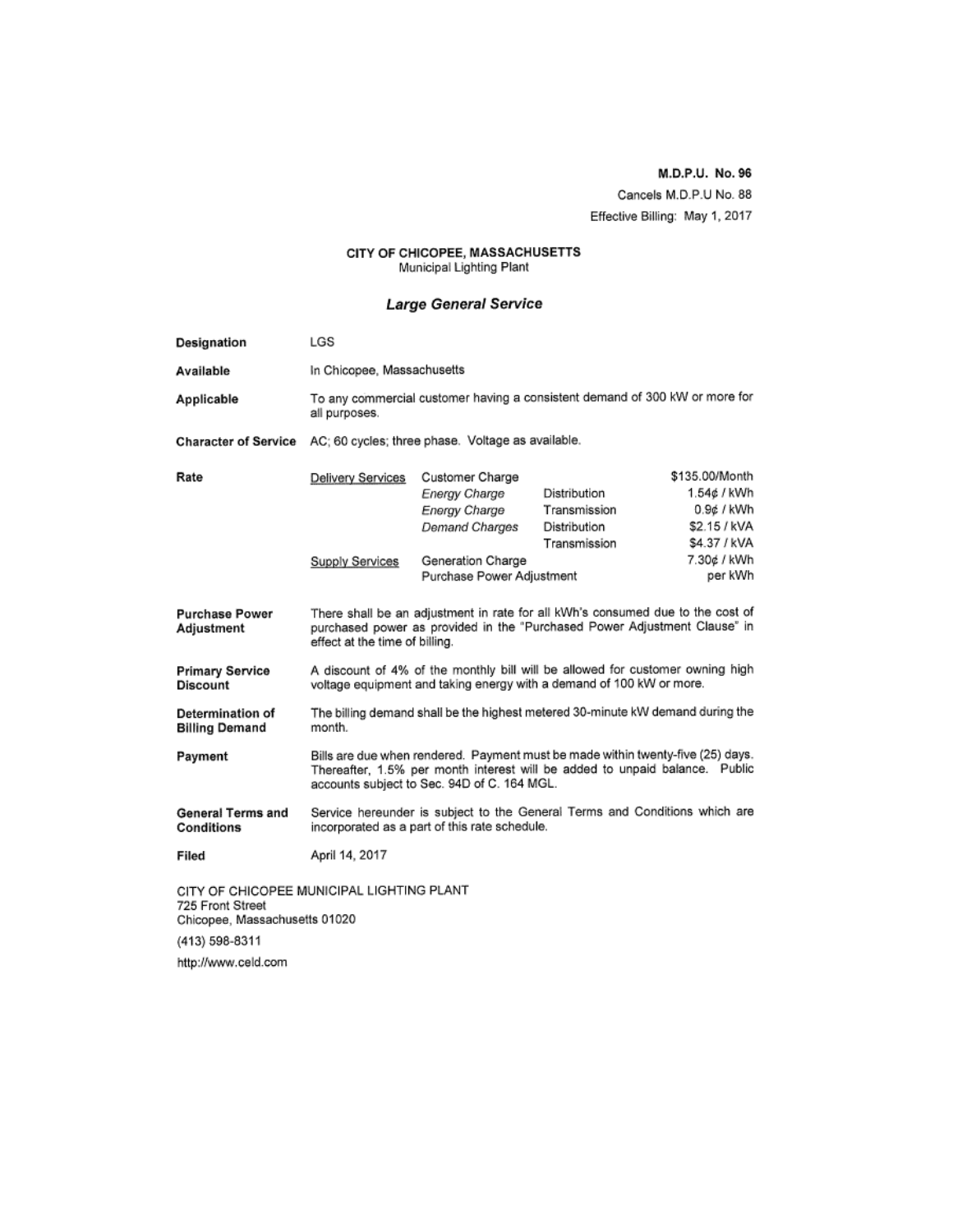**M.D.P.U. No. 96**

Cancels M.D.P.U No. 88

Effective Billing: May 1, 2017

**CITY OF CHICOPEE, MASSACHUSETTS**

Municipal Lighting Plant

## *Large General Service*

| | |
|---|---|
| **Designation** | LGS |
| **Available** | In Chicopee, Massachusetts |
| **Applicable** | To any commercial customer having a consistent demand of 300 kW or more for all purposes. |
| **Character of Service** | AC; 60 cycles; three phase. Voltage as available. |

| **Rate** | | | | |
|---|---|---|---|---|
| | Delivery Services | Customer Charge | | \$135.00/Month |
| | | *Energy Charge* | Distribution | 1.54¢ / kWh |
| | | *Energy Charge* | Transmission | 0.9¢ / kWh |
| | | *Demand Charges* | Distribution | \$2.15 / kVA |
| | | | Transmission | \$4.37 / kVA |
| | Supply Services | Generation Charge | | 7.30¢ / kWh |
| | | Purchase Power Adjustment | | per kWh |

| | |
|---|---|
| **Purchase Power Adjustment** | There shall be an adjustment in rate for all kWh's consumed due to the cost of purchased power as provided in the "Purchased Power Adjustment Clause" in effect at the time of billing. |
| **Primary Service Discount** | A discount of 4% of the monthly bill will be allowed for customer owning high voltage equipment and taking energy with a demand of 100 kW or more. |
| **Determination of Billing Demand** | The billing demand shall be the highest metered 30-minute kW demand during the month. |
| **Payment** | Bills are due when rendered. Payment must be made within twenty-five (25) days. Thereafter, 1.5% per month interest will be added to unpaid balance. Public accounts subject to Sec. 94D of C. 164 MGL. |
| **General Terms and Conditions** | Service hereunder is subject to the General Terms and Conditions which are incorporated as a part of this rate schedule. |
| **Filed** | April 14, 2017 |

CITY OF CHICOPEE MUNICIPAL LIGHTING PLANT
725 Front Street
Chicopee, Massachusetts 01020

(413) 598-8311

http://www.celd.com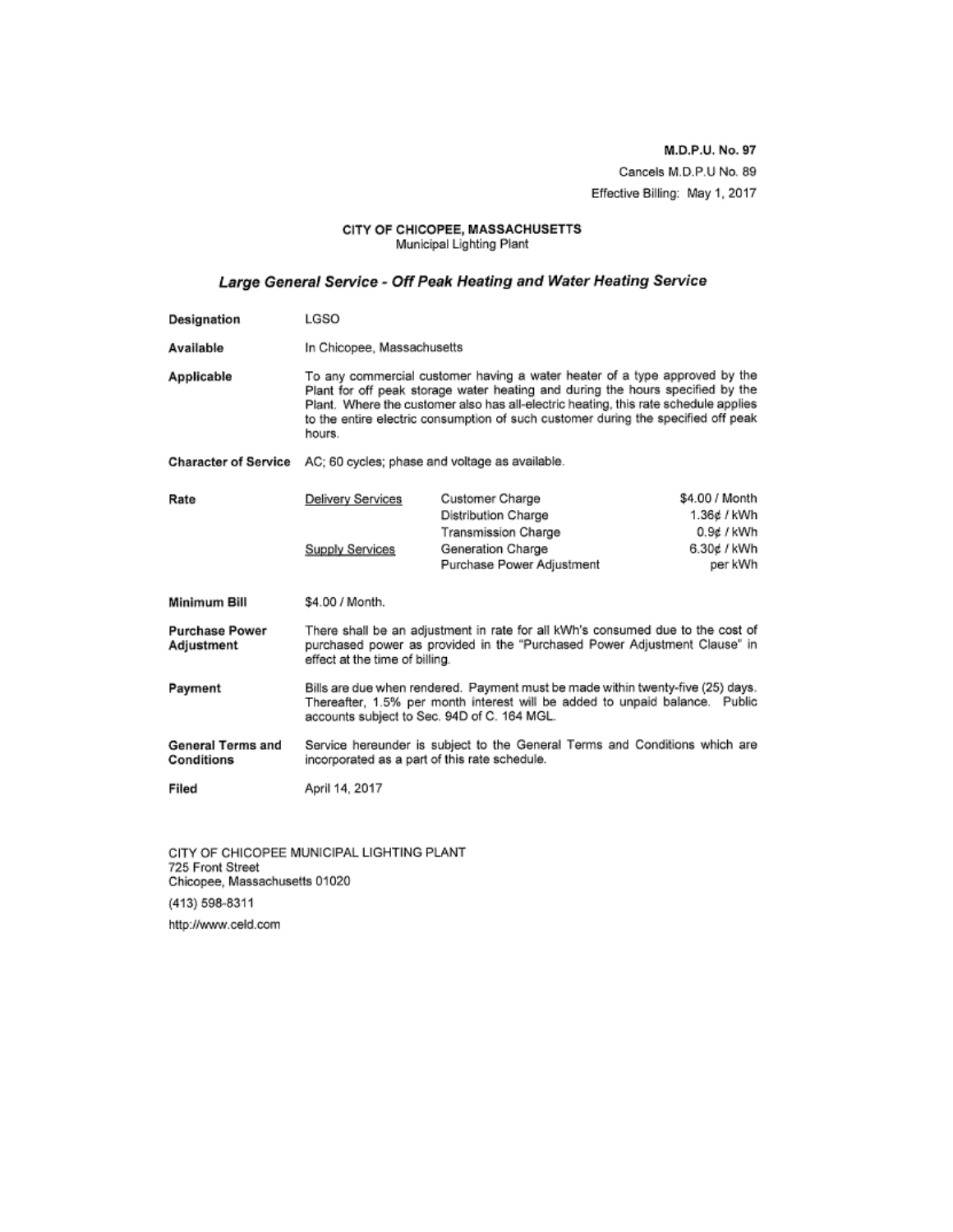**M.D.P.U. No. 97**

Cancels M.D.P.U No. 89

Effective Billing: May 1, 2017

**CITY OF CHICOPEE, MASSACHUSETTS**

Municipal Lighting Plant

## *Large General Service - Off Peak Heating and Water Heating Service*

**Designation** LGSO

**Available** In Chicopee, Massachusetts

**Applicable** To any commercial customer having a water heater of a type approved by the Plant for off peak storage water heating and during the hours specified by the Plant. Where the customer also has all-electric heating, this rate schedule applies to the entire electric consumption of such customer during the specified off peak hours.

**Character of Service** AC; 60 cycles; phase and voltage as available.

**Rate**

| | | |
|---|---|---|
| Delivery Services | Customer Charge | \$4.00 / Month |
| | Distribution Charge | 1.36¢ / kWh |
| | Transmission Charge | 0.9¢ / kWh |
| Supply Services | Generation Charge | 6.30¢ / kWh |
| | Purchase Power Adjustment | per kWh |

**Minimum Bill** \$4.00 / Month.

**Purchase Power Adjustment** There shall be an adjustment in rate for all kWh's consumed due to the cost of purchased power as provided in the "Purchased Power Adjustment Clause" in effect at the time of billing.

**Payment** Bills are due when rendered. Payment must be made within twenty-five (25) days. Thereafter, 1.5% per month interest will be added to unpaid balance. Public accounts subject to Sec. 94D of C. 164 MGL.

**General Terms and Conditions** Service hereunder is subject to the General Terms and Conditions which are incorporated as a part of this rate schedule.

**Filed** April 14, 2017

CITY OF CHICOPEE MUNICIPAL LIGHTING PLANT
725 Front Street
Chicopee, Massachusetts 01020

(413) 598-8311

http://www.celd.com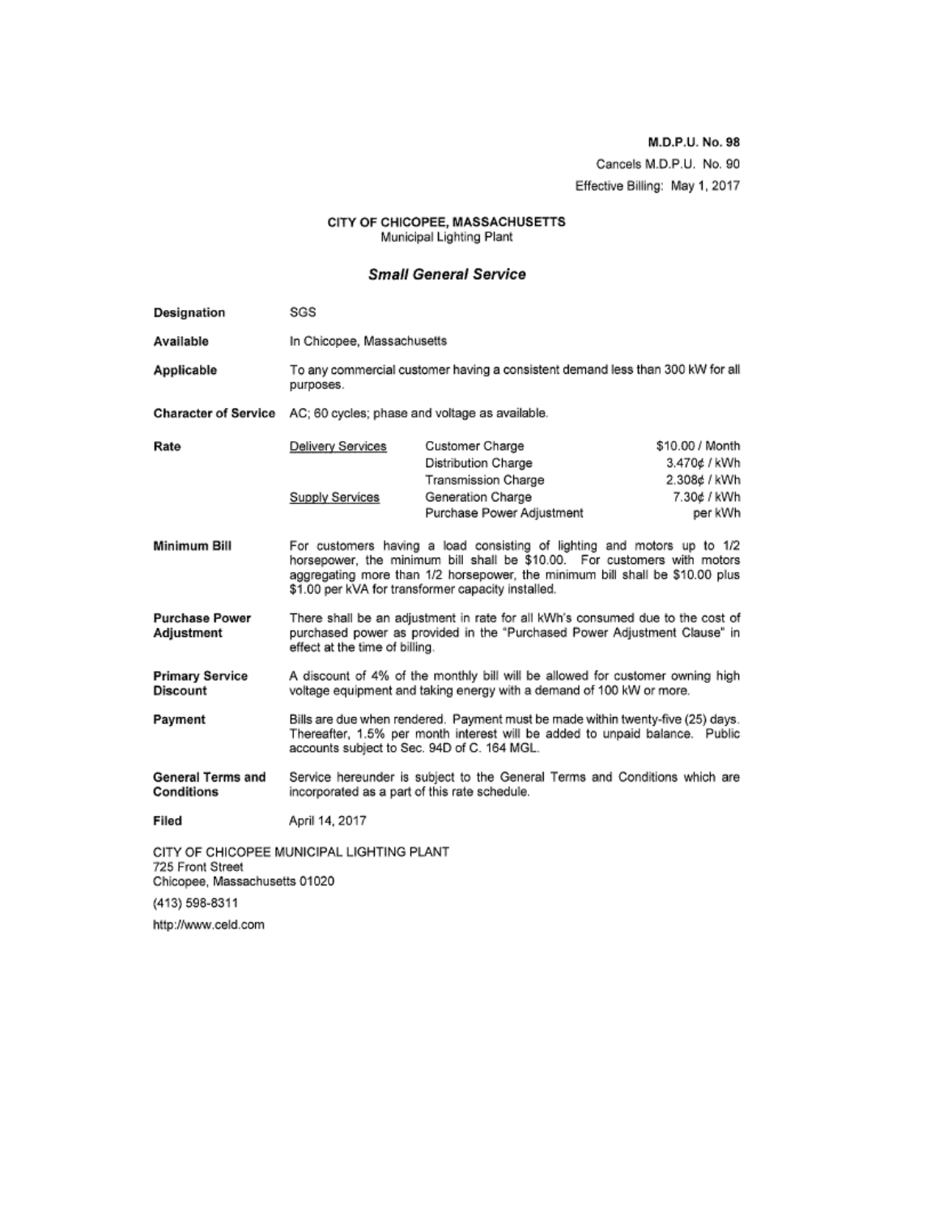**M.D.P.U. No. 98**

Cancels M.D.P.U. No. 90

Effective Billing: May 1, 2017

**CITY OF CHICOPEE, MASSACHUSETTS**

Municipal Lighting Plant

## *Small General Service*

| | | | |
|---|---|---|---|
| **Designation** | SGS | | |
| **Available** | In Chicopee, Massachusetts | | |
| **Applicable** | To any commercial customer having a consistent demand less than 300 kW for all purposes. | | |
| **Character of Service** | AC; 60 cycles; phase and voltage as available. | | |
| **Rate** | Delivery Services | Customer Charge | \$10.00 / Month |
| | | Distribution Charge | 3.470¢ / kWh |
| | | Transmission Charge | 2.308¢ / kWh |
| | Supply Services | Generation Charge | 7.30¢ / kWh |
| | | Purchase Power Adjustment | per kWh |

**Minimum Bill** — For customers having a load consisting of lighting and motors up to 1/2 horsepower, the minimum bill shall be \$10.00. For customers with motors aggregating more than 1/2 horsepower, the minimum bill shall be \$10.00 plus \$1.00 per kVA for transformer capacity installed.

**Purchase Power Adjustment** — There shall be an adjustment in rate for all kWh's consumed due to the cost of purchased power as provided in the "Purchased Power Adjustment Clause" in effect at the time of billing.

**Primary Service Discount** — A discount of 4% of the monthly bill will be allowed for customer owning high voltage equipment and taking energy with a demand of 100 kW or more.

**Payment** — Bills are due when rendered. Payment must be made within twenty-five (25) days. Thereafter, 1.5% per month interest will be added to unpaid balance. Public accounts subject to Sec. 94D of C. 164 MGL.

**General Terms and Conditions** — Service hereunder is subject to the General Terms and Conditions which are incorporated as a part of this rate schedule.

**Filed** — April 14, 2017

CITY OF CHICOPEE MUNICIPAL LIGHTING PLANT
725 Front Street
Chicopee, Massachusetts 01020

(413) 598-8311

http://www.celd.com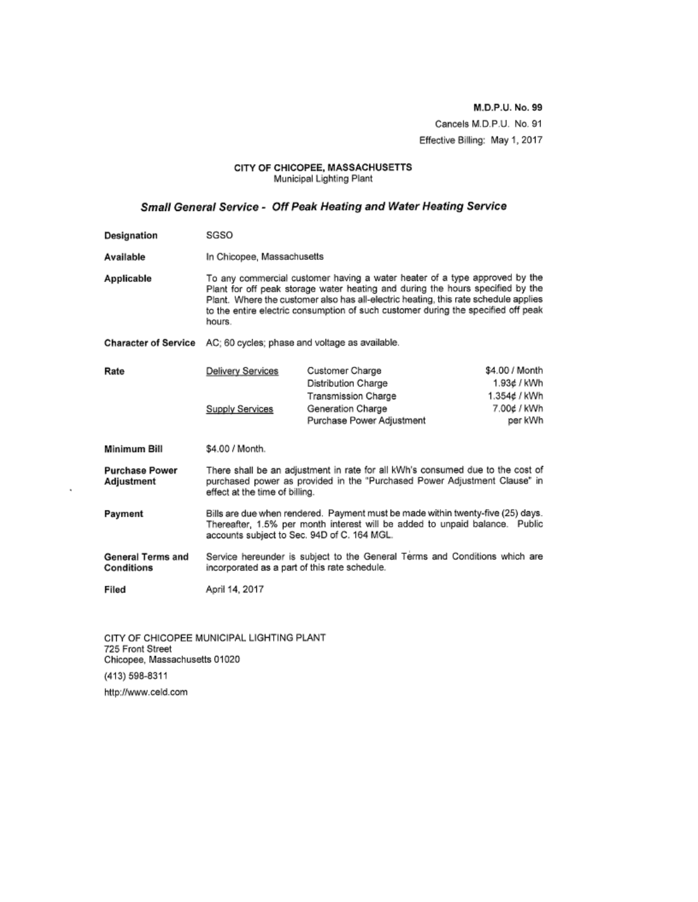**M.D.P.U. No. 99**

Cancels M.D.P.U. No. 91

Effective Billing: May 1, 2017

**CITY OF CHICOPEE, MASSACHUSETTS**

Municipal Lighting Plant

## *Small General Service - Off Peak Heating and Water Heating Service*

**Designation** SGSO

**Available** In Chicopee, Massachusetts

**Applicable** To any commercial customer having a water heater of a type approved by the Plant for off peak storage water heating and during the hours specified by the Plant. Where the customer also has all-electric heating, this rate schedule applies to the entire electric consumption of such customer during the specified off peak hours.

**Character of Service** AC; 60 cycles; phase and voltage as available.

**Rate**

| | | |
|---|---|---|
| Delivery Services | Customer Charge | \$4.00 / Month |
| | Distribution Charge | 1.93¢ / kWh |
| | Transmission Charge | 1.354¢ / kWh |
| Supply Services | Generation Charge | 7.00¢ / kWh |
| | Purchase Power Adjustment | per kWh |

**Minimum Bill** \$4.00 / Month.

**Purchase Power Adjustment** There shall be an adjustment in rate for all kWh's consumed due to the cost of purchased power as provided in the "Purchased Power Adjustment Clause" in effect at the time of billing.

**Payment** Bills are due when rendered. Payment must be made within twenty-five (25) days. Thereafter, 1.5% per month interest will be added to unpaid balance. Public accounts subject to Sec. 94D of C. 164 MGL.

**General Terms and Conditions** Service hereunder is subject to the General Terms and Conditions which are incorporated as a part of this rate schedule.

**Filed** April 14, 2017

CITY OF CHICOPEE MUNICIPAL LIGHTING PLANT
725 Front Street
Chicopee, Massachusetts 01020

(413) 598-8311

http://www.celd.com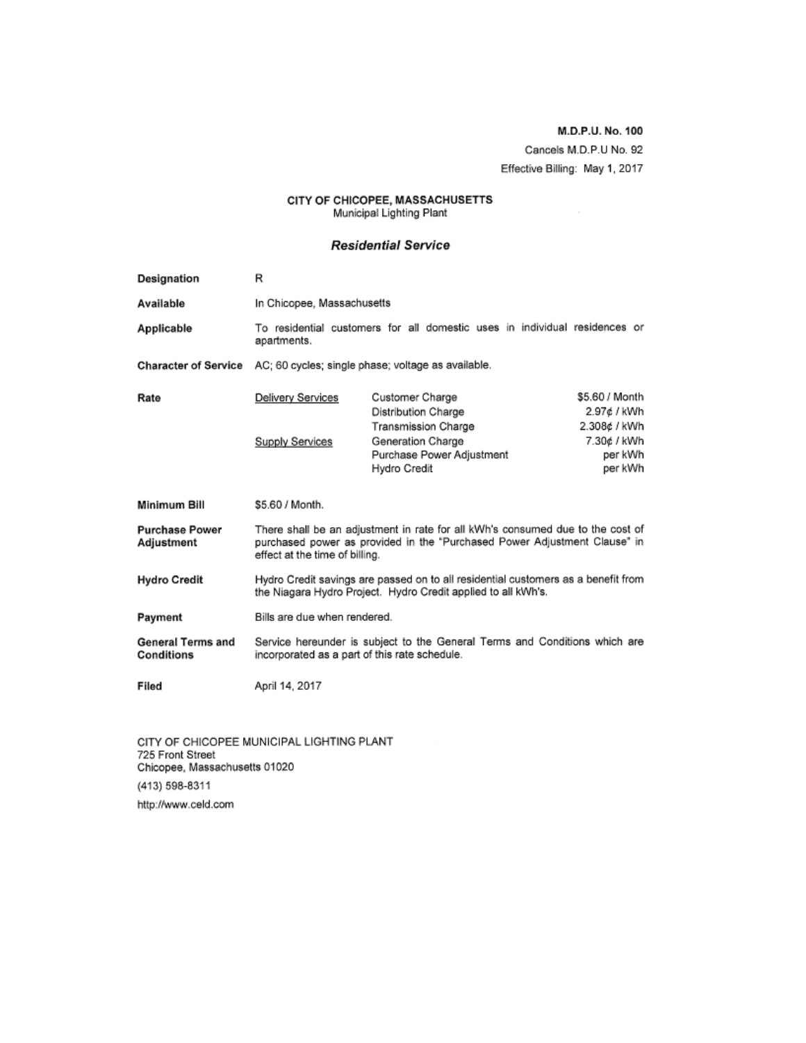**M.D.P.U. No. 100**

Cancels M.D.P.U No. 92

Effective Billing: May 1, 2017

**CITY OF CHICOPEE, MASSACHUSETTS**

Municipal Lighting Plant

## *Residential Service*

| | | | |
|---|---|---|---|
| **Designation** | R | | |
| **Available** | In Chicopee, Massachusetts | | |
| **Applicable** | To residential customers for all domestic uses in individual residences or apartments. | | |
| **Character of Service** | AC; 60 cycles; single phase; voltage as available. | | |
| **Rate** | Delivery Services | Customer Charge | \$5.60 / Month |
| | | Distribution Charge | 2.97¢ / kWh |
| | | Transmission Charge | 2.308¢ / kWh |
| | Supply Services | Generation Charge | 7.30¢ / kWh |
| | | Purchase Power Adjustment | per kWh |
| | | Hydro Credit | per kWh |
| **Minimum Bill** | \$5.60 / Month. | | |
| **Purchase Power Adjustment** | There shall be an adjustment in rate for all kWh's consumed due to the cost of purchased power as provided in the "Purchased Power Adjustment Clause" in effect at the time of billing. | | |
| **Hydro Credit** | Hydro Credit savings are passed on to all residential customers as a benefit from the Niagara Hydro Project. Hydro Credit applied to all kWh's. | | |
| **Payment** | Bills are due when rendered. | | |
| **General Terms and Conditions** | Service hereunder is subject to the General Terms and Conditions which are incorporated as a part of this rate schedule. | | |
| **Filed** | April 14, 2017 | | |

CITY OF CHICOPEE MUNICIPAL LIGHTING PLANT
725 Front Street
Chicopee, Massachusetts 01020

(413) 598-8311

http://www.celd.com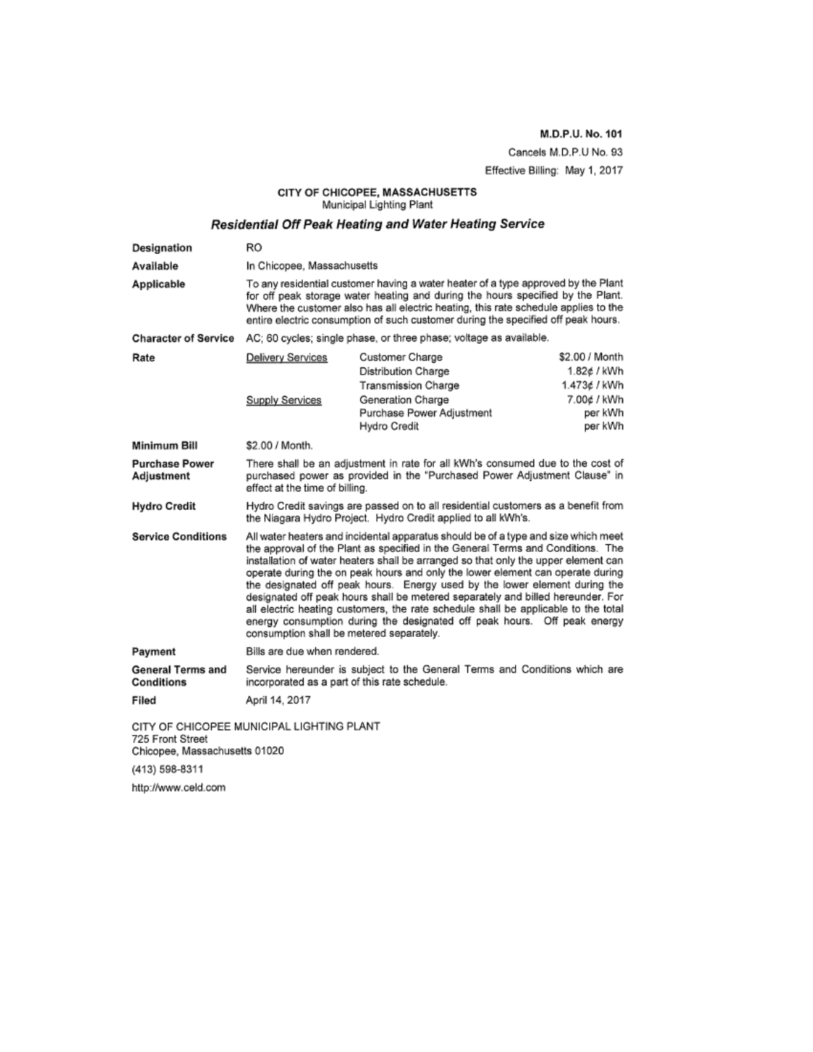**M.D.P.U. No. 101**

Cancels M.D.P.U No. 93

Effective Billing: May 1, 2017

**CITY OF CHICOPEE, MASSACHUSETTS**
Municipal Lighting Plant

## *Residential Off Peak Heating and Water Heating Service*

**Designation** RO

**Available** In Chicopee, Massachusetts

**Applicable** To any residential customer having a water heater of a type approved by the Plant for off peak storage water heating and during the hours specified by the Plant. Where the customer also has all electric heating, this rate schedule applies to the entire electric consumption of such customer during the specified off peak hours.

**Character of Service** AC; 60 cycles; single phase, or three phase; voltage as available.

**Rate**

| | | |
|---|---|---|
| Delivery Services | Customer Charge | \$2.00 / Month |
| | Distribution Charge | 1.82¢ / kWh |
| | Transmission Charge | 1.473¢ / kWh |
| Supply Services | Generation Charge | 7.00¢ / kWh |
| | Purchase Power Adjustment | per kWh |
| | Hydro Credit | per kWh |

**Minimum Bill** \$2.00 / Month.

**Purchase Power Adjustment** There shall be an adjustment in rate for all kWh's consumed due to the cost of purchased power as provided in the "Purchased Power Adjustment Clause" in effect at the time of billing.

**Hydro Credit** Hydro Credit savings are passed on to all residential customers as a benefit from the Niagara Hydro Project. Hydro Credit applied to all kWh's.

**Service Conditions** All water heaters and incidental apparatus should be of a type and size which meet the approval of the Plant as specified in the General Terms and Conditions. The installation of water heaters shall be arranged so that only the upper element can operate during the on peak hours and only the lower element can operate during the designated off peak hours. Energy used by the lower element during the designated off peak hours shall be metered separately and billed hereunder. For all electric heating customers, the rate schedule shall be applicable to the total energy consumption during the designated off peak hours. Off peak energy consumption shall be metered separately.

**Payment** Bills are due when rendered.

**General Terms and Conditions** Service hereunder is subject to the General Terms and Conditions which are incorporated as a part of this rate schedule.

**Filed** April 14, 2017

CITY OF CHICOPEE MUNICIPAL LIGHTING PLANT
725 Front Street
Chicopee, Massachusetts 01020

(413) 598-8311

http://www.celd.com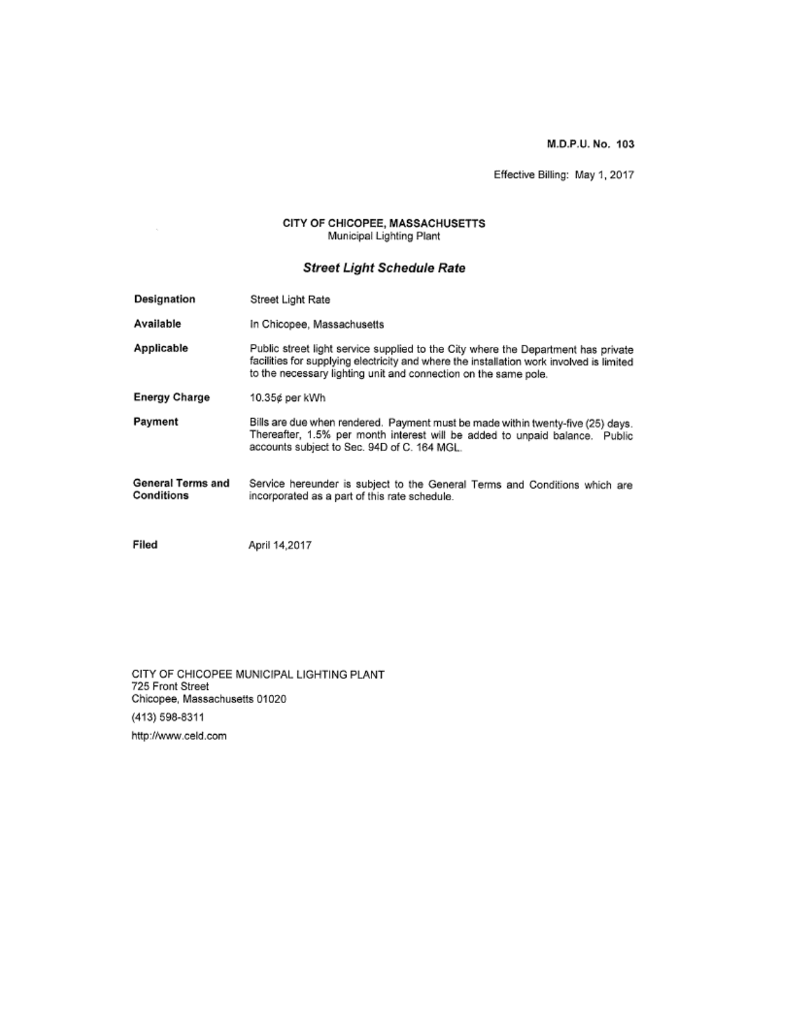**M.D.P.U. No. 103**

Effective Billing: May 1, 2017

**CITY OF CHICOPEE, MASSACHUSETTS**
Municipal Lighting Plant

## *Street Light Schedule Rate*

**Designation** Street Light Rate

**Available** In Chicopee, Massachusetts

**Applicable** Public street light service supplied to the City where the Department has private facilities for supplying electricity and where the installation work involved is limited to the necessary lighting unit and connection on the same pole.

**Energy Charge** 10.35¢ per kWh

**Payment** Bills are due when rendered. Payment must be made within twenty-five (25) days. Thereafter, 1.5% per month interest will be added to unpaid balance. Public accounts subject to Sec. 94D of C. 164 MGL.

**General Terms and Conditions** Service hereunder is subject to the General Terms and Conditions which are incorporated as a part of this rate schedule.

**Filed** April 14,2017

CITY OF CHICOPEE MUNICIPAL LIGHTING PLANT
725 Front Street
Chicopee, Massachusetts 01020

(413) 598-8311

http://www.celd.com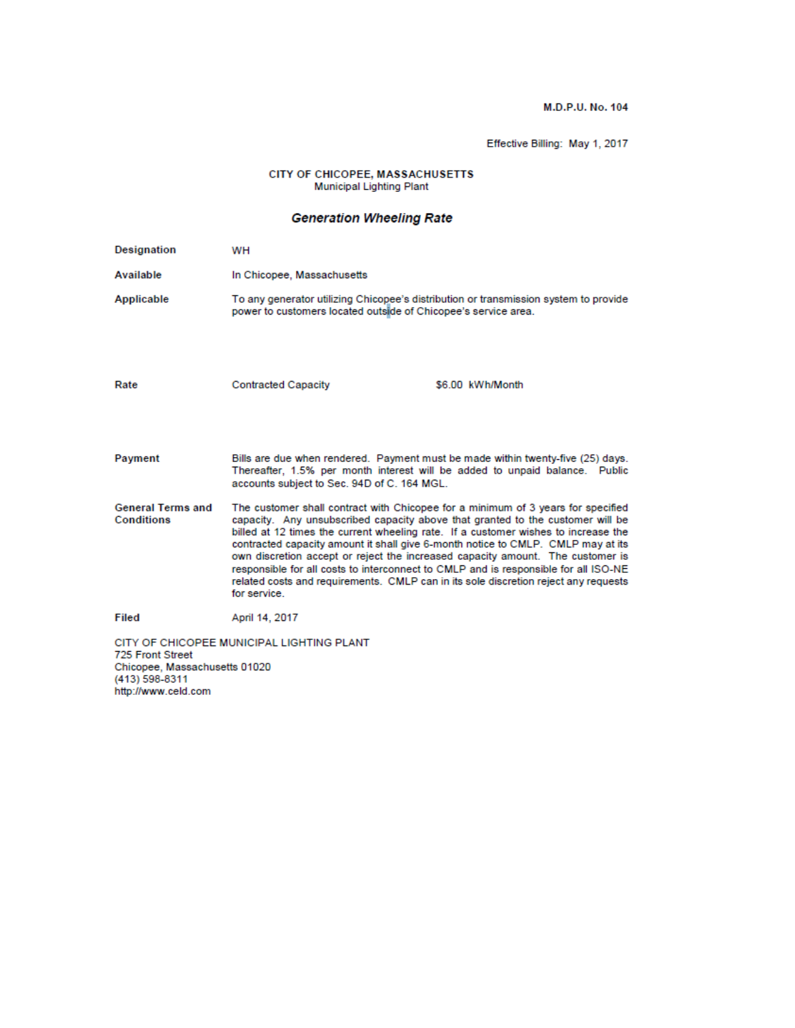M.D.P.U. No. 104

Effective Billing: May 1, 2017

**CITY OF CHICOPEE, MASSACHUSETTS**
Municipal Lighting Plant

## *Generation Wheeling Rate*

**Designation** WH

**Available** In Chicopee, Massachusetts

**Applicable** To any generator utilizing Chicopee's distribution or transmission system to provide power to customers located outside of Chicopee's service area.

**Rate** Contracted Capacity $6.00 kWh/Month

**Payment** Bills are due when rendered. Payment must be made within twenty-five (25) days. Thereafter, 1.5% per month interest will be added to unpaid balance. Public accounts subject to Sec. 94D of C. 164 MGL.

**General Terms and Conditions** The customer shall contract with Chicopee for a minimum of 3 years for specified capacity. Any unsubscribed capacity above that granted to the customer will be billed at 12 times the current wheeling rate. If a customer wishes to increase the contracted capacity amount it shall give 6-month notice to CMLP. CMLP may at its own discretion accept or reject the increased capacity amount. The customer is responsible for all costs to interconnect to CMLP and is responsible for all ISO-NE related costs and requirements. CMLP can in its sole discretion reject any requests for service.

**Filed** April 14, 2017

CITY OF CHICOPEE MUNICIPAL LIGHTING PLANT
725 Front Street
Chicopee, Massachusetts 01020
(413) 598-8311
http://www.celd.com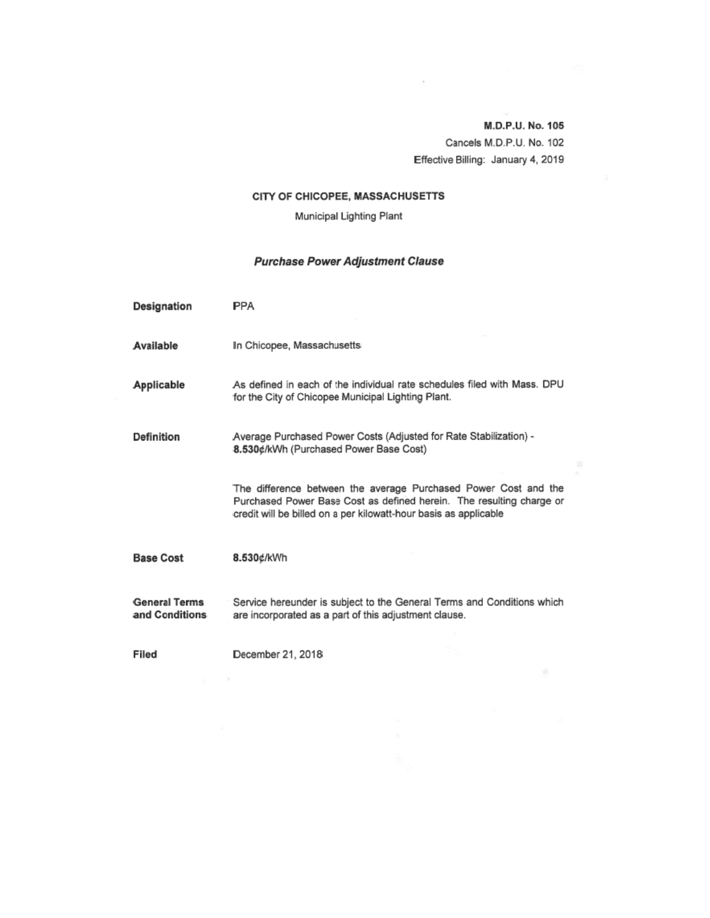**M.D.P.U. No. 105**
Cancels M.D.P.U. No. 102
Effective Billing: January 4, 2019

**CITY OF CHICOPEE, MASSACHUSETTS**

Municipal Lighting Plant

***Purchase Power Adjustment Clause***

**Designation** PPA

**Available** In Chicopee, Massachusetts

**Applicable** As defined in each of the individual rate schedules filed with Mass. DPU for the City of Chicopee Municipal Lighting Plant.

**Definition** Average Purchased Power Costs (Adjusted for Rate Stabilization) - **8.530¢/kWh** (Purchased Power Base Cost)

The difference between the average Purchased Power Cost and the Purchased Power Base Cost as defined herein. The resulting charge or credit will be billed on a per kilowatt-hour basis as applicable

**Base Cost** **8.530¢/kWh**

**General Terms and Conditions** Service hereunder is subject to the General Terms and Conditions which are incorporated as a part of this adjustment clause.

**Filed** December 21, 2018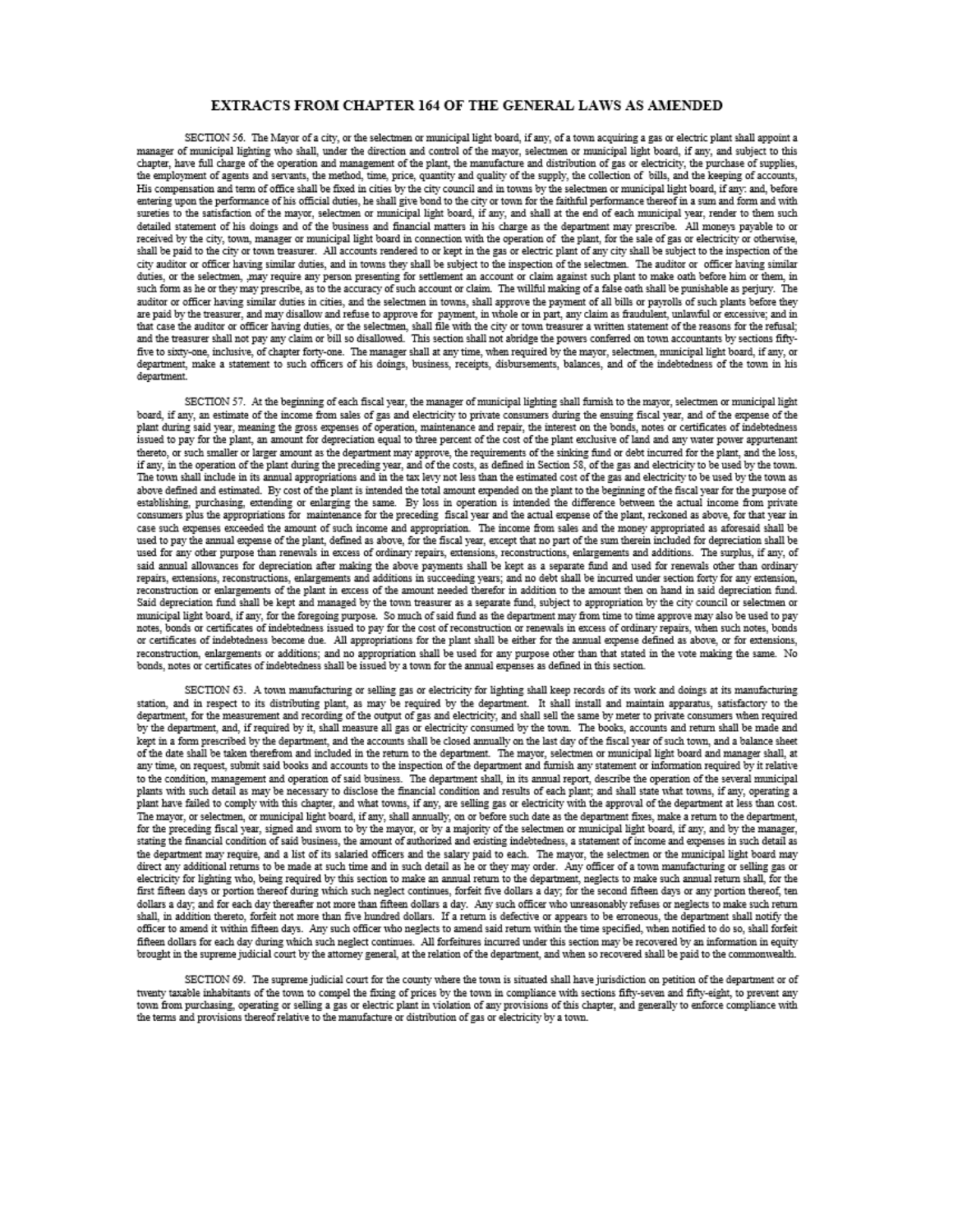# EXTRACTS FROM CHAPTER 164 OF THE GENERAL LAWS AS AMENDED

SECTION 56. The Mayor of a city, or the selectmen or municipal light board, if any, of a town acquiring a gas or electric plant shall appoint a manager of municipal lighting who shall, under the direction and control of the mayor, selectmen or municipal light board, if any, and subject to this chapter, have full charge of the operation and management of the plant, the manufacture and distribution of gas or electricity, the purchase of supplies, the employment of agents and servants, the method, time, price, quantity and quality of the supply, the collection of bills, and the keeping of accounts, His compensation and term of office shall be fixed in cities by the city council and in towns by the selectmen or municipal light board, if any: and, before entering upon the performance of his official duties, he shall give bond to the city or town for the faithful performance thereof in a sum and form and with sureties to the satisfaction of the mayor, selectmen or municipal light board, if any, and shall at the end of each municipal year, render to them such detailed statement of his doings and of the business and financial matters in his charge as the department may prescribe. All moneys payable to or received by the city, town, manager or municipal light board in connection with the operation of the plant, for the sale of gas or electricity or otherwise, shall be paid to the city or town treasurer. All accounts rendered to or kept in the gas or electric plant of any city shall be subject to the inspection of the city auditor or officer having similar duties, and in towns they shall be subject to the inspection of the selectmen. The auditor or officer having similar duties, or the selectmen, ,may require any person presenting for settlement an account or claim against such plant to make oath before him or them, in such form as he or they may prescribe, as to the accuracy of such account or claim. The willful making of a false oath shall be punishable as perjury. The auditor or officer having similar duties in cities, and the selectmen in towns, shall approve the payment of all bills or payrolls of such plants before they are paid by the treasurer, and may disallow and refuse to approve for payment, in whole or in part, any claim as fraudulent, unlawful or excessive; and in that case the auditor or officer having duties, or the selectmen, shall file with the city or town treasurer a written statement of the reasons for the refusal; and the treasurer shall not pay any claim or bill so disallowed. This section shall not abridge the powers conferred on town accountants by sections fifty-five to sixty-one, inclusive, of chapter forty-one. The manager shall at any time, when required by the mayor, selectmen, municipal light board, if any, or department, make a statement to such officers of his doings, business, receipts, disbursements, balances, and of the indebtedness of the town in his department.

SECTION 57. At the beginning of each fiscal year, the manager of municipal lighting shall furnish to the mayor, selectmen or municipal light board, if any, an estimate of the income from sales of gas and electricity to private consumers during the ensuing fiscal year, and of the expense of the plant during said year, meaning the gross expenses of operation, maintenance and repair, the interest on the bonds, notes or certificates of indebtedness issued to pay for the plant, an amount for depreciation equal to three percent of the cost of the plant exclusive of land and any water power appurtenant thereto, or such smaller or larger amount as the department may approve, the requirements of the sinking fund or debt incurred for the plant, and the loss, if any, in the operation of the plant during the preceding year, and of the costs, as defined in Section 58, of the gas and electricity to be used by the town. The town shall include in its annual appropriations and in the tax levy not less than the estimated cost of the gas and electricity to be used by the town as above defined and estimated. By cost of the plant is intended the total amount expended on the plant to the beginning of the fiscal year for the purpose of establishing, purchasing, extending or enlarging the same. By loss in operation is intended the difference between the actual income from private consumers plus the appropriations for maintenance for the preceding fiscal year and the actual expense of the plant, reckoned as above, for that year in case such expenses exceeded the amount of such income and appropriation. The income from sales and the money appropriated as aforesaid shall be used to pay the annual expense of the plant, defined as above, for the fiscal year, except that no part of the sum therein included for depreciation shall be used for any other purpose than renewals in excess of ordinary repairs, extensions, reconstructions, enlargements and additions. The surplus, if any, of said annual allowances for depreciation after making the above payments shall be kept as a separate fund and used for renewals other than ordinary repairs, extensions, reconstructions, enlargements and additions in succeeding years; and no debt shall be incurred under section forty for any extension, reconstruction or enlargements of the plant in excess of the amount needed therefor in addition to the amount then on hand in said depreciation fund. Said depreciation fund shall be kept and managed by the town treasurer as a separate fund, subject to appropriation by the city council or selectmen or municipal light board, if any, for the foregoing purpose. So much of said fund as the department may from time to time approve may also be used to pay notes, bonds or certificates of indebtedness issued to pay for the cost of reconstruction or renewals in excess of ordinary repairs, when such notes, bonds or certificates of indebtedness become due. All appropriations for the plant shall be either for the annual expense defined as above, or for extensions, reconstruction, enlargements or additions; and no appropriation shall be used for any purpose other than that stated in the vote making the same. No bonds, notes or certificates of indebtedness shall be issued by a town for the annual expenses as defined in this section.

SECTION 63. A town manufacturing or selling gas or electricity for lighting shall keep records of its work and doings at its manufacturing station, and in respect to its distributing plant, as may be required by the department. It shall install and maintain apparatus, satisfactory to the department, for the measurement and recording of the output of gas and electricity, and shall sell the same by meter to private consumers when required by the department, and, if required by it, shall measure all gas or electricity consumed by the town. The books, accounts and return shall be made and kept in a form prescribed by the department, and the accounts shall be closed annually on the last day of the fiscal year of such town, and a balance sheet of the date shall be taken therefrom and included in the return to the department. The mayor, selectmen or municipal light board and manager shall, at any time, on request, submit said books and accounts to the inspection of the department and furnish any statement or information required by it relative to the condition, management and operation of said business. The department shall, in its annual report, describe the operation of the several municipal plants with such detail as may be necessary to disclose the financial condition and results of each plant; and shall state what towns, if any, operating a plant have failed to comply with this chapter, and what towns, if any, are selling gas or electricity with the approval of the department at less than cost. The mayor, or selectmen, or municipal light board, if any, shall annually, on or before such date as the department fixes, make a return to the department, for the preceding fiscal year, signed and sworn to by the mayor, or by a majority of the selectmen or municipal light board, if any, and by the manager, stating the financial condition of said business, the amount of authorized and existing indebtedness, a statement of income and expenses in such detail as the department may require, and a list of its salaried officers and the salary paid to each. The mayor, the selectmen or the municipal light board may direct any additional returns to be made at such time and in such detail as he or they may order. Any officer of a town manufacturing or selling gas or electricity for lighting who, being required by this section to make an annual return to the department, neglects to make such annual return shall, for the first fifteen days or portion thereof during which such neglect continues, forfeit five dollars a day; for the second fifteen days or any portion thereof, ten dollars a day; and for each day thereafter not more than fifteen dollars a day. Any such officer who unreasonably refuses or neglects to make such return shall, in addition thereto, forfeit not more than five hundred dollars. If a return is defective or appears to be erroneous, the department shall notify the officer to amend it within fifteen days. Any such officer who neglects to amend said return within the time specified, when notified to do so, shall forfeit fifteen dollars for each day during which such neglect continues. All forfeitures incurred under this section may be recovered by an information in equity brought in the supreme judicial court by the attorney general, at the relation of the department, and when so recovered shall be paid to the commonwealth.

SECTION 69. The supreme judicial court for the county where the town is situated shall have jurisdiction on petition of the department or of twenty taxable inhabitants of the town to compel the fixing of prices by the town in compliance with sections fifty-seven and fifty-eight, to prevent any town from purchasing, operating or selling a gas or electric plant in violation of any provisions of this chapter, and generally to enforce compliance with the terms and provisions thereof relative to the manufacture or distribution of gas or electricity by a town.